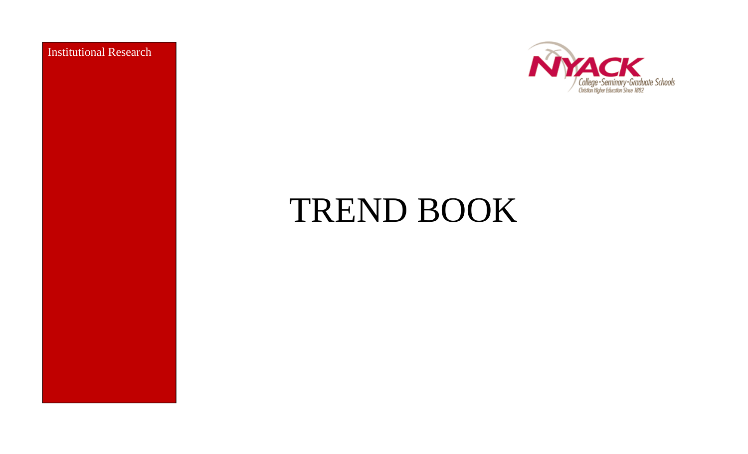Institutional Research

NYACK

College • Seminary • Graduate Schools

Christian Higher Education Since 1882

# TREND BOOK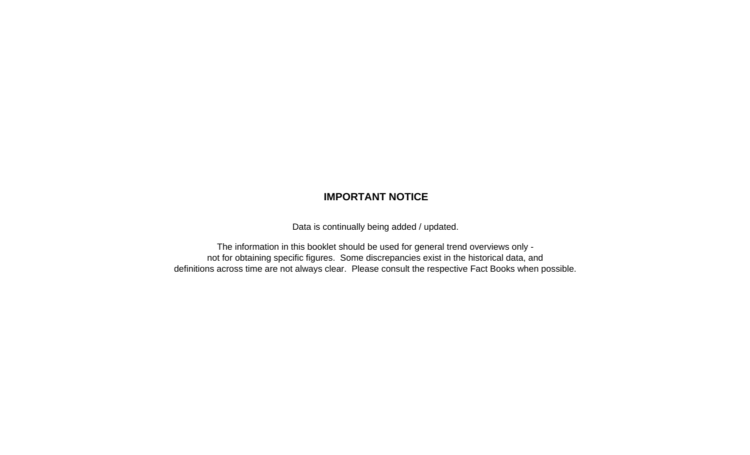**IMPORTANT NOTICE**

Data is continually being added / updated.

The information in this booklet should be used for general trend overviews only - not for obtaining specific figures. Some discrepancies exist in the historical data, and definitions across time are not always clear. Please consult the respective Fact Books when possible.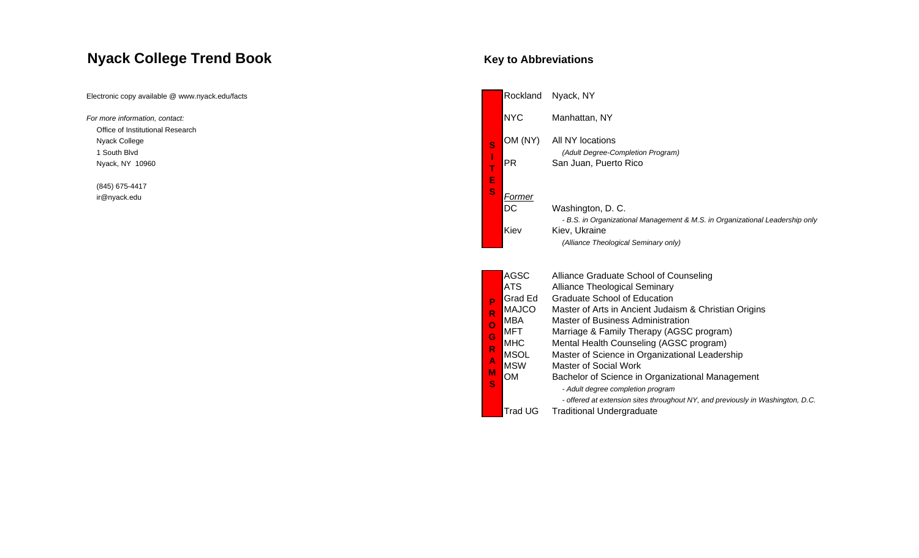# Nyack College Trend Book

Electronic copy available @ www.nyack.edu/facts

*For more information, contact:*

Office of Institutional Research
Nyack College
1 South Blvd
Nyack, NY 10960

(845) 675-4417
ir@nyack.edu

## Key to Abbreviations

### SITES

| Abbreviation | Description |
|---|---|
| Rockland | Nyack, NY |
| NYC | Manhattan, NY |
| OM (NY) | All NY locations *(Adult Degree-Completion Program)* |
| PR | San Juan, Puerto Rico |
| *Former* | |
| DC | Washington, D. C. *- B.S. in Organizational Management & M.S. in Organizational Leadership only* |
| Kiev | Kiev, Ukraine *(Alliance Theological Seminary only)* |

### PROGRAMS

| Abbreviation | Description |
|---|---|
| AGSC | Alliance Graduate School of Counseling |
| ATS | Alliance Theological Seminary |
| Grad Ed | Graduate School of Education |
| MAJCO | Master of Arts in Ancient Judaism & Christian Origins |
| MBA | Master of Business Administration |
| MFT | Marriage & Family Therapy (AGSC program) |
| MHC | Mental Health Counseling (AGSC program) |
| MSOL | Master of Science in Organizational Leadership |
| MSW | Master of Social Work |
| OM | Bachelor of Science in Organizational Management *- Adult degree completion program* *- offered at extension sites throughout NY, and previously in Washington, D.C.* |
| Trad UG | Traditional Undergraduate |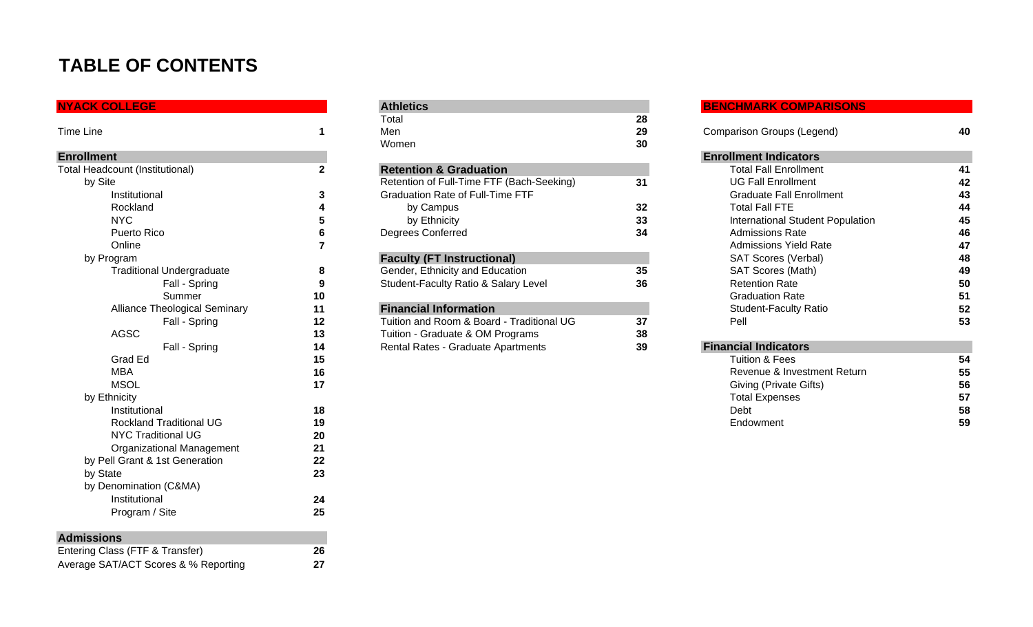# TABLE OF CONTENTS

## NYACK COLLEGE

| | |
|---|---|
| Time Line | 1 |

### Enrollment

| | |
|---|---|
| Total Headcount (Institutional) | 2 |
| by Site | |
| Institutional | 3 |
| Rockland | 4 |
| NYC | 5 |
| Puerto Rico | 6 |
| Online | 7 |
| by Program | |
| Traditional Undergraduate | 8 |
| Fall - Spring | 9 |
| Summer | 10 |
| Alliance Theological Seminary | 11 |
| Fall - Spring | 12 |
| AGSC | 13 |
| Fall - Spring | 14 |
| Grad Ed | 15 |
| MBA | 16 |
| MSOL | 17 |
| by Ethnicity | |
| Institutional | 18 |
| Rockland Traditional UG | 19 |
| NYC Traditional UG | 20 |
| Organizational Management | 21 |
| by Pell Grant & 1st Generation | 22 |
| by State | 23 |
| by Denomination (C&MA) | |
| Institutional | 24 |
| Program / Site | 25 |

### Admissions

| | |
|---|---|
| Entering Class (FTF & Transfer) | 26 |
| Average SAT/ACT Scores & % Reporting | 27 |

### Athletics

| | |
|---|---|
| Total | 28 |
| Men | 29 |
| Women | 30 |

### Retention & Graduation

| | |
|---|---|
| Retention of Full-Time FTF (Bach-Seeking) | 31 |
| Graduation Rate of Full-Time FTF | |
| by Campus | 32 |
| by Ethnicity | 33 |
| Degrees Conferred | 34 |

### Faculty (FT Instructional)

| | |
|---|---|
| Gender, Ethnicity and Education | 35 |
| Student-Faculty Ratio & Salary Level | 36 |

### Financial Information

| | |
|---|---|
| Tuition and Room & Board - Traditional UG | 37 |
| Tuition - Graduate & OM Programs | 38 |
| Rental Rates - Graduate Apartments | 39 |

## BENCHMARK COMPARISONS

| | |
|---|---|
| Comparison Groups (Legend) | 40 |

### Enrollment Indicators

| | |
|---|---|
| Total Fall Enrollment | 41 |
| UG Fall Enrollment | 42 |
| Graduate Fall Enrollment | 43 |
| Total Fall FTE | 44 |
| International Student Population | 45 |
| Admissions Rate | 46 |
| Admissions Yield Rate | 47 |
| SAT Scores (Verbal) | 48 |
| SAT Scores (Math) | 49 |
| Retention Rate | 50 |
| Graduation Rate | 51 |
| Student-Faculty Ratio | 52 |
| Pell | 53 |

### Financial Indicators

| | |
|---|---|
| Tuition & Fees | 54 |
| Revenue & Investment Return | 55 |
| Giving (Private Gifts) | 56 |
| Total Expenses | 57 |
| Debt | 58 |
| Endowment | 59 |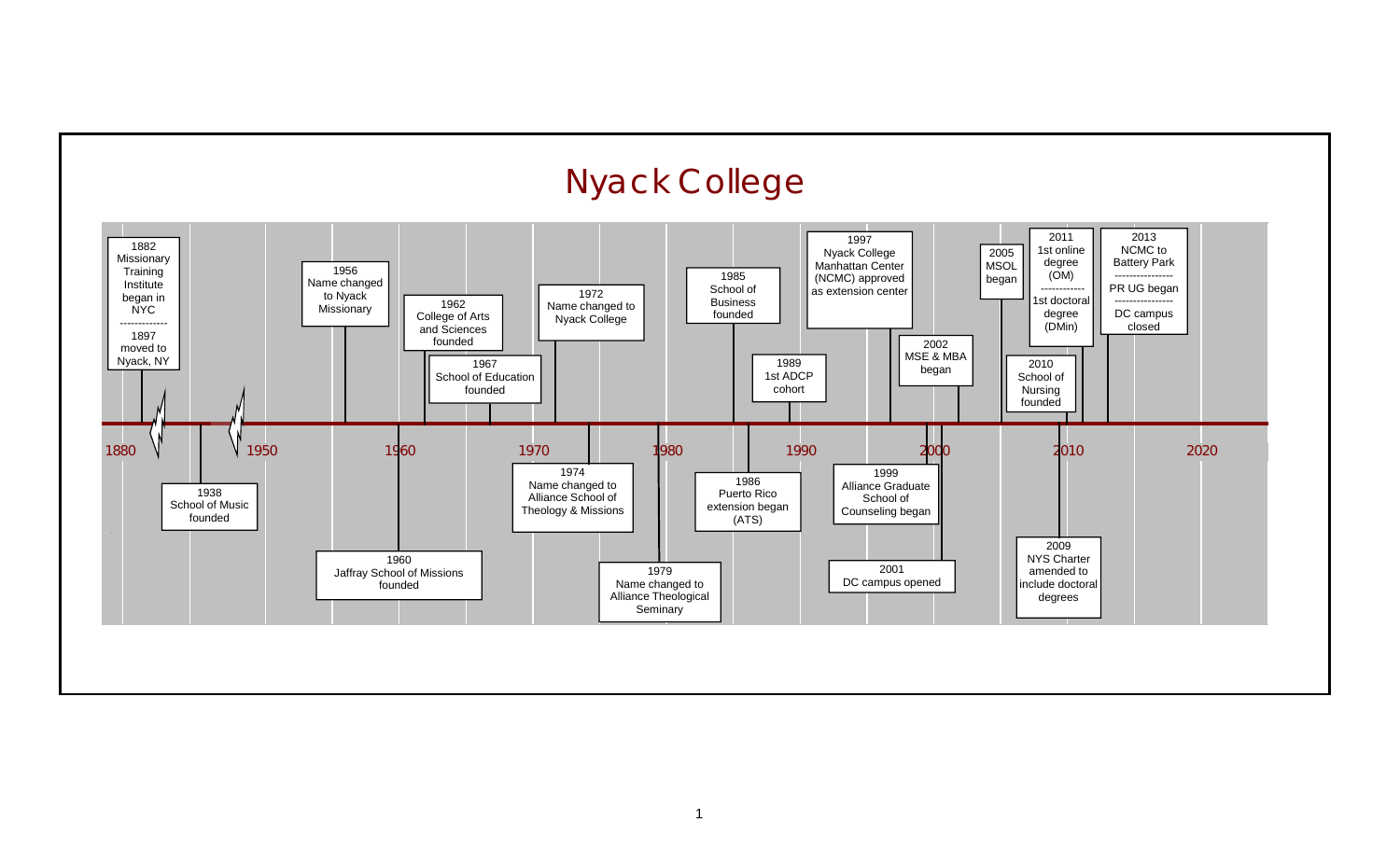# Nyack College

- 1882 Missionary Training Institute began in NYC
  -------------
  1897 moved to Nyack, NY
- 1938 School of Music founded
- 1956 Name changed to Nyack Missionary
- 1960 Jaffray School of Missions founded
- 1962 College of Arts and Sciences founded
- 1967 School of Education founded
- 1972 Name changed to Nyack College
- 1974 Name changed to Alliance School of Theology & Missions
- 1979 Name changed to Alliance Theological Seminary
- 1985 School of Business founded
- 1986 Puerto Rico extension began (ATS)
- 1989 1st ADCP cohort
- 1997 Nyack College Manhattan Center (NCMC) approved as extension center
- 1999 Alliance Graduate School of Counseling began
- 2001 DC campus opened
- 2002 MSE & MBA began
- 2005 MSOL began
- 2009 NYS Charter amended to include doctoral degrees
- 2010 School of Nursing founded
- 2011 1st online degree (OM)
  ------------
  1st doctoral degree (DMin)
- 2013 NCMC to Battery Park
  ----------------
  PR UG began
  ----------------
  DC campus closed

1880 | 1950 | 1960 | 1970 | 1980 | 1990 | 2000 | 2010 | 2020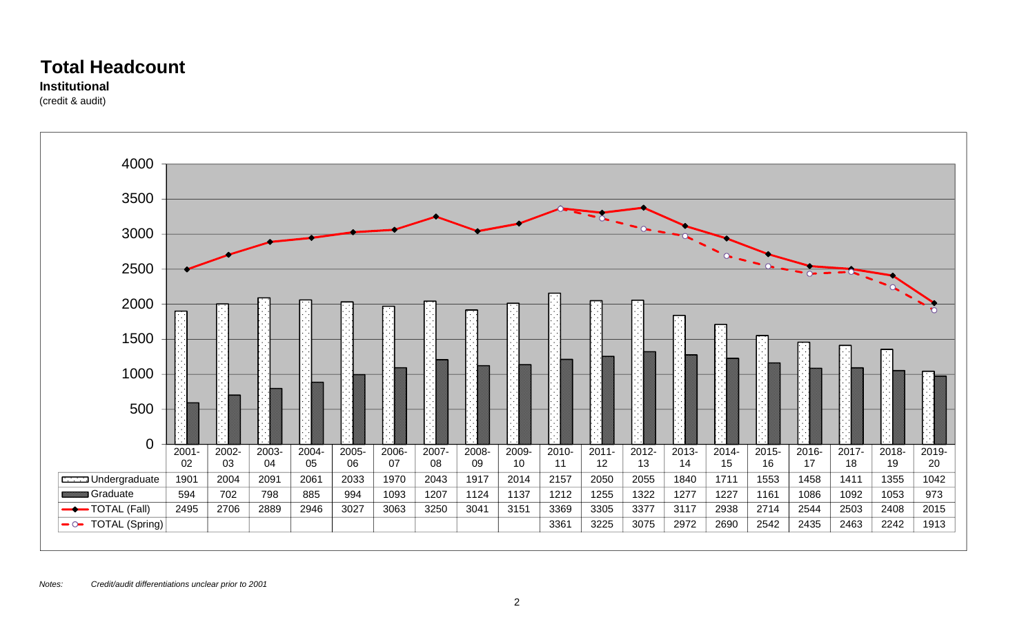# Total Headcount

**Institutional**

(credit & audit)

| | 2001-02 | 2002-03 | 2003-04 | 2004-05 | 2005-06 | 2006-07 | 2007-08 | 2008-09 | 2009-10 | 2010-11 | 2011-12 | 2012-13 | 2013-14 | 2014-15 | 2015-16 | 2016-17 | 2017-18 | 2018-19 | 2019-20 |
|---|---|---|---|---|---|---|---|---|---|---|---|---|---|---|---|---|---|---|---|
| Undergraduate | 1901 | 2004 | 2091 | 2061 | 2033 | 1970 | 2043 | 1917 | 2014 | 2157 | 2050 | 2055 | 1840 | 1711 | 1553 | 1458 | 1411 | 1355 | 1042 |
| Graduate | 594 | 702 | 798 | 885 | 994 | 1093 | 1207 | 1124 | 1137 | 1212 | 1255 | 1322 | 1277 | 1227 | 1161 | 1086 | 1092 | 1053 | 973 |
| TOTAL (Fall) | 2495 | 2706 | 2889 | 2946 | 3027 | 3063 | 3250 | 3041 | 3151 | 3369 | 3305 | 3377 | 3117 | 2938 | 2714 | 2544 | 2503 | 2408 | 2015 |
| TOTAL (Spring) | | | | | | | | | | 3361 | 3225 | 3075 | 2972 | 2690 | 2542 | 2435 | 2463 | 2242 | 1913 |

*Notes: Credit/audit differentiations unclear prior to 2001*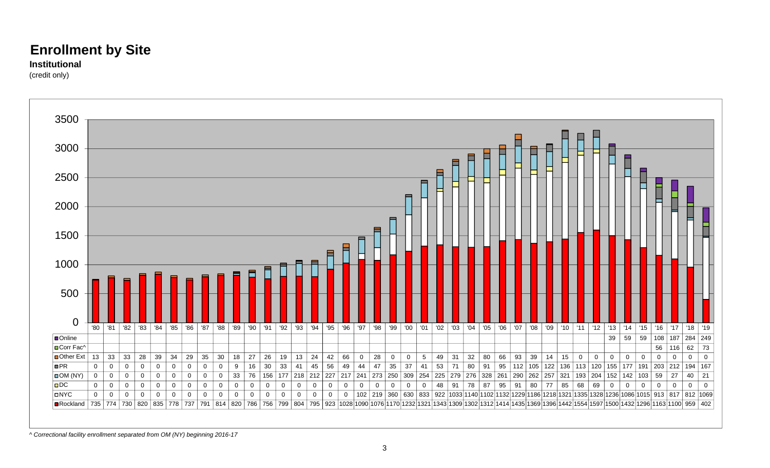# Enrollment by Site

**Institutional**

(credit only)

| | '80 | '81 | '82 | '83 | '84 | '85 | '86 | '87 | '88 | '89 | '90 | '91 | '92 | '93 | '94 | '95 | '96 | '97 | '98 | '99 | '00 | '01 | '02 | '03 | '04 | '05 | '06 | '07 | '08 | '09 | '10 | '11 | '12 | '13 | '14 | '15 | '16 | '17 | '18 | '19 |
|---|---|---|---|---|---|---|---|---|---|---|---|---|---|---|---|---|---|---|---|---|---|---|---|---|---|---|---|---|---|---|---|---|---|---|---|---|---|---|---|---|
| Online | | | | | | | | | | | | | | | | | | | | | | | | | | | | | | | | | | 39 | 59 | 59 | 108 | 187 | 284 | 249 |
| Corr Fac^ | | | | | | | | | | | | | | | | | | | | | | | | | | | | | | | | | | | | | 56 | 116 | 62 | 73 |
| Other Ext | 13 | 33 | 33 | 28 | 39 | 34 | 29 | 35 | 30 | 18 | 27 | 26 | 19 | 13 | 24 | 42 | 66 | 0 | 28 | 0 | 0 | 5 | 49 | 31 | 32 | 80 | 66 | 93 | 39 | 14 | 15 | 0 | 0 | 0 | 0 | 0 | 0 | 0 | 0 | 0 |
| PR | 0 | 0 | 0 | 0 | 0 | 0 | 0 | 0 | 0 | 9 | 16 | 30 | 33 | 41 | 45 | 56 | 49 | 44 | 47 | 35 | 37 | 41 | 53 | 71 | 80 | 91 | 95 | 112 | 105 | 122 | 136 | 113 | 120 | 155 | 177 | 191 | 203 | 212 | 194 | 167 |
| OM (NY) | 0 | 0 | 0 | 0 | 0 | 0 | 0 | 0 | 0 | 33 | 76 | 156 | 177 | 218 | 212 | 227 | 217 | 241 | 273 | 250 | 309 | 254 | 225 | 279 | 276 | 328 | 261 | 290 | 262 | 257 | 321 | 193 | 204 | 152 | 142 | 103 | 59 | 27 | 40 | 21 |
| DC | 0 | 0 | 0 | 0 | 0 | 0 | 0 | 0 | 0 | 0 | 0 | 0 | 0 | 0 | 0 | 0 | 0 | 0 | 0 | 0 | 0 | 0 | 48 | 91 | 78 | 87 | 95 | 91 | 80 | 77 | 85 | 68 | 69 | 0 | 0 | 0 | 0 | 0 | 0 | 0 |
| NYC | 0 | 0 | 0 | 0 | 0 | 0 | 0 | 0 | 0 | 0 | 0 | 0 | 0 | 0 | 0 | 0 | 0 | 102 | 219 | 360 | 630 | 833 | 922 | 1033 | 1140 | 1102 | 1132 | 1229 | 1186 | 1218 | 1321 | 1335 | 1328 | 1236 | 1086 | 1015 | 913 | 817 | 812 | 1069 |
| Rockland | 735 | 774 | 730 | 820 | 835 | 778 | 737 | 791 | 814 | 820 | 786 | 756 | 799 | 804 | 795 | 923 | 1028 | 1090 | 1076 | 1170 | 1232 | 1321 | 1343 | 1309 | 1302 | 1312 | 1414 | 1435 | 1369 | 1396 | 1442 | 1554 | 1597 | 1500 | 1432 | 1296 | 1163 | 1100 | 959 | 402 |

*^ Correctional facility enrollment separated from OM (NY) beginning 2016-17*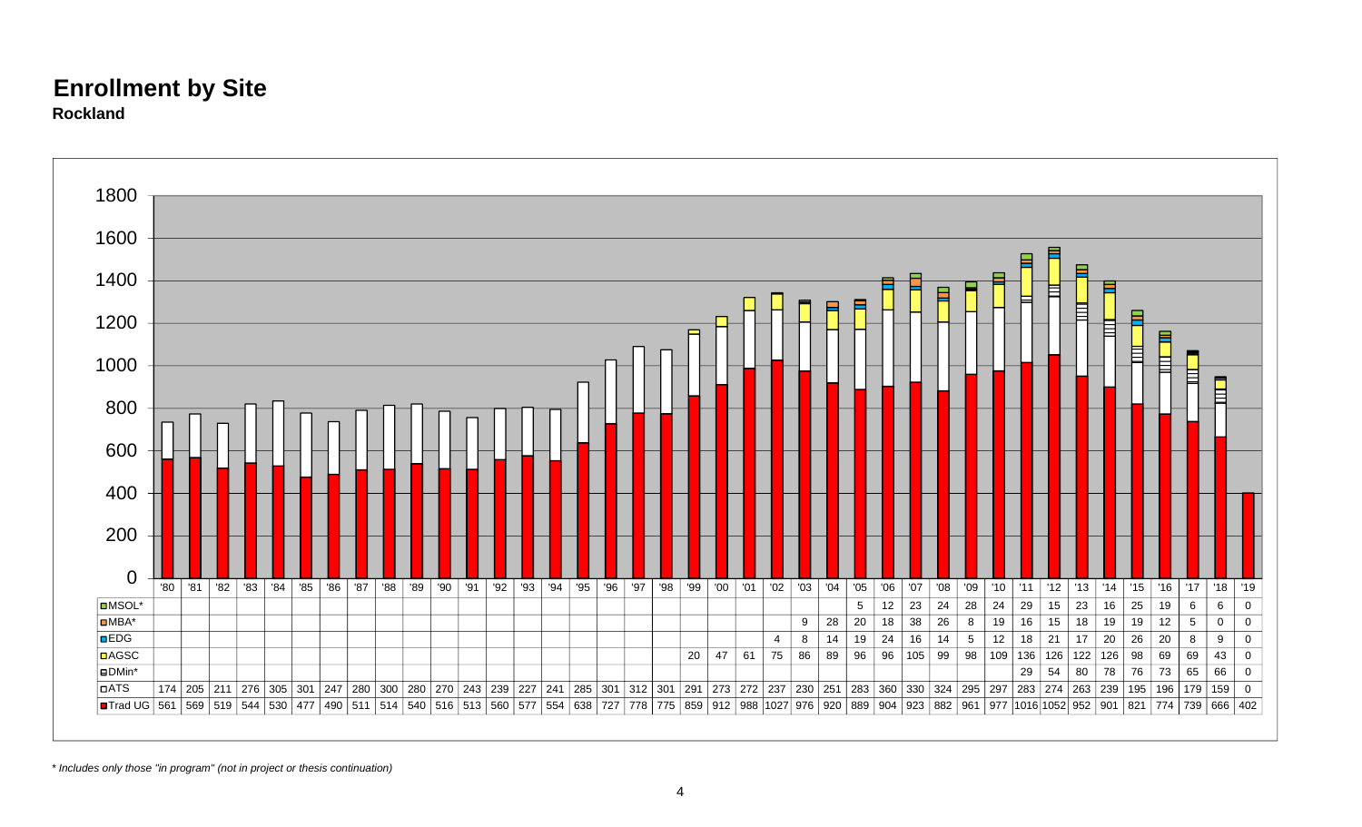# Enrollment by Site

**Rockland**

| | '80 | '81 | '82 | '83 | '84 | '85 | '86 | '87 | '88 | '89 | '90 | '91 | '92 | '93 | '94 | '95 | '96 | '97 | '98 | '99 | '00 | '01 | '02 | '03 | '04 | '05 | '06 | '07 | '08 | '09 | '10 | '11 | '12 | '13 | '14 | '15 | '16 | '17 | '18 | '19 |
|---|---|---|---|---|---|---|---|---|---|---|---|---|---|---|---|---|---|---|---|---|---|---|---|---|---|---|---|---|---|---|---|---|---|---|---|---|---|---|---|---|
| MSOL* | | | | | | | | | | | | | | | | | | | | | | | | | | 5 | 12 | 23 | 24 | 28 | 24 | 29 | 15 | 23 | 16 | 25 | 19 | 6 | 6 | 0 |
| MBA* | | | | | | | | | | | | | | | | | | | | | | | | 9 | 28 | 20 | 18 | 38 | 26 | 8 | 19 | 16 | 15 | 18 | 19 | 19 | 12 | 5 | 0 | 0 |
| EDG | | | | | | | | | | | | | | | | | | | | | | | 4 | 8 | 14 | 19 | 24 | 16 | 14 | 5 | 12 | 18 | 21 | 17 | 20 | 26 | 20 | 8 | 9 | 0 |
| AGSC | | | | | | | | | | | | | | | | | | | | 20 | 47 | 61 | 75 | 86 | 89 | 96 | 96 | 105 | 99 | 98 | 109 | 136 | 126 | 122 | 126 | 98 | 69 | 69 | 43 | 0 |
| DMin* | | | | | | | | | | | | | | | | | | | | | | | | | | | | | | | | 29 | 54 | 80 | 78 | 76 | 73 | 65 | 66 | 0 |
| ATS | 174 | 205 | 211 | 276 | 305 | 301 | 247 | 280 | 300 | 280 | 270 | 243 | 239 | 227 | 241 | 285 | 301 | 312 | 301 | 291 | 273 | 272 | 237 | 230 | 251 | 283 | 360 | 330 | 324 | 295 | 297 | 283 | 274 | 263 | 239 | 195 | 196 | 179 | 159 | 0 |
| Trad UG | 561 | 569 | 519 | 544 | 530 | 477 | 490 | 511 | 514 | 540 | 516 | 513 | 560 | 577 | 554 | 638 | 727 | 778 | 775 | 859 | 912 | 988 | 1027 | 976 | 920 | 889 | 904 | 923 | 882 | 961 | 977 | 1016 | 1052 | 952 | 901 | 821 | 774 | 739 | 666 | 402 |

*\* Includes only those "in program" (not in project or thesis continuation)*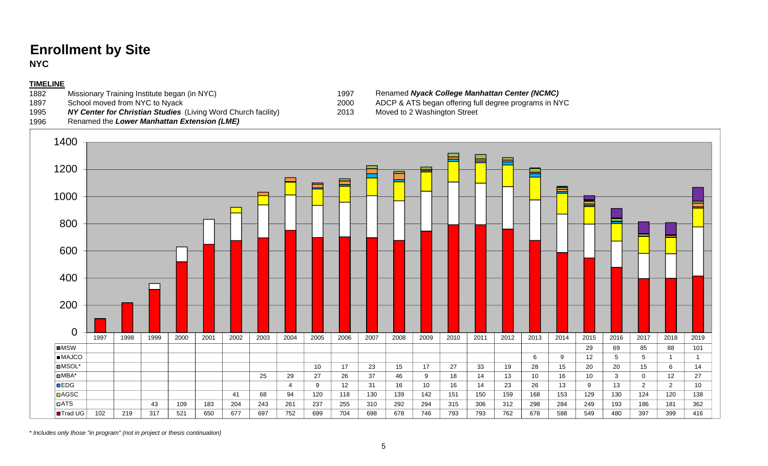# Enrollment by Site

**NYC**

**TIMELINE**

1882 Missionary Training Institute began (in NYC)
1897 School moved from NYC to Nyack
1995 ***NY Center for Christian Studies*** (Living Word Church facility)
1996 Renamed the ***Lower Manhattan Extension (LME)***
1997 Renamed ***Nyack College Manhattan Center (NCMC)***
2000 ADCP & ATS began offering full degree programs in NYC
2013 Moved to 2 Washington Street

| | 1997 | 1998 | 1999 | 2000 | 2001 | 2002 | 2003 | 2004 | 2005 | 2006 | 2007 | 2008 | 2009 | 2010 | 2011 | 2012 | 2013 | 2014 | 2015 | 2016 | 2017 | 2018 | 2019 |
|---|---|---|---|---|---|---|---|---|---|---|---|---|---|---|---|---|---|---|---|---|---|---|---|
| MSW | | | | | | | | | | | | | | | | | | | 29 | 69 | 85 | 88 | 101 |
| MAJCO | | | | | | | | | | | | | | | | | 6 | 9 | 12 | 5 | 5 | 1 | 1 |
| MSOL* | | | | | | | | | 10 | 17 | 23 | 15 | 17 | 27 | 33 | 19 | 28 | 15 | 20 | 20 | 15 | 6 | 14 |
| MBA* | | | | | | | 25 | 29 | 27 | 26 | 37 | 46 | 9 | 18 | 14 | 13 | 10 | 16 | 10 | 3 | 0 | 12 | 27 |
| EDG | | | | | | | | 4 | 9 | 12 | 31 | 16 | 10 | 16 | 14 | 23 | 26 | 13 | 9 | 13 | 2 | 2 | 10 |
| AGSC | | | | | | 41 | 68 | 94 | 120 | 118 | 130 | 139 | 142 | 151 | 150 | 159 | 168 | 153 | 129 | 130 | 124 | 120 | 138 |
| ATS | | | 43 | 109 | 183 | 204 | 243 | 261 | 237 | 255 | 310 | 292 | 294 | 315 | 306 | 312 | 298 | 284 | 249 | 193 | 186 | 181 | 362 |
| Trad UG | 102 | 219 | 317 | 521 | 650 | 677 | 697 | 752 | 699 | 704 | 698 | 678 | 746 | 793 | 793 | 762 | 678 | 588 | 549 | 480 | 397 | 399 | 416 |

*\* Includes only those "in program" (not in project or thesis continuation)*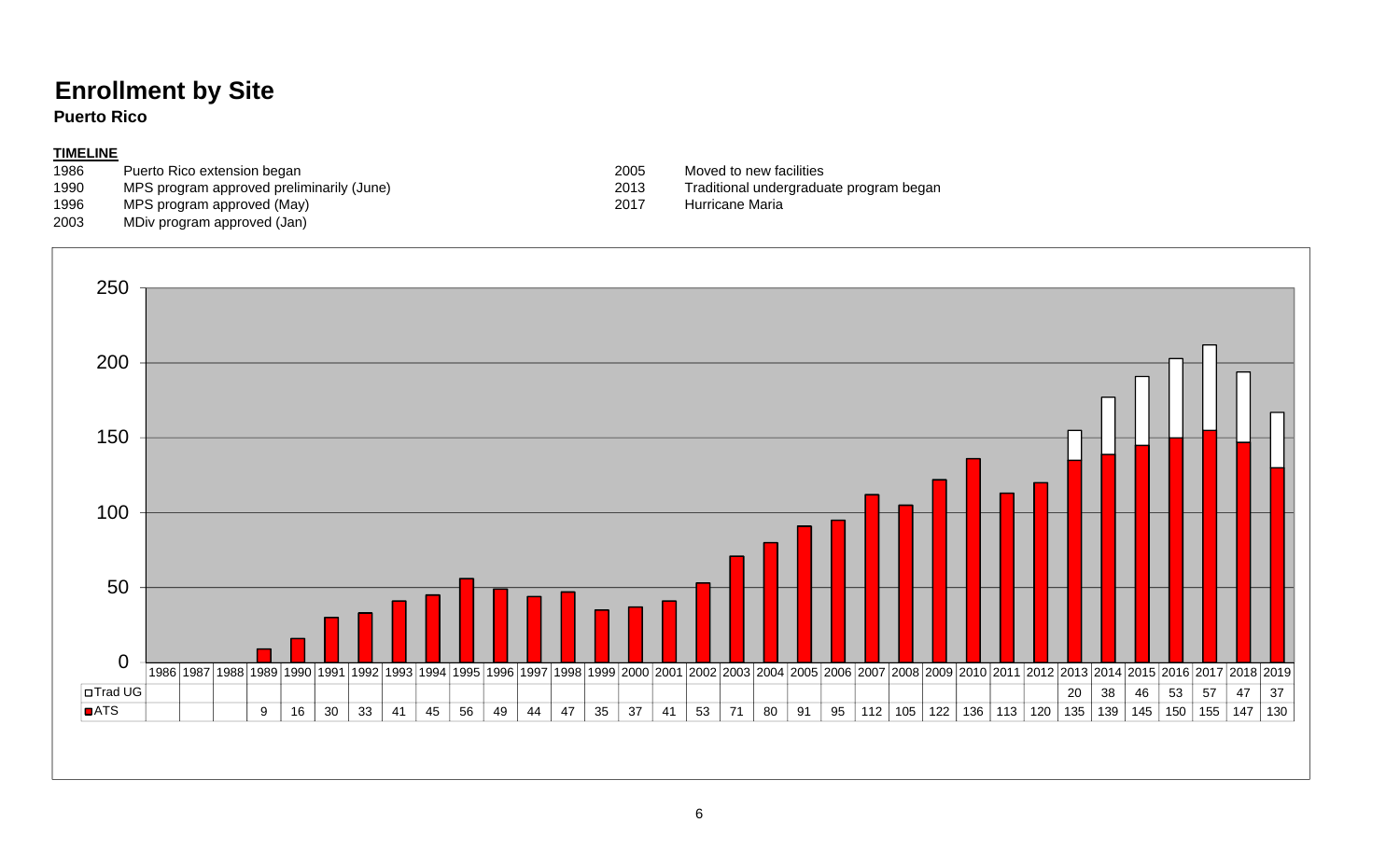# Enrollment by Site

## Puerto Rico

**TIMELINE**

| | |
|---|---|
| 1986 | Puerto Rico extension began |
| 1990 | MPS program approved preliminarily (June) |
| 1996 | MPS program approved (May) |
| 2003 | MDiv program approved (Jan) |
| 2005 | Moved to new facilities |
| 2013 | Traditional undergraduate program began |
| 2017 | Hurricane Maria |

| | 1986 | 1987 | 1988 | 1989 | 1990 | 1991 | 1992 | 1993 | 1994 | 1995 | 1996 | 1997 | 1998 | 1999 | 2000 | 2001 | 2002 | 2003 | 2004 | 2005 | 2006 | 2007 | 2008 | 2009 | 2010 | 2011 | 2012 | 2013 | 2014 | 2015 | 2016 | 2017 | 2018 | 2019 |
|---|---|---|---|---|---|---|---|---|---|---|---|---|---|---|---|---|---|---|---|---|---|---|---|---|---|---|---|---|---|---|---|---|---|---|
| Trad UG | | | | | | | | | | | | | | | | | | | | | | | | | | | | 20 | 38 | 46 | 53 | 57 | 47 | 37 |
| ATS | | | | 9 | 16 | 30 | 33 | 41 | 45 | 56 | 49 | 44 | 47 | 35 | 37 | 41 | 53 | 71 | 80 | 91 | 95 | 112 | 105 | 122 | 136 | 113 | 120 | 135 | 139 | 145 | 150 | 155 | 147 | 130 |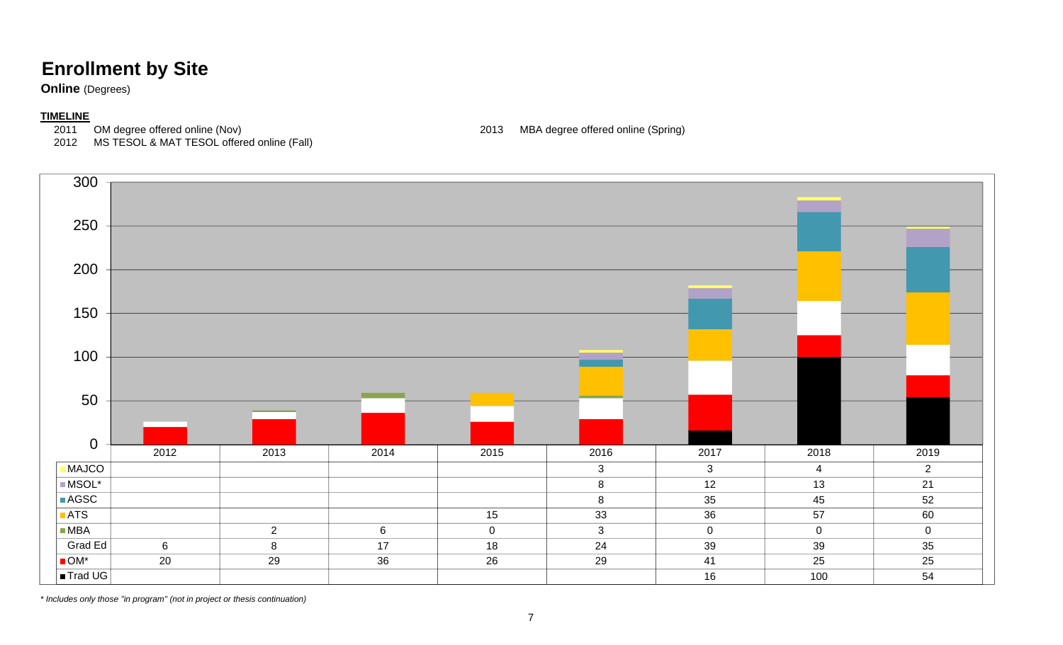# Enrollment by Site

**Online** (Degrees)

**TIMELINE**

2011 OM degree offered online (Nov)

2012 MS TESOL & MAT TESOL offered online (Fall)

2013 MBA degree offered online (Spring)

| | 2012 | 2013 | 2014 | 2015 | 2016 | 2017 | 2018 | 2019 |
|---|---|---|---|---|---|---|---|---|
| MAJCO | | | | | 3 | 3 | 4 | 2 |
| MSOL* | | | | | 8 | 12 | 13 | 21 |
| AGSC | | | | | 8 | 35 | 45 | 52 |
| ATS | | | | 15 | 33 | 36 | 57 | 60 |
| MBA | | 2 | 6 | 0 | 3 | 0 | 0 | 0 |
| Grad Ed | 6 | 8 | 17 | 18 | 24 | 39 | 39 | 35 |
| OM* | 20 | 29 | 36 | 26 | 29 | 41 | 25 | 25 |
| Trad UG | | | | | | 16 | 100 | 54 |

*\* Includes only those "in program" (not in project or thesis continuation)*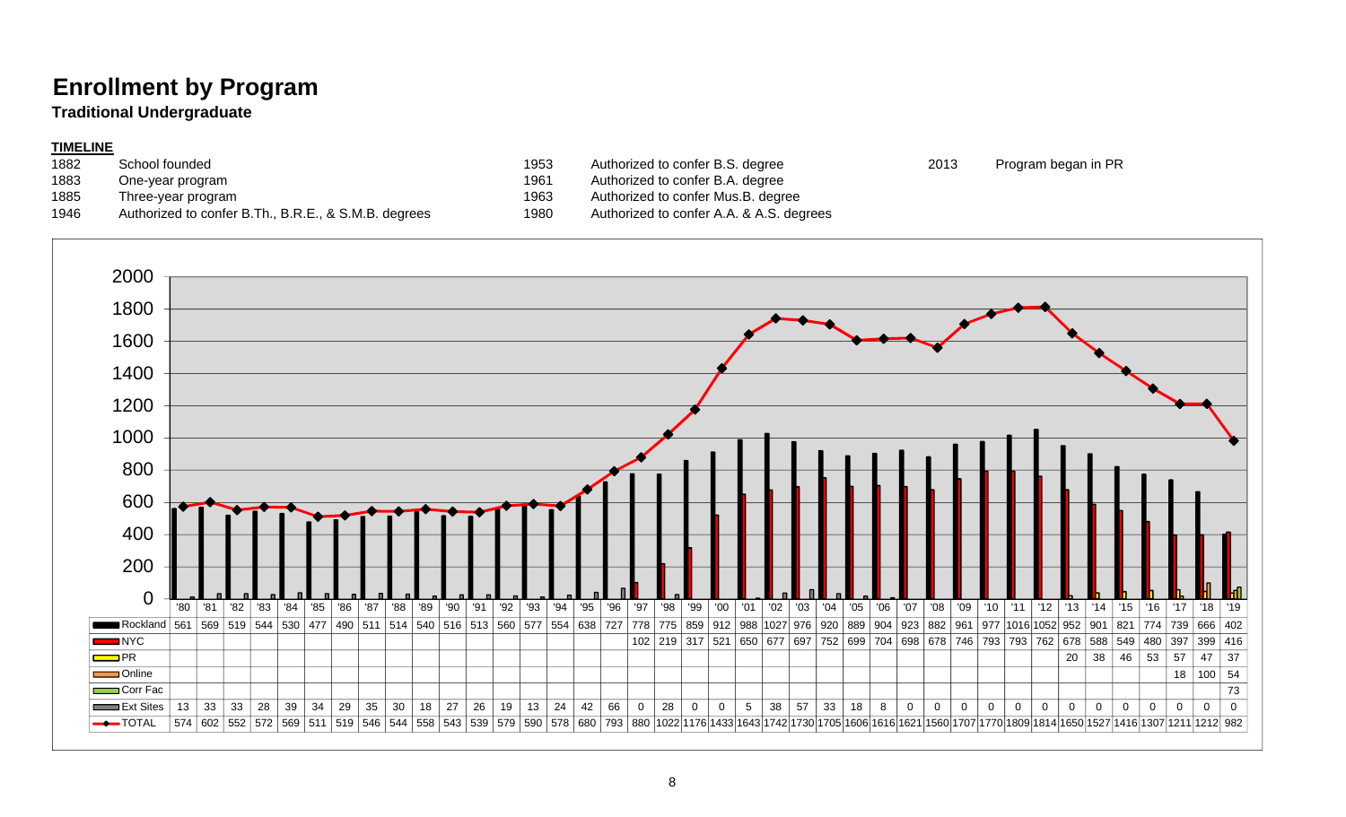# Enrollment by Program

**Traditional Undergraduate**

**TIMELINE**

| Year | Event |
|---|---|
| 1882 | School founded |
| 1883 | One-year program |
| 1885 | Three-year program |
| 1946 | Authorized to confer B.Th., B.R.E., & S.M.B. degrees |
| 1953 | Authorized to confer B.S. degree |
| 1961 | Authorized to confer B.A. degree |
| 1963 | Authorized to confer Mus.B. degree |
| 1980 | Authorized to confer A.A. & A.S. degrees |
| 2013 | Program began in PR |

| Program | '80 | '81 | '82 | '83 | '84 | '85 | '86 | '87 | '88 | '89 | '90 | '91 | '92 | '93 | '94 | '95 | '96 | '97 | '98 | '99 | '00 | '01 | '02 | '03 | '04 | '05 | '06 | '07 | '08 | '09 | '10 | '11 | '12 | '13 | '14 | '15 | '16 | '17 | '18 | '19 |
|---|---|---|---|---|---|---|---|---|---|---|---|---|---|---|---|---|---|---|---|---|---|---|---|---|---|---|---|---|---|---|---|---|---|---|---|---|---|---|---|---|
| Rockland | 561 | 569 | 519 | 544 | 530 | 477 | 490 | 511 | 514 | 540 | 516 | 513 | 560 | 577 | 554 | 638 | 727 | 778 | 775 | 859 | 912 | 988 | 1027 | 976 | 920 | 889 | 904 | 923 | 882 | 961 | 977 | 1016 | 1052 | 952 | 901 | 821 | 774 | 739 | 666 | 402 |
| NYC | | | | | | | | | | | | | | | | | | 102 | 219 | 317 | 521 | 650 | 677 | 697 | 752 | 699 | 704 | 698 | 678 | 746 | 793 | 793 | 762 | 678 | 588 | 549 | 480 | 397 | 399 | 416 |
| PR | | | | | | | | | | | | | | | | | | | | | | | | | | | | | | | | | | 20 | 38 | 46 | 53 | 57 | 47 | 37 |
| Online | | | | | | | | | | | | | | | | | | | | | | | | | | | | | | | | | | | | | | 18 | 100 | 54 |
| Corr Fac | | | | | | | | | | | | | | | | | | | | | | | | | | | | | | | | | | | | | | | | 73 |
| Ext Sites | 13 | 33 | 33 | 28 | 39 | 34 | 29 | 35 | 30 | 18 | 27 | 26 | 19 | 13 | 24 | 42 | 66 | 0 | 28 | 0 | 0 | 5 | 38 | 57 | 33 | 18 | 8 | 0 | 0 | 0 | 0 | 0 | 0 | 0 | 0 | 0 | 0 | 0 | 0 | 0 |
| TOTAL | 574 | 602 | 552 | 572 | 569 | 511 | 519 | 546 | 544 | 558 | 543 | 539 | 579 | 590 | 578 | 680 | 793 | 880 | 1022 | 1176 | 1433 | 1643 | 1742 | 1730 | 1705 | 1606 | 1616 | 1621 | 1560 | 1707 | 1770 | 1809 | 1814 | 1650 | 1527 | 1416 | 1307 | 1211 | 1212 | 982 |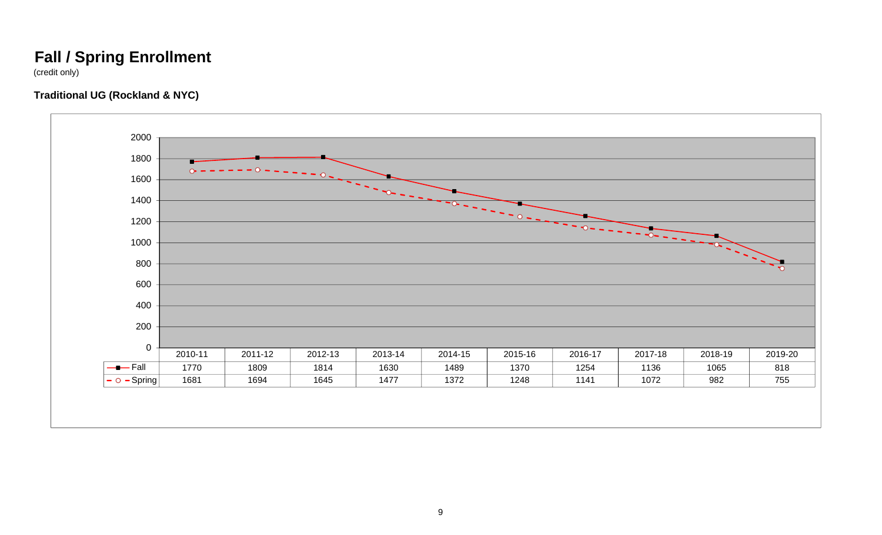# Fall / Spring Enrollment

(credit only)

### Traditional UG (Rockland & NYC)

| | 2010-11 | 2011-12 | 2012-13 | 2013-14 | 2014-15 | 2015-16 | 2016-17 | 2017-18 | 2018-19 | 2019-20 |
|---|---|---|---|---|---|---|---|---|---|---|
| Fall | 1770 | 1809 | 1814 | 1630 | 1489 | 1370 | 1254 | 1136 | 1065 | 818 |
| Spring | 1681 | 1694 | 1645 | 1477 | 1372 | 1248 | 1141 | 1072 | 982 | 755 |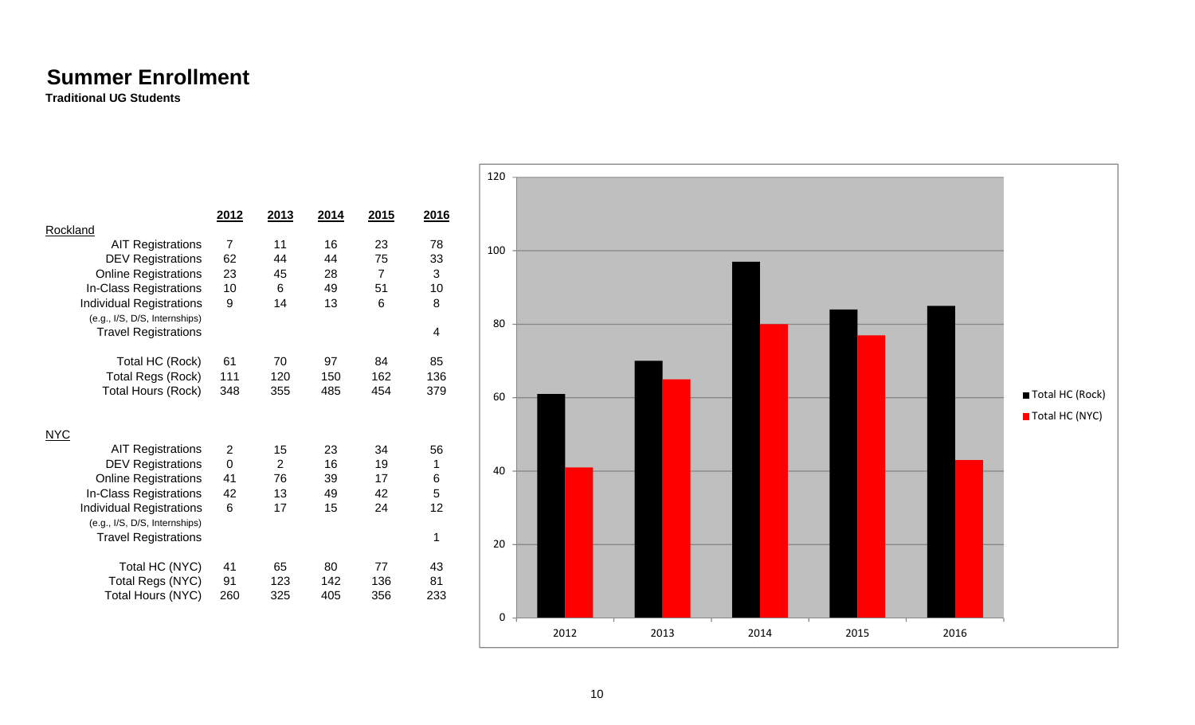# Summer Enrollment

**Traditional UG Students**

| | 2012 | 2013 | 2014 | 2015 | 2016 |
|---|---|---|---|---|---|
| Rockland | | | | | |
| AIT Registrations | 7 | 11 | 16 | 23 | 78 |
| DEV Registrations | 62 | 44 | 44 | 75 | 33 |
| Online Registrations | 23 | 45 | 28 | 7 | 3 |
| In-Class Registrations | 10 | 6 | 49 | 51 | 10 |
| Individual Registrations (e.g., I/S, D/S, Internships) | 9 | 14 | 13 | 6 | 8 |
| Travel Registrations | | | | | 4 |
| Total HC (Rock) | 61 | 70 | 97 | 84 | 85 |
| Total Regs (Rock) | 111 | 120 | 150 | 162 | 136 |
| Total Hours (Rock) | 348 | 355 | 485 | 454 | 379 |
| NYC | | | | | |
| AIT Registrations | 2 | 15 | 23 | 34 | 56 |
| DEV Registrations | 0 | 2 | 16 | 19 | 1 |
| Online Registrations | 41 | 76 | 39 | 17 | 6 |
| In-Class Registrations | 42 | 13 | 49 | 42 | 5 |
| Individual Registrations (e.g., I/S, D/S, Internships) | 6 | 17 | 15 | 24 | 12 |
| Travel Registrations | | | | | 1 |
| Total HC (NYC) | 41 | 65 | 80 | 77 | 43 |
| Total Regs (NYC) | 91 | 123 | 142 | 136 | 81 |
| Total Hours (NYC) | 260 | 325 | 405 | 356 | 233 |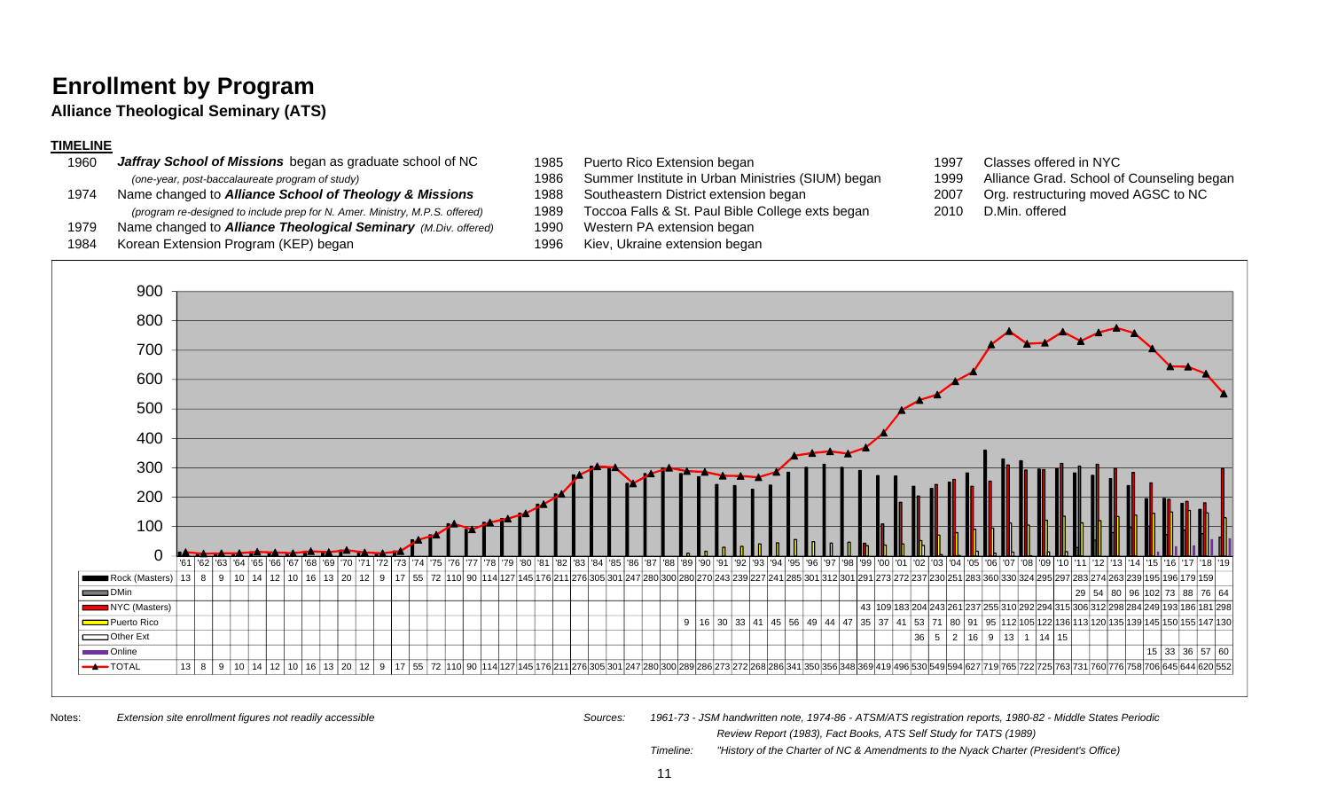# Enrollment by Program

**Alliance Theological Seminary (ATS)**

**TIMELINE**

| | |
|---|---|
| 1960 | ***Jaffray School of Missions*** began as graduate school of NC |
| | *(one-year, post-baccalaureate program of study)* |
| 1974 | Name changed to ***Alliance School of Theology & Missions*** |
| | *(program re-designed to include prep for N. Amer. Ministry, M.P.S. offered)* |
| 1979 | Name changed to ***Alliance Theological Seminary*** *(M.Div. offered)* |
| 1984 | Korean Extension Program (KEP) began |
| 1985 | Puerto Rico Extension began |
| 1986 | Summer Institute in Urban Ministries (SIUM) began |
| 1988 | Southeastern District extension began |
| 1989 | Toccoa Falls & St. Paul Bible College exts began |
| 1990 | Western PA extension began |
| 1996 | Kiev, Ukraine extension began |
| 1997 | Classes offered in NYC |
| 1999 | Alliance Grad. School of Counseling began |
| 2007 | Org. restructuring moved AGSC to NC |
| 2010 | D.Min. offered |

| | '61 | '62 | '63 | '64 | '65 | '66 | '67 | '68 | '69 | '70 | '71 | '72 | '73 | '74 | '75 | '76 | '77 | '78 | '79 | '80 | '81 | '82 | '83 | '84 | '85 | '86 | '87 | '88 | '89 | '90 | '91 | '92 | '93 | '94 | '95 | '96 | '97 | '98 | '99 | '00 | '01 | '02 | '03 | '04 | '05 | '06 | '07 | '08 | '09 | '10 | '11 | '12 | '13 | '14 | '15 | '16 | '17 | '18 | '19 |
|---|---|---|---|---|---|---|---|---|---|---|---|---|---|---|---|---|---|---|---|---|---|---|---|---|---|---|---|---|---|---|---|---|---|---|---|---|---|---|---|---|---|---|---|---|---|---|---|---|---|---|---|---|---|---|---|---|---|---|---|
| Rock (Masters) | 13 | 8 | 9 | 10 | 14 | 12 | 10 | 16 | 13 | 20 | 12 | 9 | 17 | 55 | 72 | 110 | 90 | 114 | 127 | 145 | 176 | 211 | 276 | 305 | 301 | 247 | 280 | 300 | 280 | 270 | 243 | 239 | 227 | 241 | 285 | 301 | 312 | 301 | 291 | 273 | 272 | 237 | 230 | 251 | 283 | 360 | 330 | 324 | 295 | 297 | 283 | 274 | 263 | 239 | 195 | 196 | 179 | 159 | |
| DMin | | | | | | | | | | | | | | | | | | | | | | | | | | | | | | | | | | | | | | | | | | | | | | | | | | | 29 | 54 | 80 | 96 | 102 | 73 | 88 | 76 | 64 |
| NYC (Masters) | | | | | | | | | | | | | | | | | | | | | | | | | | | | | | | | | | | | | | | 43 | 109 | 183 | 204 | 243 | 261 | 237 | 255 | 310 | 292 | 294 | 315 | 306 | 312 | 298 | 284 | 249 | 193 | 186 | 181 | 298 |
| Puerto Rico | | | | | | | | | | | | | | | | | | | | | | | | | | | | | 9 | 16 | 30 | 33 | 41 | 45 | 56 | 49 | 44 | 47 | 35 | 37 | 41 | 53 | 71 | 80 | 91 | 95 | 112 | 105 | 122 | 136 | 113 | 120 | 135 | 139 | 145 | 150 | 155 | 147 | 130 |
| Other Ext | | | | | | | | | | | | | | | | | | | | | | | | | | | | | | | | | | | | | | | | | | 36 | 5 | 2 | 16 | 9 | 13 | 1 | 14 | 15 | | | | | | | | | |
| Online | | | | | | | | | | | | | | | | | | | | | | | | | | | | | | | | | | | | | | | | | | | | | | | | | | | | | | | 15 | 33 | 36 | 57 | 60 |
| TOTAL | 13 | 8 | 9 | 10 | 14 | 12 | 10 | 16 | 13 | 20 | 12 | 9 | 17 | 55 | 72 | 110 | 90 | 114 | 127 | 145 | 176 | 211 | 276 | 305 | 301 | 247 | 280 | 300 | 289 | 286 | 273 | 272 | 268 | 286 | 341 | 350 | 356 | 348 | 369 | 419 | 496 | 530 | 549 | 594 | 627 | 719 | 765 | 722 | 725 | 763 | 731 | 760 | 776 | 758 | 706 | 645 | 644 | 620 | 552 |

Notes: *Extension site enrollment figures not readily accessible*

Sources: *1961-73 - JSM handwritten note, 1974-86 - ATSM/ATS registration reports, 1980-82 - Middle States Periodic Review Report (1983), Fact Books, ATS Self Study for TATS (1989)*

*Timeline: "History of the Charter of NC & Amendments to the Nyack Charter (President's Office)*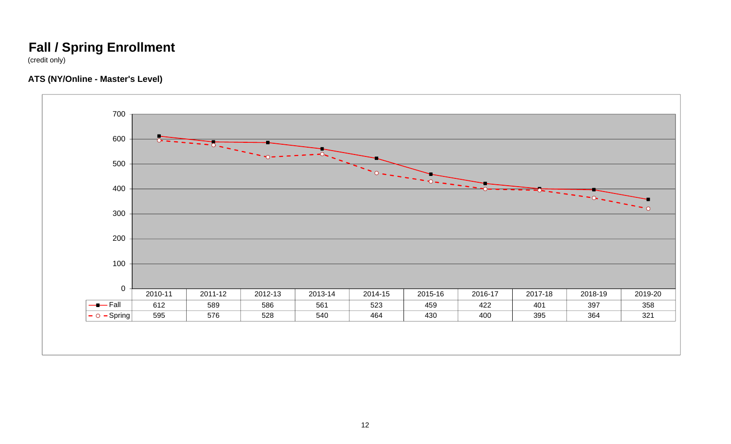# Fall / Spring Enrollment

(credit only)

### ATS (NY/Online - Master's Level)

| | 2010-11 | 2011-12 | 2012-13 | 2013-14 | 2014-15 | 2015-16 | 2016-17 | 2017-18 | 2018-19 | 2019-20 |
|---|---|---|---|---|---|---|---|---|---|---|
| Fall | 612 | 589 | 586 | 561 | 523 | 459 | 422 | 401 | 397 | 358 |
| Spring | 595 | 576 | 528 | 540 | 464 | 430 | 400 | 395 | 364 | 321 |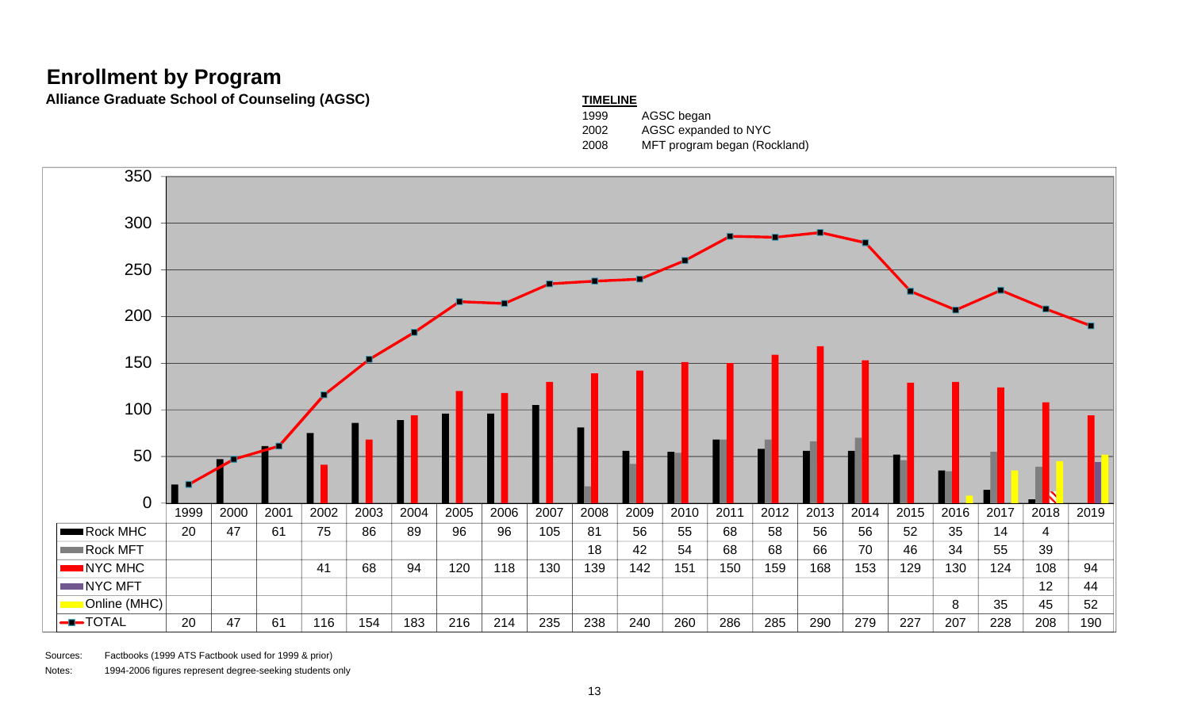# Enrollment by Program

**Alliance Graduate School of Counseling (AGSC)**

**TIMELINE**

| | |
|---|---|
| 1999 | AGSC began |
| 2002 | AGSC expanded to NYC |
| 2008 | MFT program began (Rockland) |

| | 1999 | 2000 | 2001 | 2002 | 2003 | 2004 | 2005 | 2006 | 2007 | 2008 | 2009 | 2010 | 2011 | 2012 | 2013 | 2014 | 2015 | 2016 | 2017 | 2018 | 2019 |
|---|---|---|---|---|---|---|---|---|---|---|---|---|---|---|---|---|---|---|---|---|---|
| Rock MHC | 20 | 47 | 61 | 75 | 86 | 89 | 96 | 96 | 105 | 81 | 56 | 55 | 68 | 58 | 56 | 56 | 52 | 35 | 14 | 4 | |
| Rock MFT | | | | | | | | | | 18 | 42 | 54 | 68 | 68 | 66 | 70 | 46 | 34 | 55 | 39 | |
| NYC MHC | | | | 41 | 68 | 94 | 120 | 118 | 130 | 139 | 142 | 151 | 150 | 159 | 168 | 153 | 129 | 130 | 124 | 108 | 94 |
| NYC MFT | | | | | | | | | | | | | | | | | | | | 12 | 44 |
| Online (MHC) | | | | | | | | | | | | | | | | | | 8 | 35 | 45 | 52 |
| TOTAL | 20 | 47 | 61 | 116 | 154 | 183 | 216 | 214 | 235 | 238 | 240 | 260 | 286 | 285 | 290 | 279 | 227 | 207 | 228 | 208 | 190 |

Sources: Factbooks (1999 ATS Factbook used for 1999 & prior)

Notes: 1994-2006 figures represent degree-seeking students only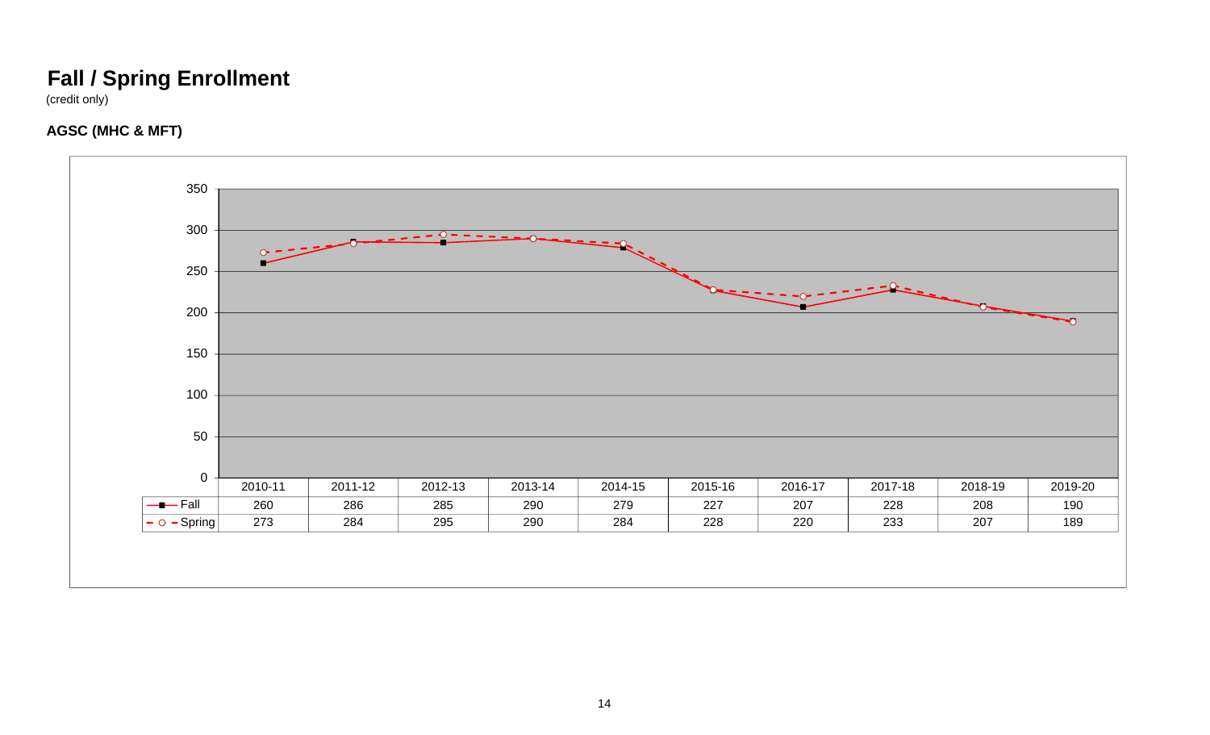## Fall / Spring Enrollment

(credit only)

### AGSC (MHC & MFT)

| | 2010-11 | 2011-12 | 2012-13 | 2013-14 | 2014-15 | 2015-16 | 2016-17 | 2017-18 | 2018-19 | 2019-20 |
|---|---|---|---|---|---|---|---|---|---|---|
| Fall | 260 | 286 | 285 | 290 | 279 | 227 | 207 | 228 | 208 | 190 |
| Spring | 273 | 284 | 295 | 290 | 284 | 228 | 220 | 233 | 207 | 189 |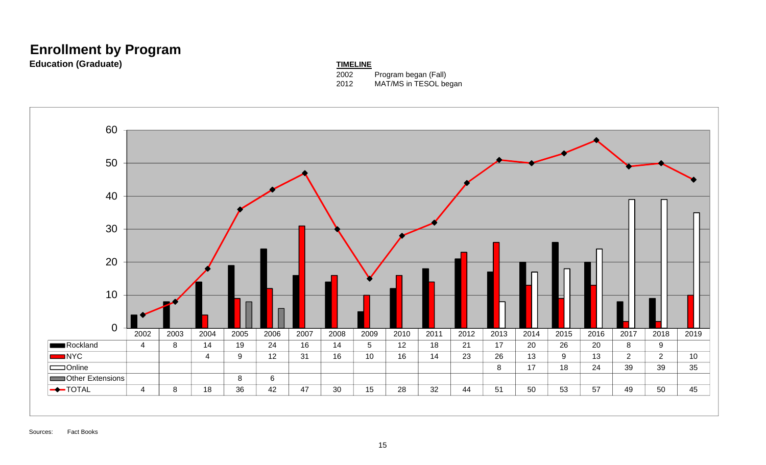# Enrollment by Program

**Education (Graduate)**

**TIMELINE**

| | |
|---|---|
| 2002 | Program began (Fall) |
| 2012 | MAT/MS in TESOL began |

| | 2002 | 2003 | 2004 | 2005 | 2006 | 2007 | 2008 | 2009 | 2010 | 2011 | 2012 | 2013 | 2014 | 2015 | 2016 | 2017 | 2018 | 2019 |
|---|---|---|---|---|---|---|---|---|---|---|---|---|---|---|---|---|---|---|
| Rockland | 4 | 8 | 14 | 19 | 24 | 16 | 14 | 5 | 12 | 18 | 21 | 17 | 20 | 26 | 20 | 8 | 9 | |
| NYC | | | 4 | 9 | 12 | 31 | 16 | 10 | 16 | 14 | 23 | 26 | 13 | 9 | 13 | 2 | 2 | 10 |
| Online | | | | | | | | | | | | 8 | 17 | 18 | 24 | 39 | 39 | 35 |
| Other Extensions | | | | 8 | 6 | | | | | | | | | | | | | |
| TOTAL | 4 | 8 | 18 | 36 | 42 | 47 | 30 | 15 | 28 | 32 | 44 | 51 | 50 | 53 | 57 | 49 | 50 | 45 |

Sources: Fact Books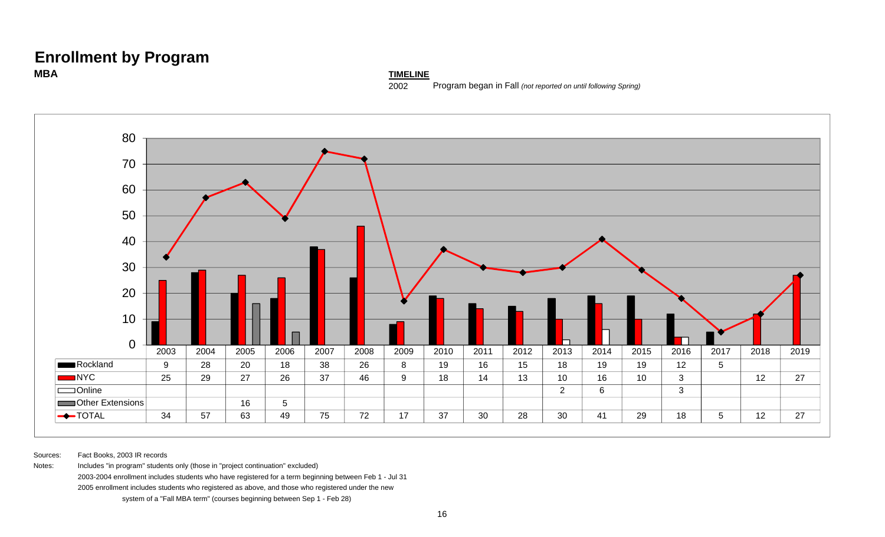# Enrollment by Program

**MBA**

**TIMELINE**

2002 Program began in Fall *(not reported on until following Spring)*

| | 2003 | 2004 | 2005 | 2006 | 2007 | 2008 | 2009 | 2010 | 2011 | 2012 | 2013 | 2014 | 2015 | 2016 | 2017 | 2018 | 2019 |
|---|---|---|---|---|---|---|---|---|---|---|---|---|---|---|---|---|---|
| Rockland | 9 | 28 | 20 | 18 | 38 | 26 | 8 | 19 | 16 | 15 | 18 | 19 | 19 | 12 | 5 | | |
| NYC | 25 | 29 | 27 | 26 | 37 | 46 | 9 | 18 | 14 | 13 | 10 | 16 | 10 | 3 | | 12 | 27 |
| Online | | | | | | | | | | | 2 | 6 | | 3 | | | |
| Other Extensions | | | 16 | 5 | | | | | | | | | | | | | |
| TOTAL | 34 | 57 | 63 | 49 | 75 | 72 | 17 | 37 | 30 | 28 | 30 | 41 | 29 | 18 | 5 | 12 | 27 |

Sources: Fact Books, 2003 IR records

Notes: Includes "in program" students only (those in "project continuation" excluded)

2003-2004 enrollment includes students who have registered for a term beginning between Feb 1 - Jul 31

2005 enrollment includes students who registered as above, and those who registered under the new system of a "Fall MBA term" (courses beginning between Sep 1 - Feb 28)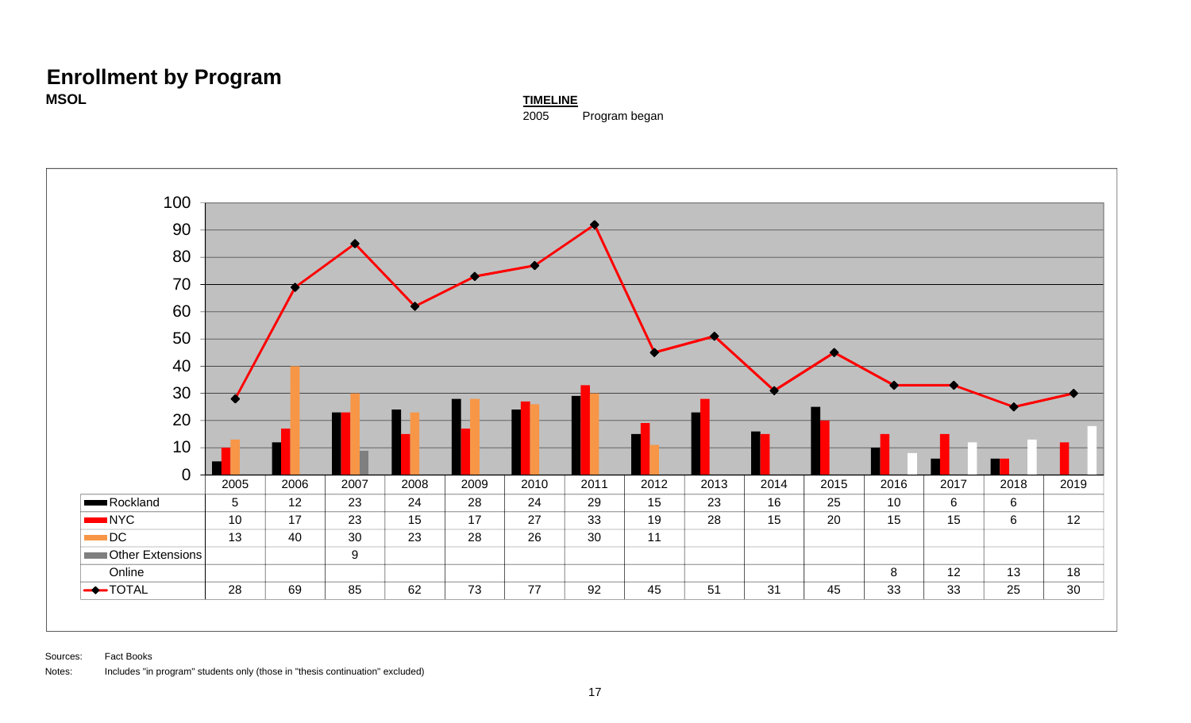# Enrollment by Program

**MSOL**

**TIMELINE**

2005 Program began

| | 2005 | 2006 | 2007 | 2008 | 2009 | 2010 | 2011 | 2012 | 2013 | 2014 | 2015 | 2016 | 2017 | 2018 | 2019 |
|---|---|---|---|---|---|---|---|---|---|---|---|---|---|---|---|
| Rockland | 5 | 12 | 23 | 24 | 28 | 24 | 29 | 15 | 23 | 16 | 25 | 10 | 6 | 6 | |
| NYC | 10 | 17 | 23 | 15 | 17 | 27 | 33 | 19 | 28 | 15 | 20 | 15 | 15 | 6 | 12 |
| DC | 13 | 40 | 30 | 23 | 28 | 26 | 30 | 11 | | | | | | | |
| Other Extensions | | | 9 | | | | | | | | | | | | |
| Online | | | | | | | | | | | | 8 | 12 | 13 | 18 |
| TOTAL | 28 | 69 | 85 | 62 | 73 | 77 | 92 | 45 | 51 | 31 | 45 | 33 | 33 | 25 | 30 |

Sources: Fact Books

Notes: Includes "in program" students only (those in "thesis continuation" excluded)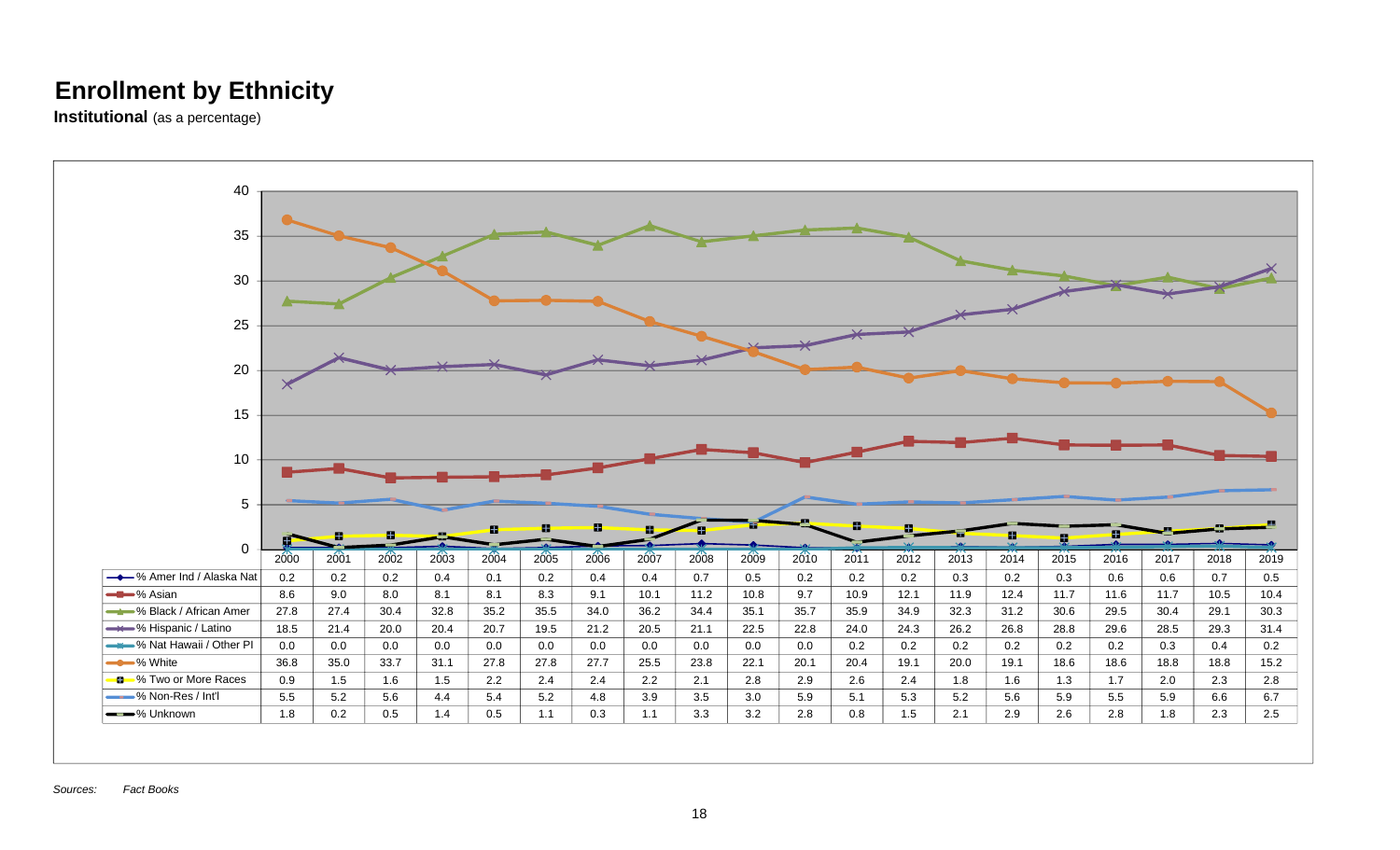# Enrollment by Ethnicity

**Institutional** (as a percentage)

| | 2000 | 2001 | 2002 | 2003 | 2004 | 2005 | 2006 | 2007 | 2008 | 2009 | 2010 | 2011 | 2012 | 2013 | 2014 | 2015 | 2016 | 2017 | 2018 | 2019 |
|---|---|---|---|---|---|---|---|---|---|---|---|---|---|---|---|---|---|---|---|---|
| % Amer Ind / Alaska Nat | 0.2 | 0.2 | 0.2 | 0.4 | 0.1 | 0.2 | 0.4 | 0.4 | 0.7 | 0.5 | 0.2 | 0.2 | 0.2 | 0.3 | 0.2 | 0.3 | 0.6 | 0.6 | 0.7 | 0.5 |
| % Asian | 8.6 | 9.0 | 8.0 | 8.1 | 8.1 | 8.3 | 9.1 | 10.1 | 11.2 | 10.8 | 9.7 | 10.9 | 12.1 | 11.9 | 12.4 | 11.7 | 11.6 | 11.7 | 10.5 | 10.4 |
| % Black / African Amer | 27.8 | 27.4 | 30.4 | 32.8 | 35.2 | 35.5 | 34.0 | 36.2 | 34.4 | 35.1 | 35.7 | 35.9 | 34.9 | 32.3 | 31.2 | 30.6 | 29.5 | 30.4 | 29.1 | 30.3 |
| % Hispanic / Latino | 18.5 | 21.4 | 20.0 | 20.4 | 20.7 | 19.5 | 21.2 | 20.5 | 21.1 | 22.5 | 22.8 | 24.0 | 24.3 | 26.2 | 26.8 | 28.8 | 29.6 | 28.5 | 29.3 | 31.4 |
| % Nat Hawaii / Other PI | 0.0 | 0.0 | 0.0 | 0.0 | 0.0 | 0.0 | 0.0 | 0.0 | 0.0 | 0.0 | 0.0 | 0.2 | 0.2 | 0.2 | 0.2 | 0.2 | 0.2 | 0.3 | 0.4 | 0.2 |
| % White | 36.8 | 35.0 | 33.7 | 31.1 | 27.8 | 27.8 | 27.7 | 25.5 | 23.8 | 22.1 | 20.1 | 20.4 | 19.1 | 20.0 | 19.1 | 18.6 | 18.6 | 18.8 | 18.8 | 15.2 |
| % Two or More Races | 0.9 | 1.5 | 1.6 | 1.5 | 2.2 | 2.4 | 2.4 | 2.2 | 2.1 | 2.8 | 2.9 | 2.6 | 2.4 | 1.8 | 1.6 | 1.3 | 1.7 | 2.0 | 2.3 | 2.8 |
| % Non-Res / Int'l | 5.5 | 5.2 | 5.6 | 4.4 | 5.4 | 5.2 | 4.8 | 3.9 | 3.5 | 3.0 | 5.9 | 5.1 | 5.3 | 5.2 | 5.6 | 5.9 | 5.5 | 5.9 | 6.6 | 6.7 |
| % Unknown | 1.8 | 0.2 | 0.5 | 1.4 | 0.5 | 1.1 | 0.3 | 1.1 | 3.3 | 3.2 | 2.8 | 0.8 | 1.5 | 2.1 | 2.9 | 2.6 | 2.8 | 1.8 | 2.3 | 2.5 |

*Sources:* *Fact Books*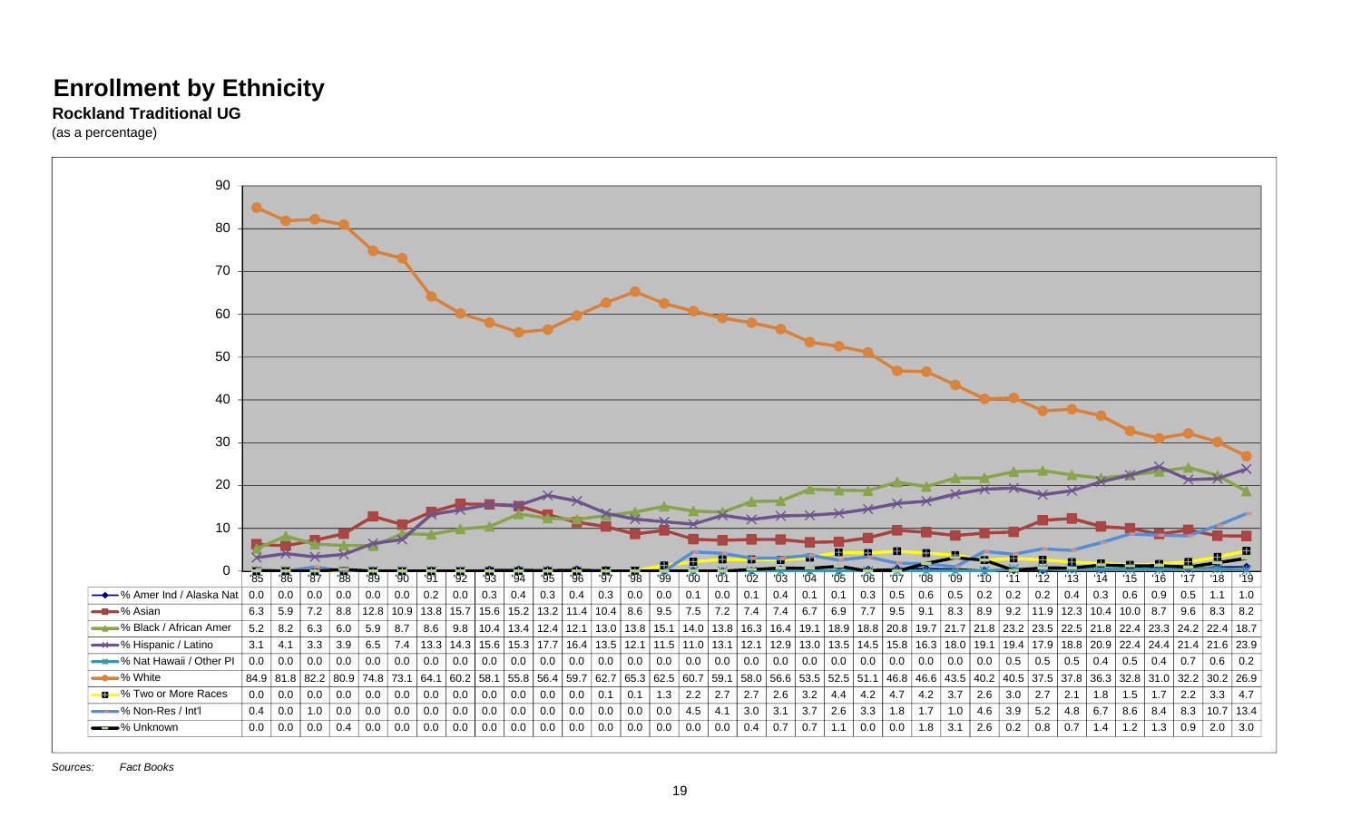# Enrollment by Ethnicity

**Rockland Traditional UG**

(as a percentage)

| | '85 | '86 | '87 | '88 | '89 | '90 | '91 | '92 | '93 | '94 | '95 | '96 | '97 | '98 | '99 | '00 | '01 | '02 | '03 | '04 | '05 | '06 | '07 | '08 | '09 | '10 | '11 | '12 | '13 | '14 | '15 | '16 | '17 | '18 | '19 |
|---|---|---|---|---|---|---|---|---|---|---|---|---|---|---|---|---|---|---|---|---|---|---|---|---|---|---|---|---|---|---|---|---|---|---|---|
| % Amer Ind / Alaska Nat | 0.0 | 0.0 | 0.0 | 0.0 | 0.0 | 0.0 | 0.2 | 0.0 | 0.3 | 0.4 | 0.3 | 0.4 | 0.3 | 0.0 | 0.0 | 0.1 | 0.0 | 0.1 | 0.4 | 0.1 | 0.1 | 0.3 | 0.5 | 0.6 | 0.5 | 0.2 | 0.2 | 0.2 | 0.4 | 0.3 | 0.6 | 0.9 | 0.5 | 1.1 | 1.0 |
| % Asian | 6.3 | 5.9 | 7.2 | 8.8 | 12.8 | 10.9 | 13.8 | 15.7 | 15.6 | 15.2 | 13.2 | 11.4 | 10.4 | 8.6 | 9.5 | 7.5 | 7.2 | 7.4 | 7.4 | 6.7 | 6.9 | 7.7 | 9.5 | 9.1 | 8.3 | 8.9 | 9.2 | 11.9 | 12.3 | 10.4 | 10.0 | 8.7 | 9.6 | 8.3 | 8.2 |
| % Black / African Amer | 5.2 | 8.2 | 6.3 | 6.0 | 5.9 | 8.7 | 8.6 | 9.8 | 10.4 | 13.4 | 12.4 | 12.1 | 13.0 | 13.8 | 15.1 | 14.0 | 13.8 | 16.3 | 16.4 | 19.1 | 18.9 | 18.8 | 20.8 | 19.7 | 21.7 | 21.8 | 23.2 | 23.5 | 22.5 | 21.8 | 22.4 | 23.3 | 24.2 | 22.4 | 18.7 |
| % Hispanic / Latino | 3.1 | 4.1 | 3.3 | 3.9 | 6.5 | 7.4 | 13.3 | 14.3 | 15.6 | 15.3 | 17.7 | 16.4 | 13.5 | 12.1 | 11.5 | 11.0 | 13.1 | 12.1 | 12.9 | 13.0 | 13.5 | 14.5 | 15.8 | 16.3 | 18.0 | 19.1 | 19.4 | 17.9 | 18.8 | 20.9 | 22.4 | 24.4 | 21.4 | 21.6 | 23.9 |
| % Nat Hawaii / Other PI | 0.0 | 0.0 | 0.0 | 0.0 | 0.0 | 0.0 | 0.0 | 0.0 | 0.0 | 0.0 | 0.0 | 0.0 | 0.0 | 0.0 | 0.0 | 0.0 | 0.0 | 0.0 | 0.0 | 0.0 | 0.0 | 0.0 | 0.0 | 0.0 | 0.0 | 0.0 | 0.5 | 0.5 | 0.5 | 0.4 | 0.5 | 0.4 | 0.7 | 0.6 | 0.2 |
| % White | 84.9 | 81.8 | 82.2 | 80.9 | 74.8 | 73.1 | 64.1 | 60.2 | 58.1 | 55.8 | 56.4 | 59.7 | 62.7 | 65.3 | 62.5 | 60.7 | 59.1 | 58.0 | 56.6 | 53.5 | 52.5 | 51.1 | 46.8 | 46.6 | 43.5 | 40.2 | 40.5 | 37.5 | 37.8 | 36.3 | 32.8 | 31.0 | 32.2 | 30.2 | 26.9 |
| % Two or More Races | 0.0 | 0.0 | 0.0 | 0.0 | 0.0 | 0.0 | 0.0 | 0.0 | 0.0 | 0.0 | 0.0 | 0.0 | 0.1 | 0.1 | 1.3 | 2.2 | 2.7 | 2.7 | 2.6 | 3.2 | 4.4 | 4.2 | 4.7 | 4.2 | 3.7 | 2.6 | 3.0 | 2.7 | 2.1 | 1.8 | 1.5 | 1.7 | 2.2 | 3.3 | 4.7 |
| % Non-Res / Int'l | 0.4 | 0.0 | 1.0 | 0.0 | 0.0 | 0.0 | 0.0 | 0.0 | 0.0 | 0.0 | 0.0 | 0.0 | 0.0 | 0.0 | 0.0 | 4.5 | 4.1 | 3.0 | 3.1 | 3.7 | 2.6 | 3.3 | 1.8 | 1.7 | 1.0 | 4.6 | 3.9 | 5.2 | 4.8 | 6.7 | 8.6 | 8.4 | 8.3 | 10.7 | 13.4 |
| % Unknown | 0.0 | 0.0 | 0.0 | 0.4 | 0.0 | 0.0 | 0.0 | 0.0 | 0.0 | 0.0 | 0.0 | 0.0 | 0.0 | 0.0 | 0.0 | 0.0 | 0.0 | 0.4 | 0.7 | 0.7 | 1.1 | 0.0 | 0.0 | 1.8 | 3.1 | 2.6 | 0.2 | 0.8 | 0.7 | 1.4 | 1.2 | 1.3 | 0.9 | 2.0 | 3.0 |

*Sources:* *Fact Books*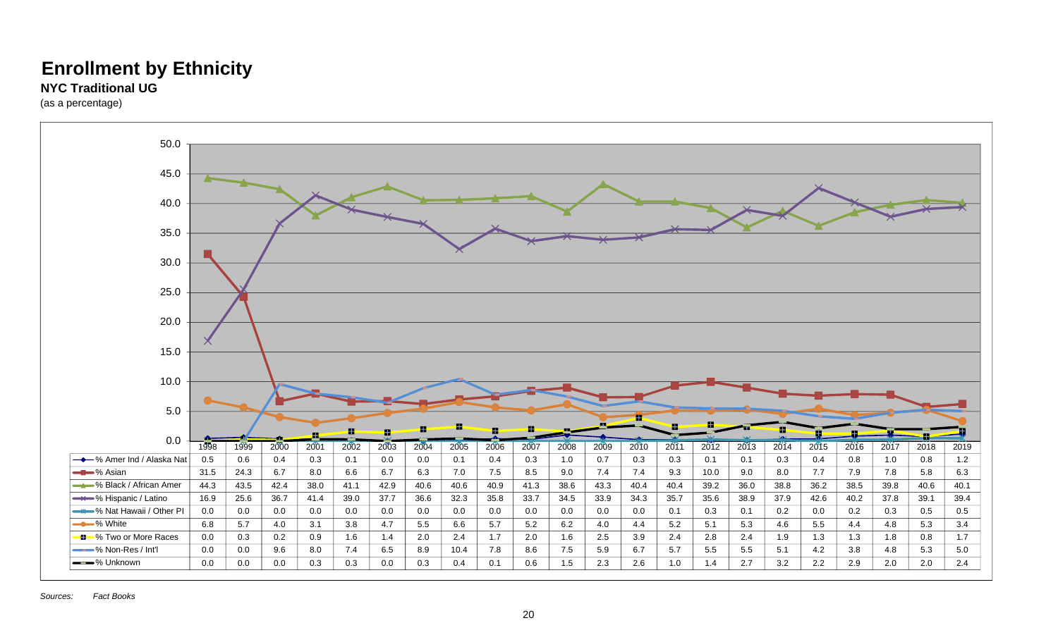# Enrollment by Ethnicity

**NYC Traditional UG**

(as a percentage)

| | 1998 | 1999 | 2000 | 2001 | 2002 | 2003 | 2004 | 2005 | 2006 | 2007 | 2008 | 2009 | 2010 | 2011 | 2012 | 2013 | 2014 | 2015 | 2016 | 2017 | 2018 | 2019 |
|---|---|---|---|---|---|---|---|---|---|---|---|---|---|---|---|---|---|---|---|---|---|---|
| % Amer Ind / Alaska Nat | 0.5 | 0.6 | 0.4 | 0.3 | 0.1 | 0.0 | 0.0 | 0.1 | 0.4 | 0.3 | 1.0 | 0.7 | 0.3 | 0.3 | 0.1 | 0.1 | 0.3 | 0.4 | 0.8 | 1.0 | 0.8 | 1.2 |
| % Asian | 31.5 | 24.3 | 6.7 | 8.0 | 6.6 | 6.7 | 6.3 | 7.0 | 7.5 | 8.5 | 9.0 | 7.4 | 7.4 | 9.3 | 10.0 | 9.0 | 8.0 | 7.7 | 7.9 | 7.8 | 5.8 | 6.3 |
| % Black / African Amer | 44.3 | 43.5 | 42.4 | 38.0 | 41.1 | 42.9 | 40.6 | 40.6 | 40.9 | 41.3 | 38.6 | 43.3 | 40.4 | 40.4 | 39.2 | 36.0 | 38.8 | 36.2 | 38.5 | 39.8 | 40.6 | 40.1 |
| % Hispanic / Latino | 16.9 | 25.6 | 36.7 | 41.4 | 39.0 | 37.7 | 36.6 | 32.3 | 35.8 | 33.7 | 34.5 | 33.9 | 34.3 | 35.7 | 35.6 | 38.9 | 37.9 | 42.6 | 40.2 | 37.8 | 39.1 | 39.4 |
| % Nat Hawaii / Other PI | 0.0 | 0.0 | 0.0 | 0.0 | 0.0 | 0.0 | 0.0 | 0.0 | 0.0 | 0.0 | 0.0 | 0.0 | 0.0 | 0.1 | 0.3 | 0.1 | 0.2 | 0.0 | 0.2 | 0.3 | 0.5 | 0.5 |
| % White | 6.8 | 5.7 | 4.0 | 3.1 | 3.8 | 4.7 | 5.5 | 6.6 | 5.7 | 5.2 | 6.2 | 4.0 | 4.4 | 5.2 | 5.1 | 5.3 | 4.6 | 5.5 | 4.4 | 4.8 | 5.3 | 3.4 |
| % Two or More Races | 0.0 | 0.3 | 0.2 | 0.9 | 1.6 | 1.4 | 2.0 | 2.4 | 1.7 | 2.0 | 1.6 | 2.5 | 3.9 | 2.4 | 2.8 | 2.4 | 1.9 | 1.3 | 1.3 | 1.8 | 0.8 | 1.7 |
| % Non-Res / Int'l | 0.0 | 0.0 | 9.6 | 8.0 | 7.4 | 6.5 | 8.9 | 10.4 | 7.8 | 8.6 | 7.5 | 5.9 | 6.7 | 5.7 | 5.5 | 5.5 | 5.1 | 4.2 | 3.8 | 4.8 | 5.3 | 5.0 |
| % Unknown | 0.0 | 0.0 | 0.0 | 0.3 | 0.3 | 0.0 | 0.3 | 0.4 | 0.1 | 0.6 | 1.5 | 2.3 | 2.6 | 1.0 | 1.4 | 2.7 | 3.2 | 2.2 | 2.9 | 2.0 | 2.0 | 2.4 |

*Sources:* *Fact Books*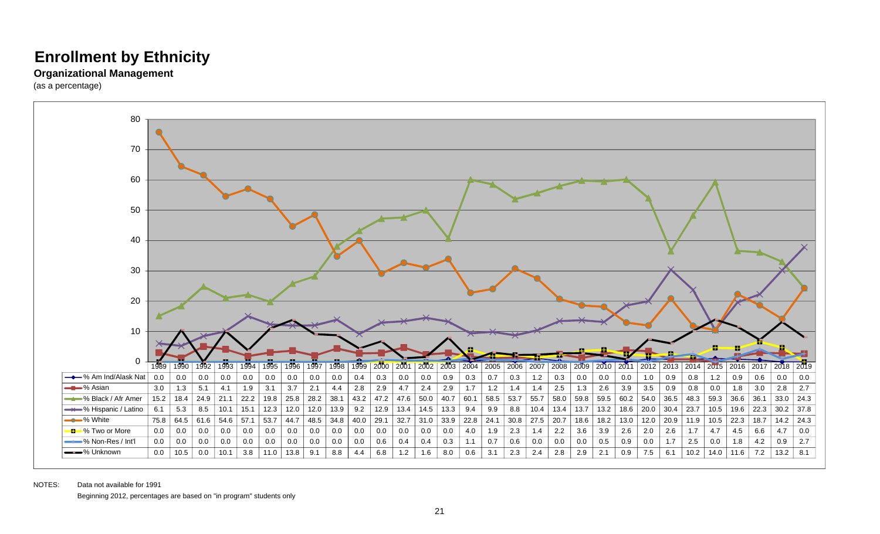# Enrollment by Ethnicity

**Organizational Management**

(as a percentage)

| | 1989 | 1990 | 1992 | 1993 | 1994 | 1995 | 1996 | 1997 | 1998 | 1999 | 2000 | 2001 | 2002 | 2003 | 2004 | 2005 | 2006 | 2007 | 2008 | 2009 | 2010 | 2011 | 2012 | 2013 | 2014 | 2015 | 2016 | 2017 | 2018 | 2019 |
|---|---|---|---|---|---|---|---|---|---|---|---|---|---|---|---|---|---|---|---|---|---|---|---|---|---|---|---|---|---|---|
| % Am Ind/Alask Nat | 0.0 | 0.0 | 0.0 | 0.0 | 0.0 | 0.0 | 0.0 | 0.0 | 0.0 | 0.4 | 0.3 | 0.0 | 0.0 | 0.9 | 0.3 | 0.7 | 0.3 | 1.2 | 0.3 | 0.0 | 0.0 | 0.0 | 1.0 | 0.9 | 0.8 | 1.2 | 0.9 | 0.6 | 0.0 | 0.0 |
| % Asian | 3.0 | 1.3 | 5.1 | 4.1 | 1.9 | 3.1 | 3.7 | 2.1 | 4.4 | 2.8 | 2.9 | 4.7 | 2.4 | 2.9 | 1.7 | 1.2 | 1.4 | 1.4 | 2.5 | 1.3 | 2.6 | 3.9 | 3.5 | 0.9 | 0.8 | 0.0 | 1.8 | 3.0 | 2.8 | 2.7 |
| % Black / Afr Amer | 15.2 | 18.4 | 24.9 | 21.1 | 22.2 | 19.8 | 25.8 | 28.2 | 38.1 | 43.2 | 47.2 | 47.6 | 50.0 | 40.7 | 60.1 | 58.5 | 53.7 | 55.7 | 58.0 | 59.8 | 59.5 | 60.2 | 54.0 | 36.5 | 48.3 | 59.3 | 36.6 | 36.1 | 33.0 | 24.3 |
| % Hispanic / Latino | 6.1 | 5.3 | 8.5 | 10.1 | 15.1 | 12.3 | 12.0 | 12.0 | 13.9 | 9.2 | 12.9 | 13.4 | 14.5 | 13.3 | 9.4 | 9.9 | 8.8 | 10.4 | 13.4 | 13.7 | 13.2 | 18.6 | 20.0 | 30.4 | 23.7 | 10.5 | 19.6 | 22.3 | 30.2 | 37.8 |
| % White | 75.8 | 64.5 | 61.6 | 54.6 | 57.1 | 53.7 | 44.7 | 48.5 | 34.8 | 40.0 | 29.1 | 32.7 | 31.0 | 33.9 | 22.8 | 24.1 | 30.8 | 27.5 | 20.7 | 18.6 | 18.2 | 13.0 | 12.0 | 20.9 | 11.9 | 10.5 | 22.3 | 18.7 | 14.2 | 24.3 |
| % Two or More | 0.0 | 0.0 | 0.0 | 0.0 | 0.0 | 0.0 | 0.0 | 0.0 | 0.0 | 0.0 | 0.0 | 0.0 | 0.0 | 0.0 | 4.0 | 1.9 | 2.3 | 1.4 | 2.2 | 3.6 | 3.9 | 2.6 | 2.0 | 2.6 | 1.7 | 4.7 | 4.5 | 6.6 | 4.7 | 0.0 |
| % Non-Res / Int'l | 0.0 | 0.0 | 0.0 | 0.0 | 0.0 | 0.0 | 0.0 | 0.0 | 0.0 | 0.0 | 0.6 | 0.4 | 0.4 | 0.3 | 1.1 | 0.7 | 0.6 | 0.0 | 0.0 | 0.0 | 0.5 | 0.9 | 0.0 | 1.7 | 2.5 | 0.0 | 1.8 | 4.2 | 0.9 | 2.7 |
| % Unknown | 0.0 | 10.5 | 0.0 | 10.1 | 3.8 | 11.0 | 13.8 | 9.1 | 8.8 | 4.4 | 6.8 | 1.2 | 1.6 | 8.0 | 0.6 | 3.1 | 2.3 | 2.4 | 2.8 | 2.9 | 2.1 | 0.9 | 7.5 | 6.1 | 10.2 | 14.0 | 11.6 | 7.2 | 13.2 | 8.1 |

NOTES: Data not available for 1991

Beginning 2012, percentages are based on "in program" students only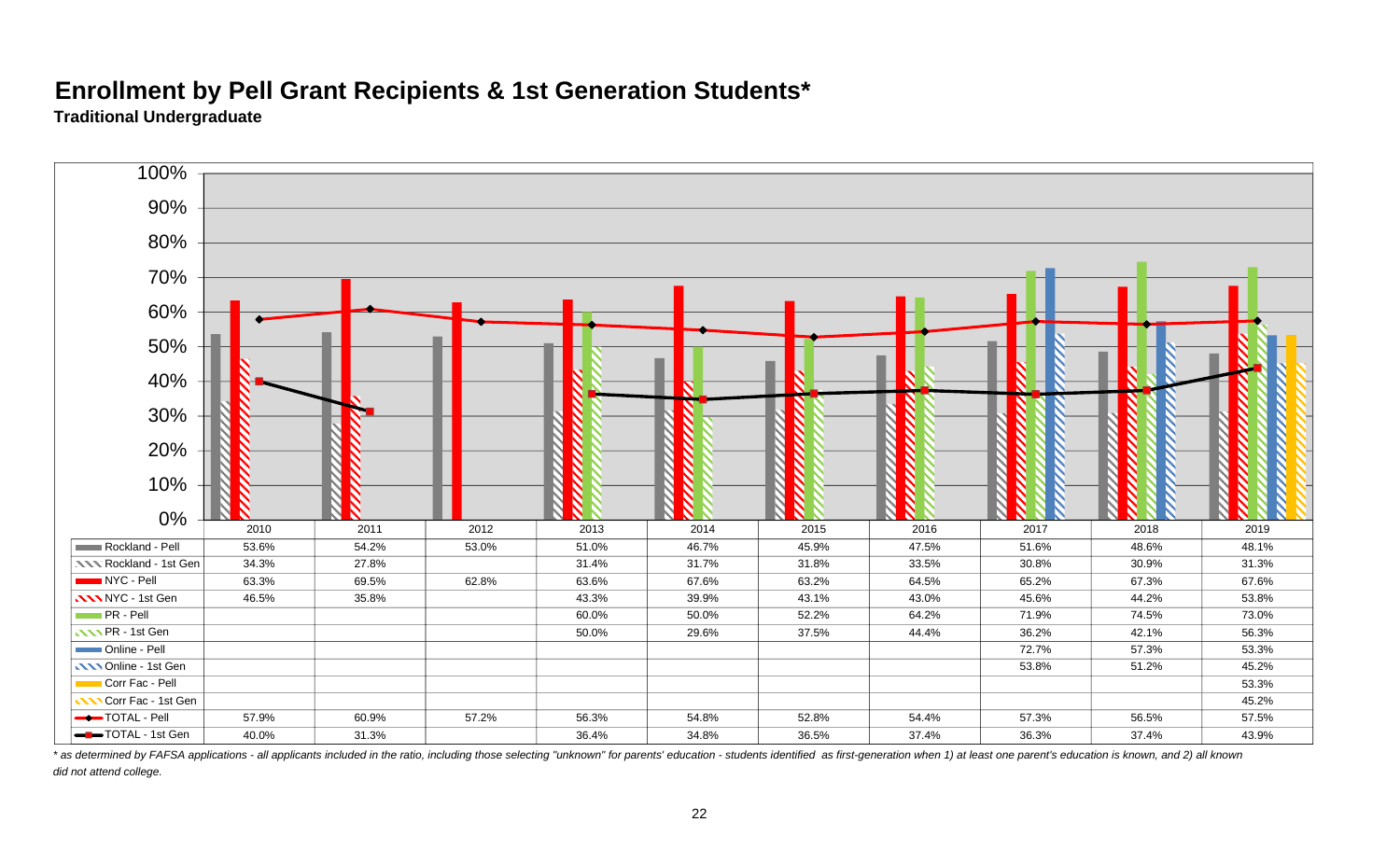# Enrollment by Pell Grant Recipients & 1st Generation Students*

**Traditional Undergraduate**

| | 2010 | 2011 | 2012 | 2013 | 2014 | 2015 | 2016 | 2017 | 2018 | 2019 |
|---|---|---|---|---|---|---|---|---|---|---|
| Rockland - Pell | 53.6% | 54.2% | 53.0% | 51.0% | 46.7% | 45.9% | 47.5% | 51.6% | 48.6% | 48.1% |
| Rockland - 1st Gen | 34.3% | 27.8% | | 31.4% | 31.7% | 31.8% | 33.5% | 30.8% | 30.9% | 31.3% |
| NYC - Pell | 63.3% | 69.5% | 62.8% | 63.6% | 67.6% | 63.2% | 64.5% | 65.2% | 67.3% | 67.6% |
| NYC - 1st Gen | 46.5% | 35.8% | | 43.3% | 39.9% | 43.1% | 43.0% | 45.6% | 44.2% | 53.8% |
| PR - Pell | | | | 60.0% | 50.0% | 52.2% | 64.2% | 71.9% | 74.5% | 73.0% |
| PR - 1st Gen | | | | 50.0% | 29.6% | 37.5% | 44.4% | 36.2% | 42.1% | 56.3% |
| Online - Pell | | | | | | | | 72.7% | 57.3% | 53.3% |
| Online - 1st Gen | | | | | | | | 53.8% | 51.2% | 45.2% |
| Corr Fac - Pell | | | | | | | | | | 53.3% |
| Corr Fac - 1st Gen | | | | | | | | | | 45.2% |
| TOTAL - Pell | 57.9% | 60.9% | 57.2% | 56.3% | 54.8% | 52.8% | 54.4% | 57.3% | 56.5% | 57.5% |
| TOTAL - 1st Gen | 40.0% | 31.3% | | 36.4% | 34.8% | 36.5% | 37.4% | 36.3% | 37.4% | 43.9% |

*\* as determined by FAFSA applications - all applicants included in the ratio, including those selecting "unknown" for parents' education - students identified as first-generation when 1) at least one parent's education is known, and 2) all known did not attend college.*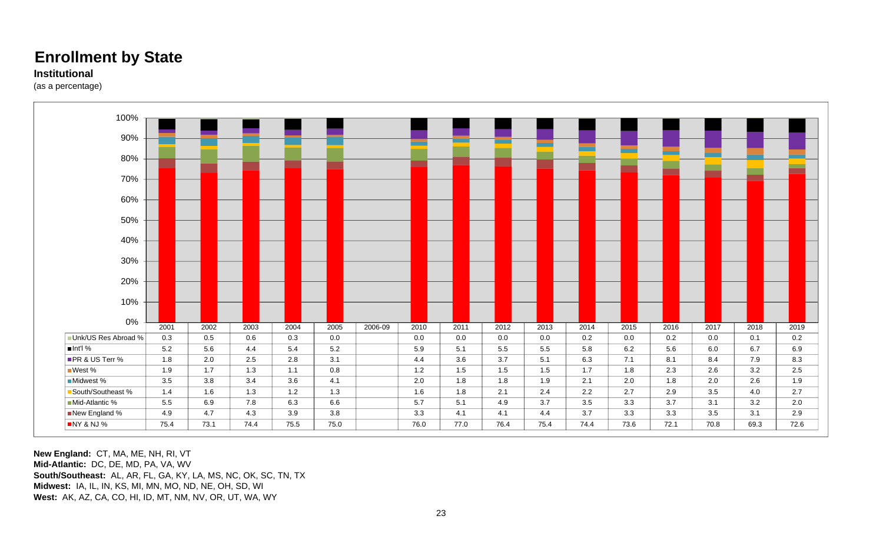# Enrollment by State

**Institutional**

(as a percentage)

| | 2001 | 2002 | 2003 | 2004 | 2005 | 2006-09 | 2010 | 2011 | 2012 | 2013 | 2014 | 2015 | 2016 | 2017 | 2018 | 2019 |
|---|---|---|---|---|---|---|---|---|---|---|---|---|---|---|---|---|
| Unk/US Res Abroad % | 0.3 | 0.5 | 0.6 | 0.3 | 0.0 | | 0.0 | 0.0 | 0.0 | 0.0 | 0.2 | 0.0 | 0.2 | 0.0 | 0.1 | 0.2 |
| Int'l % | 5.2 | 5.6 | 4.4 | 5.4 | 5.2 | | 5.9 | 5.1 | 5.5 | 5.5 | 5.8 | 6.2 | 5.6 | 6.0 | 6.7 | 6.9 |
| PR & US Terr % | 1.8 | 2.0 | 2.5 | 2.8 | 3.1 | | 4.4 | 3.6 | 3.7 | 5.1 | 6.3 | 7.1 | 8.1 | 8.4 | 7.9 | 8.3 |
| West % | 1.9 | 1.7 | 1.3 | 1.1 | 0.8 | | 1.2 | 1.5 | 1.5 | 1.5 | 1.7 | 1.8 | 2.3 | 2.6 | 3.2 | 2.5 |
| Midwest % | 3.5 | 3.8 | 3.4 | 3.6 | 4.1 | | 2.0 | 1.8 | 1.8 | 1.9 | 2.1 | 2.0 | 1.8 | 2.0 | 2.6 | 1.9 |
| South/Southeast % | 1.4 | 1.6 | 1.3 | 1.2 | 1.3 | | 1.6 | 1.8 | 2.1 | 2.4 | 2.2 | 2.7 | 2.9 | 3.5 | 4.0 | 2.7 |
| Mid-Atlantic % | 5.5 | 6.9 | 7.8 | 6.3 | 6.6 | | 5.7 | 5.1 | 4.9 | 3.7 | 3.5 | 3.3 | 3.7 | 3.1 | 3.2 | 2.0 |
| New England % | 4.9 | 4.7 | 4.3 | 3.9 | 3.8 | | 3.3 | 4.1 | 4.1 | 4.4 | 3.7 | 3.3 | 3.3 | 3.5 | 3.1 | 2.9 |
| NY & NJ % | 75.4 | 73.1 | 74.4 | 75.5 | 75.0 | | 76.0 | 77.0 | 76.4 | 75.4 | 74.4 | 73.6 | 72.1 | 70.8 | 69.3 | 72.6 |

**New England:** CT, MA, ME, NH, RI, VT
**Mid-Atlantic:** DC, DE, MD, PA, VA, WV
**South/Southeast:** AL, AR, FL, GA, KY, LA, MS, NC, OK, SC, TN, TX
**Midwest:** IA, IL, IN, KS, MI, MN, MO, ND, NE, OH, SD, WI
**West:** AK, AZ, CA, CO, HI, ID, MT, NM, NV, OR, UT, WA, WY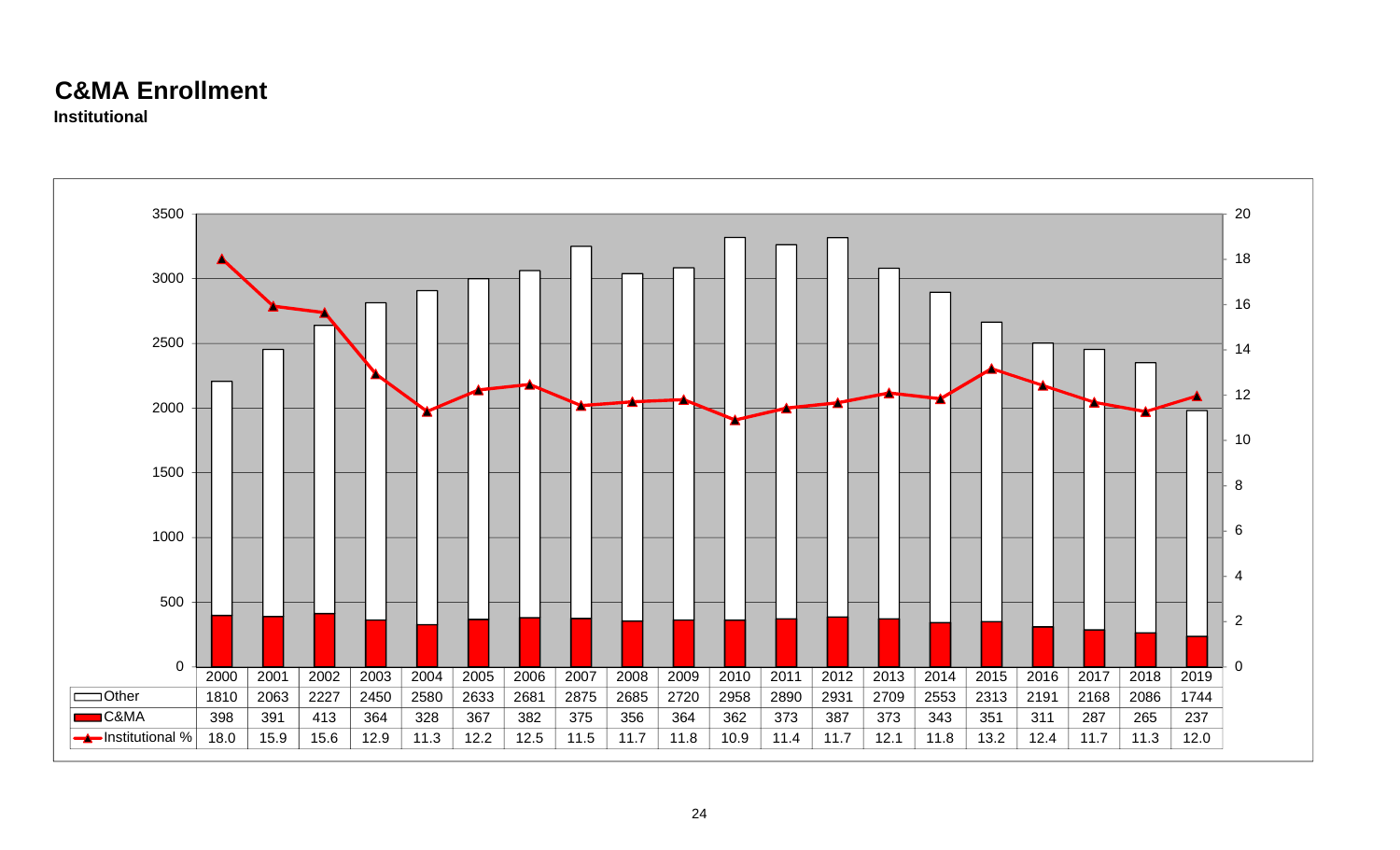# C&MA Enrollment

**Institutional**

| | 2000 | 2001 | 2002 | 2003 | 2004 | 2005 | 2006 | 2007 | 2008 | 2009 | 2010 | 2011 | 2012 | 2013 | 2014 | 2015 | 2016 | 2017 | 2018 | 2019 |
|---|---|---|---|---|---|---|---|---|---|---|---|---|---|---|---|---|---|---|---|---|
| Other | 1810 | 2063 | 2227 | 2450 | 2580 | 2633 | 2681 | 2875 | 2685 | 2720 | 2958 | 2890 | 2931 | 2709 | 2553 | 2313 | 2191 | 2168 | 2086 | 1744 |
| C&MA | 398 | 391 | 413 | 364 | 328 | 367 | 382 | 375 | 356 | 364 | 362 | 373 | 387 | 373 | 343 | 351 | 311 | 287 | 265 | 237 |
| Institutional % | 18.0 | 15.9 | 15.6 | 12.9 | 11.3 | 12.2 | 12.5 | 11.5 | 11.7 | 11.8 | 10.9 | 11.4 | 11.7 | 12.1 | 11.8 | 13.2 | 12.4 | 11.7 | 11.3 | 12.0 |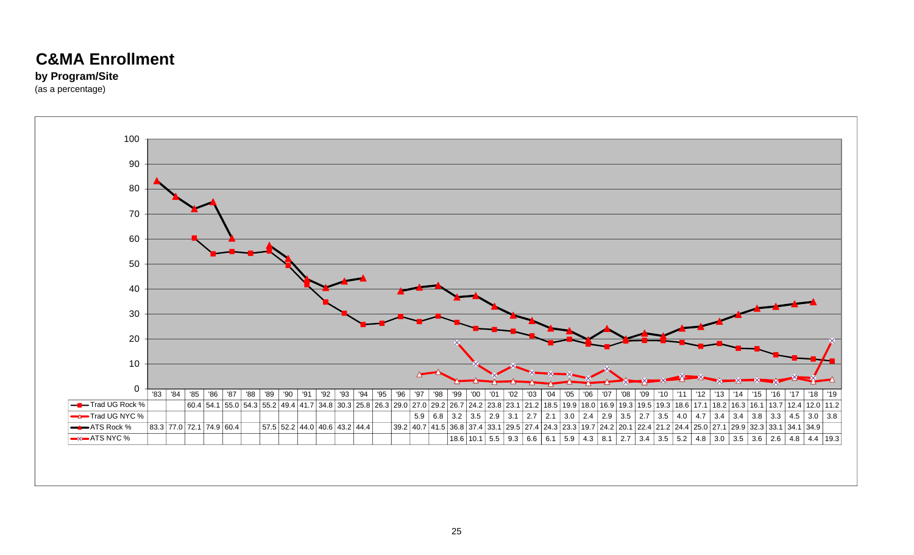# C&MA Enrollment

**by Program/Site**

(as a percentage)

| | '83 | '84 | '85 | '86 | '87 | '88 | '89 | '90 | '91 | '92 | '93 | '94 | '95 | '96 | '97 | '98 | '99 | '00 | '01 | '02 | '03 | '04 | '05 | '06 | '07 | '08 | '09 | '10 | '11 | '12 | '13 | '14 | '15 | '16 | '17 | '18 | '19 |
|---|---|---|---|---|---|---|---|---|---|---|---|---|---|---|---|---|---|---|---|---|---|---|---|---|---|---|---|---|---|---|---|---|---|---|---|---|---|
| Trad UG Rock % | | | 60.4 | 54.1 | 55.0 | 54.3 | 55.2 | 49.4 | 41.7 | 34.8 | 30.3 | 25.8 | 26.3 | 29.0 | 27.0 | 29.2 | 26.7 | 24.2 | 23.8 | 23.1 | 21.2 | 18.5 | 19.9 | 18.0 | 16.9 | 19.3 | 19.5 | 19.3 | 18.6 | 17.1 | 18.2 | 16.3 | 16.1 | 13.7 | 12.4 | 12.0 | 11.2 |
| Trad UG NYC % | | | | | | | | | | | | | | | 5.9 | 6.8 | 3.2 | 3.5 | 2.9 | 3.1 | 2.7 | 2.1 | 3.0 | 2.4 | 2.9 | 3.5 | 2.7 | 3.5 | 4.0 | 4.7 | 3.4 | 3.4 | 3.8 | 3.3 | 4.5 | 3.0 | 3.8 |
| ATS Rock % | 83.3 | 77.0 | 72.1 | 74.9 | 60.4 | | 57.5 | 52.2 | 44.0 | 40.6 | 43.2 | 44.4 | | 39.2 | 40.7 | 41.5 | 36.8 | 37.4 | 33.1 | 29.5 | 27.4 | 24.3 | 23.3 | 19.7 | 24.2 | 20.1 | 22.4 | 21.2 | 24.4 | 25.0 | 27.1 | 29.9 | 32.3 | 33.1 | 34.1 | 34.9 | |
| ATS NYC % | | | | | | | | | | | | | | | | | 18.6 | 10.1 | 5.5 | 9.3 | 6.6 | 6.1 | 5.9 | 4.3 | 8.1 | 2.7 | 3.4 | 3.5 | 5.2 | 4.8 | 3.0 | 3.5 | 3.6 | 2.6 | 4.8 | 4.4 | 19.3 |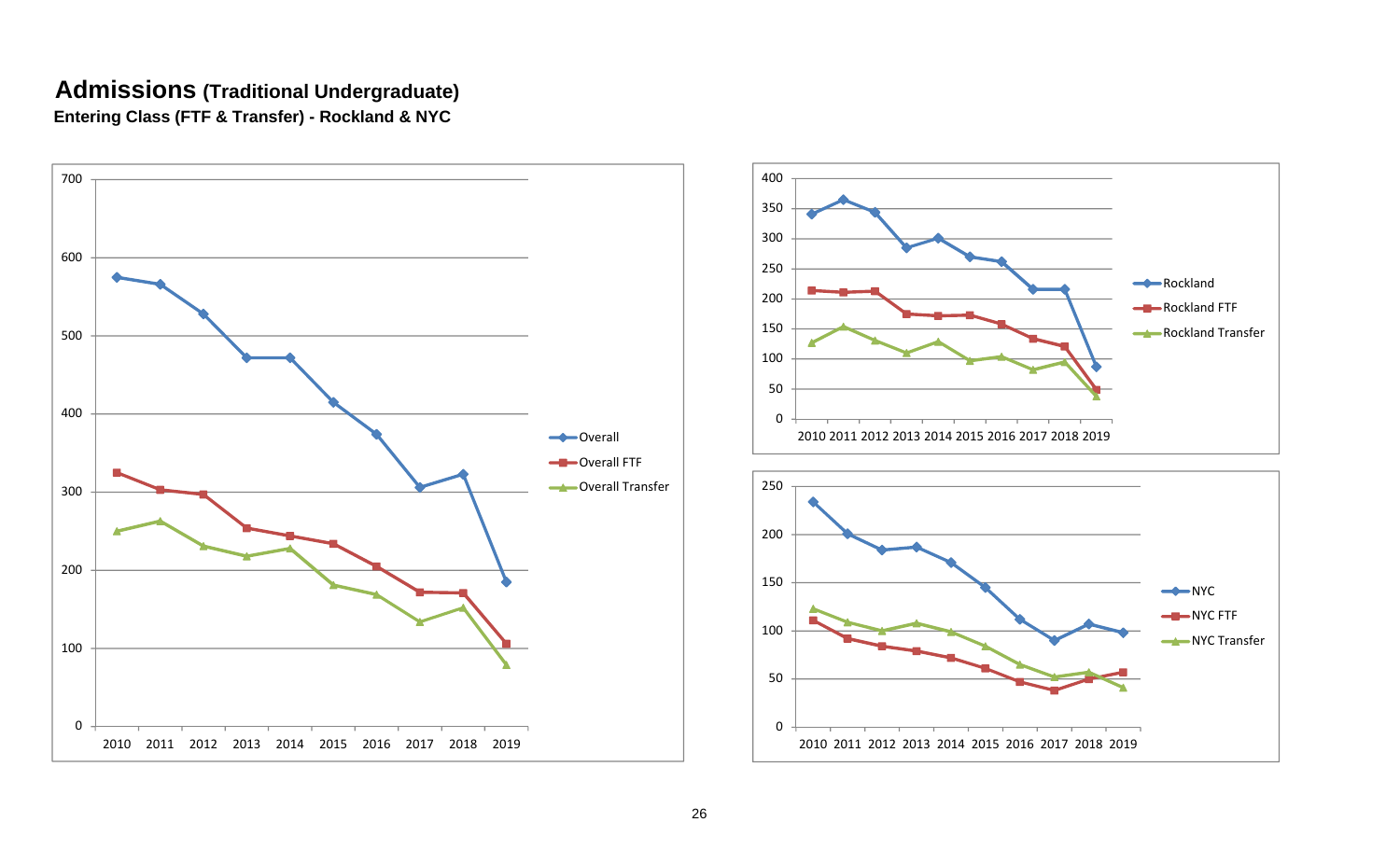# Admissions (Traditional Undergraduate)

**Entering Class (FTF & Transfer) - Rockland & NYC**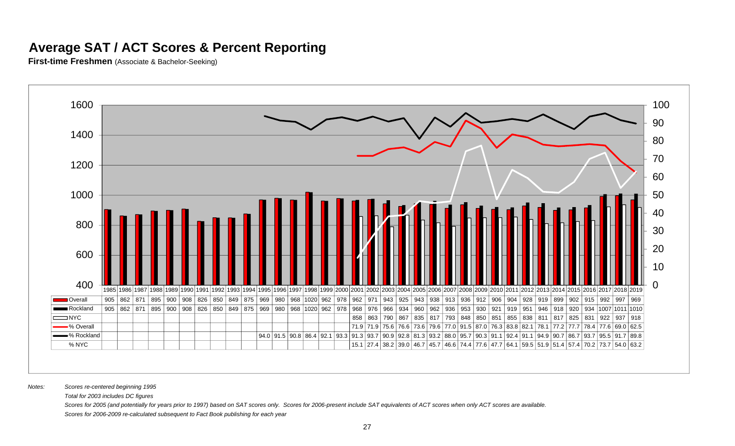# Average SAT / ACT Scores & Percent Reporting

**First-time Freshmen** (Associate & Bachelor-Seeking)

| | 1985 | 1986 | 1987 | 1988 | 1989 | 1990 | 1991 | 1992 | 1993 | 1994 | 1995 | 1996 | 1997 | 1998 | 1999 | 2000 | 2001 | 2002 | 2003 | 2004 | 2005 | 2006 | 2007 | 2008 | 2009 | 2010 | 2011 | 2012 | 2013 | 2014 | 2015 | 2016 | 2017 | 2018 | 2019 |
|---|---|---|---|---|---|---|---|---|---|---|---|---|---|---|---|---|---|---|---|---|---|---|---|---|---|---|---|---|---|---|---|---|---|---|---|
| Overall | 905 | 862 | 871 | 895 | 900 | 908 | 826 | 850 | 849 | 875 | 969 | 980 | 968 | 1020 | 962 | 978 | 962 | 971 | 943 | 925 | 943 | 938 | 913 | 936 | 912 | 906 | 904 | 928 | 919 | 899 | 902 | 915 | 992 | 997 | 969 |
| Rockland | 905 | 862 | 871 | 895 | 900 | 908 | 826 | 850 | 849 | 875 | 969 | 980 | 968 | 1020 | 962 | 978 | 968 | 976 | 966 | 934 | 960 | 962 | 936 | 953 | 930 | 921 | 919 | 951 | 946 | 918 | 920 | 934 | 1007 | 1011 | 1010 |
| NYC | | | | | | | | | | | | | | | | | 858 | 863 | 790 | 867 | 835 | 817 | 793 | 848 | 850 | 851 | 855 | 838 | 811 | 817 | 825 | 831 | 922 | 937 | 918 |
| % Overall | | | | | | | | | | | | | | | | | 71.9 | 71.9 | 75.6 | 76.6 | 73.6 | 79.6 | 77.0 | 91.5 | 87.0 | 76.3 | 83.8 | 82.1 | 78.1 | 77.2 | 77.7 | 78.4 | 77.6 | 69.0 | 62.5 |
| % Rockland | | | | | | | | | | | 94.0 | 91.5 | 90.8 | 86.4 | 92.1 | 93.3 | 91.3 | 93.7 | 90.9 | 92.8 | 81.3 | 93.2 | 88.0 | 95.7 | 90.3 | 91.1 | 92.4 | 91.1 | 94.9 | 90.7 | 86.7 | 93.7 | 95.5 | 91.7 | 89.8 |
| % NYC | | | | | | | | | | | | | | | | | 15.1 | 27.4 | 38.2 | 39.0 | 46.7 | 45.7 | 46.6 | 74.4 | 77.6 | 47.7 | 64.1 | 59.5 | 51.9 | 51.4 | 57.4 | 70.2 | 73.7 | 54.0 | 63.2 |

*Notes:*

*Scores re-centered beginning 1995*

*Total for 2003 includes DC figures*

*Scores for 2005 (and potentially for years prior to 1997) based on SAT scores only. Scores for 2006-present include SAT equivalents of ACT scores when only ACT scores are available.*

*Scores for 2006-2009 re-calculated subsequent to Fact Book publishing for each year*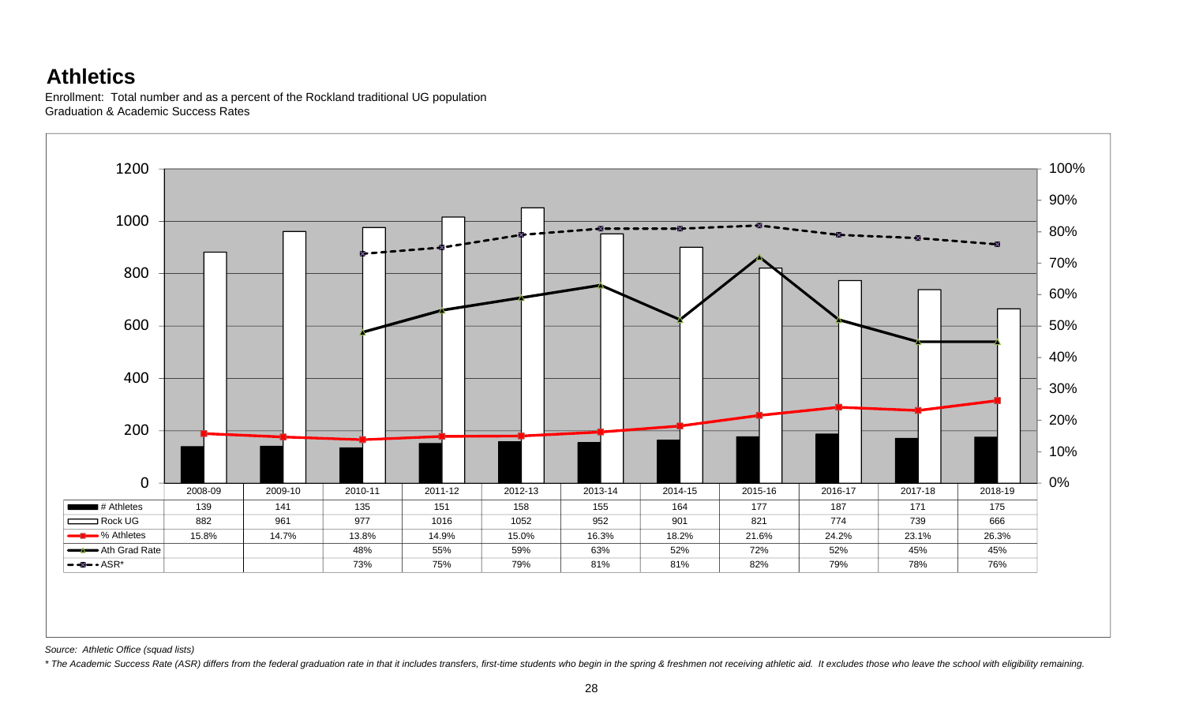# Athletics

Enrollment: Total number and as a percent of the Rockland traditional UG population
Graduation & Academic Success Rates

| | 2008-09 | 2009-10 | 2010-11 | 2011-12 | 2012-13 | 2013-14 | 2014-15 | 2015-16 | 2016-17 | 2017-18 | 2018-19 |
|---|---|---|---|---|---|---|---|---|---|---|---|
| # Athletes | 139 | 141 | 135 | 151 | 158 | 155 | 164 | 177 | 187 | 171 | 175 |
| Rock UG | 882 | 961 | 977 | 1016 | 1052 | 952 | 901 | 821 | 774 | 739 | 666 |
| % Athletes | 15.8% | 14.7% | 13.8% | 14.9% | 15.0% | 16.3% | 18.2% | 21.6% | 24.2% | 23.1% | 26.3% |
| Ath Grad Rate | | | 48% | 55% | 59% | 63% | 52% | 72% | 52% | 45% | 45% |
| ASR* | | | 73% | 75% | 79% | 81% | 81% | 82% | 79% | 78% | 76% |

*Source: Athletic Office (squad lists)*

*\* The Academic Success Rate (ASR) differs from the federal graduation rate in that it includes transfers, first-time students who begin in the spring & freshmen not receiving athletic aid. It excludes those who leave the school with eligibility remaining.*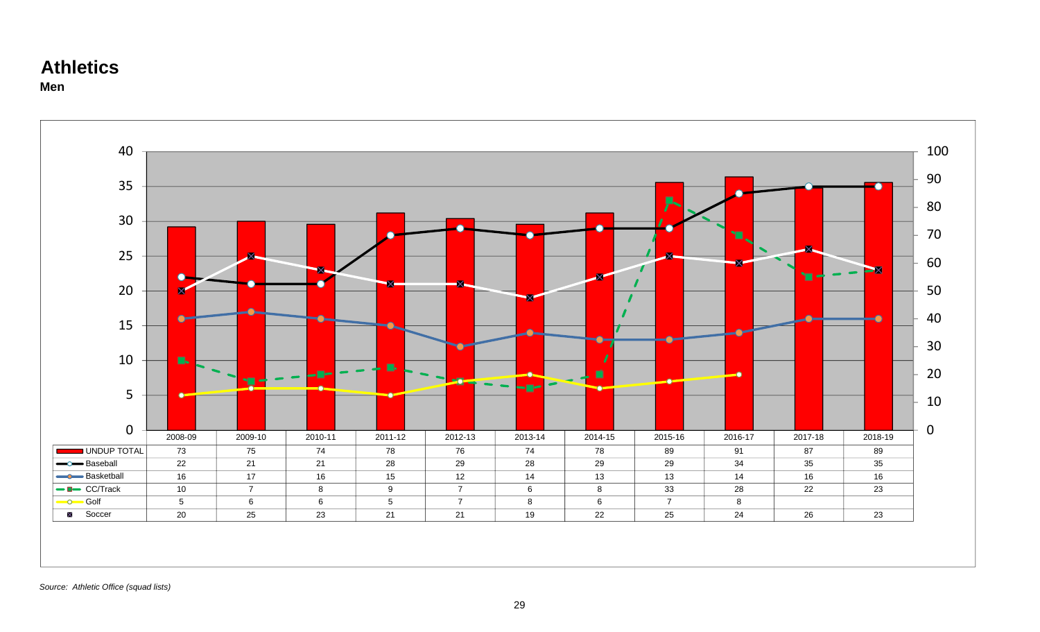# Athletics

**Men**

| | 2008-09 | 2009-10 | 2010-11 | 2011-12 | 2012-13 | 2013-14 | 2014-15 | 2015-16 | 2016-17 | 2017-18 | 2018-19 |
|---|---|---|---|---|---|---|---|---|---|---|---|
| UNDUP TOTAL | 73 | 75 | 74 | 78 | 76 | 74 | 78 | 89 | 91 | 87 | 89 |
| Baseball | 22 | 21 | 21 | 28 | 29 | 28 | 29 | 29 | 34 | 35 | 35 |
| Basketball | 16 | 17 | 16 | 15 | 12 | 14 | 13 | 13 | 14 | 16 | 16 |
| CC/Track | 10 | 7 | 8 | 9 | 7 | 6 | 8 | 33 | 28 | 22 | 23 |
| Golf | 5 | 6 | 6 | 5 | 7 | 8 | 6 | 7 | 8 | | |
| Soccer | 20 | 25 | 23 | 21 | 21 | 19 | 22 | 25 | 24 | 26 | 23 |

*Source: Athletic Office (squad lists)*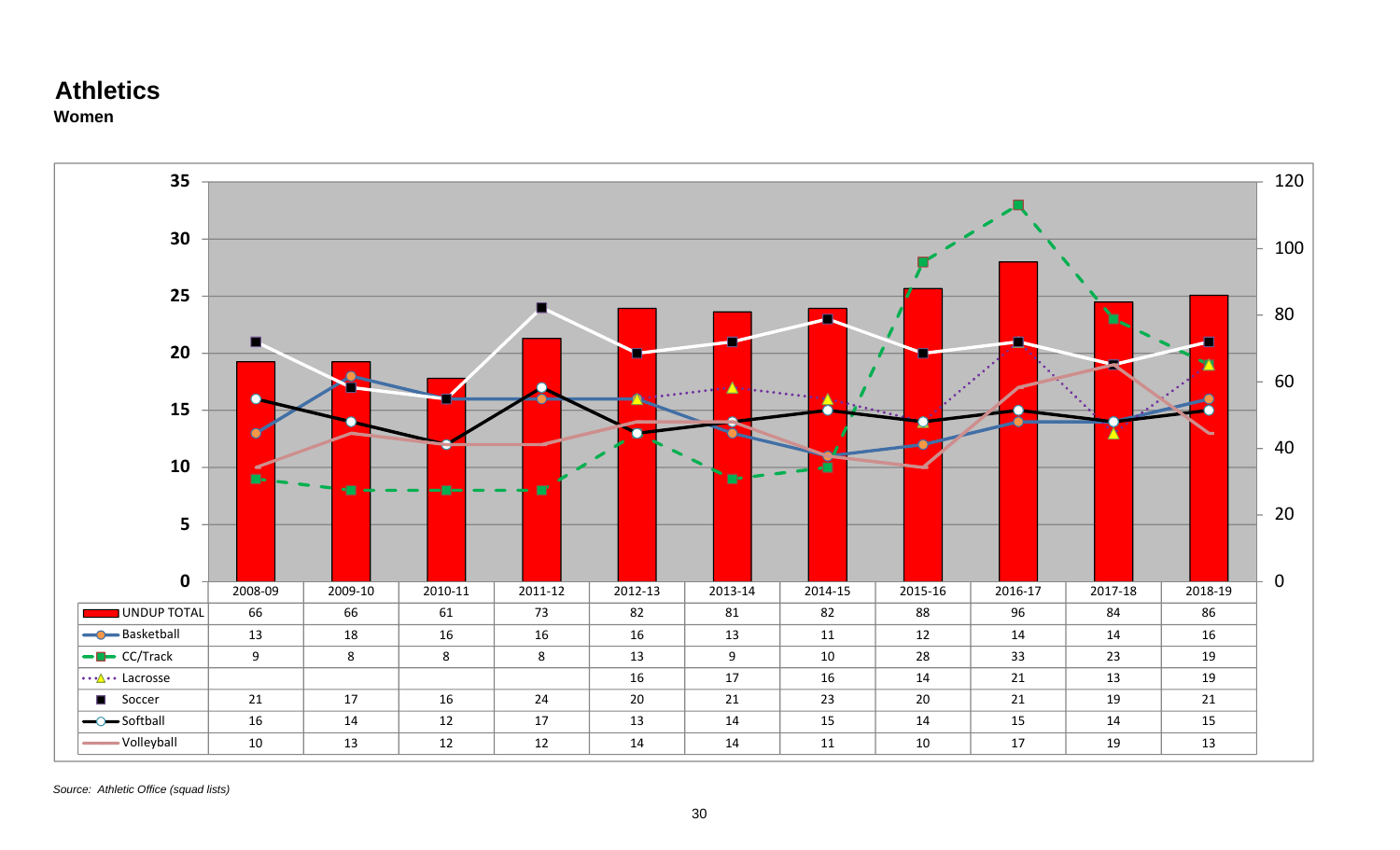# Athletics

**Women**

| | 2008-09 | 2009-10 | 2010-11 | 2011-12 | 2012-13 | 2013-14 | 2014-15 | 2015-16 | 2016-17 | 2017-18 | 2018-19 |
|---|---|---|---|---|---|---|---|---|---|---|---|
| UNDUP TOTAL | 66 | 66 | 61 | 73 | 82 | 81 | 82 | 88 | 96 | 84 | 86 |
| Basketball | 13 | 18 | 16 | 16 | 16 | 13 | 11 | 12 | 14 | 14 | 16 |
| CC/Track | 9 | 8 | 8 | 8 | 13 | 9 | 10 | 28 | 33 | 23 | 19 |
| Lacrosse | | | | | 16 | 17 | 16 | 14 | 21 | 13 | 19 |
| Soccer | 21 | 17 | 16 | 24 | 20 | 21 | 23 | 20 | 21 | 19 | 21 |
| Softball | 16 | 14 | 12 | 17 | 13 | 14 | 15 | 14 | 15 | 14 | 15 |
| Volleyball | 10 | 13 | 12 | 12 | 14 | 14 | 11 | 10 | 17 | 19 | 13 |

*Source: Athletic Office (squad lists)*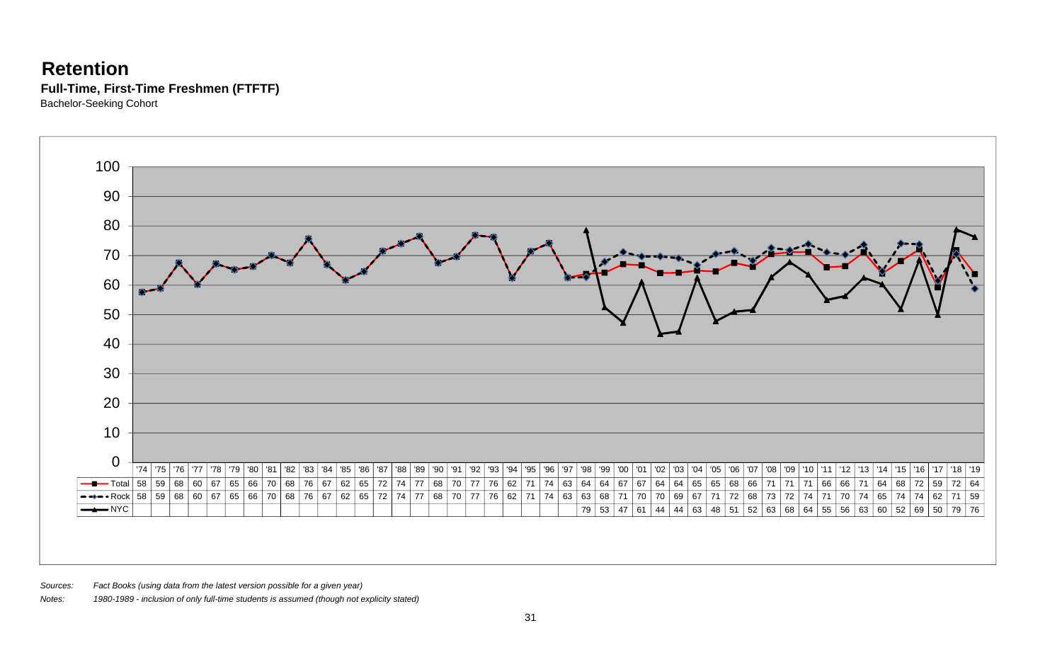# Retention

**Full-Time, First-Time Freshmen (FTFTF)**

Bachelor-Seeking Cohort

| | '74 | '75 | '76 | '77 | '78 | '79 | '80 | '81 | '82 | '83 | '84 | '85 | '86 | '87 | '88 | '89 | '90 | '91 | '92 | '93 | '94 | '95 | '96 | '97 | '98 | '99 | '00 | '01 | '02 | '03 | '04 | '05 | '06 | '07 | '08 | '09 | '10 | '11 | '12 | '13 | '14 | '15 | '16 | '17 | '18 | '19 |
|---|---|---|---|---|---|---|---|---|---|---|---|---|---|---|---|---|---|---|---|---|---|---|---|---|---|---|---|---|---|---|---|---|---|---|---|---|---|---|---|---|---|---|---|---|---|---|
| Total | 58 | 59 | 68 | 60 | 67 | 65 | 66 | 70 | 68 | 76 | 67 | 62 | 65 | 72 | 74 | 77 | 68 | 70 | 77 | 76 | 62 | 71 | 74 | 63 | 64 | 64 | 67 | 67 | 64 | 64 | 65 | 65 | 68 | 66 | 71 | 71 | 71 | 66 | 66 | 71 | 64 | 68 | 72 | 59 | 72 | 64 |
| Rock | 58 | 59 | 68 | 60 | 67 | 65 | 66 | 70 | 68 | 76 | 67 | 62 | 65 | 72 | 74 | 77 | 68 | 70 | 77 | 76 | 62 | 71 | 74 | 63 | 63 | 68 | 71 | 70 | 70 | 69 | 67 | 71 | 72 | 68 | 73 | 72 | 74 | 71 | 70 | 74 | 65 | 74 | 74 | 62 | 71 | 59 |
| NYC | | | | | | | | | | | | | | | | | | | | | | | | | 79 | 53 | 47 | 61 | 44 | 44 | 63 | 48 | 51 | 52 | 63 | 68 | 64 | 55 | 56 | 63 | 60 | 52 | 69 | 50 | 79 | 76 |

*Sources:* *Fact Books (using data from the latest version possible for a given year)*

*Notes:* *1980-1989 - inclusion of only full-time students is assumed (though not explicity stated)*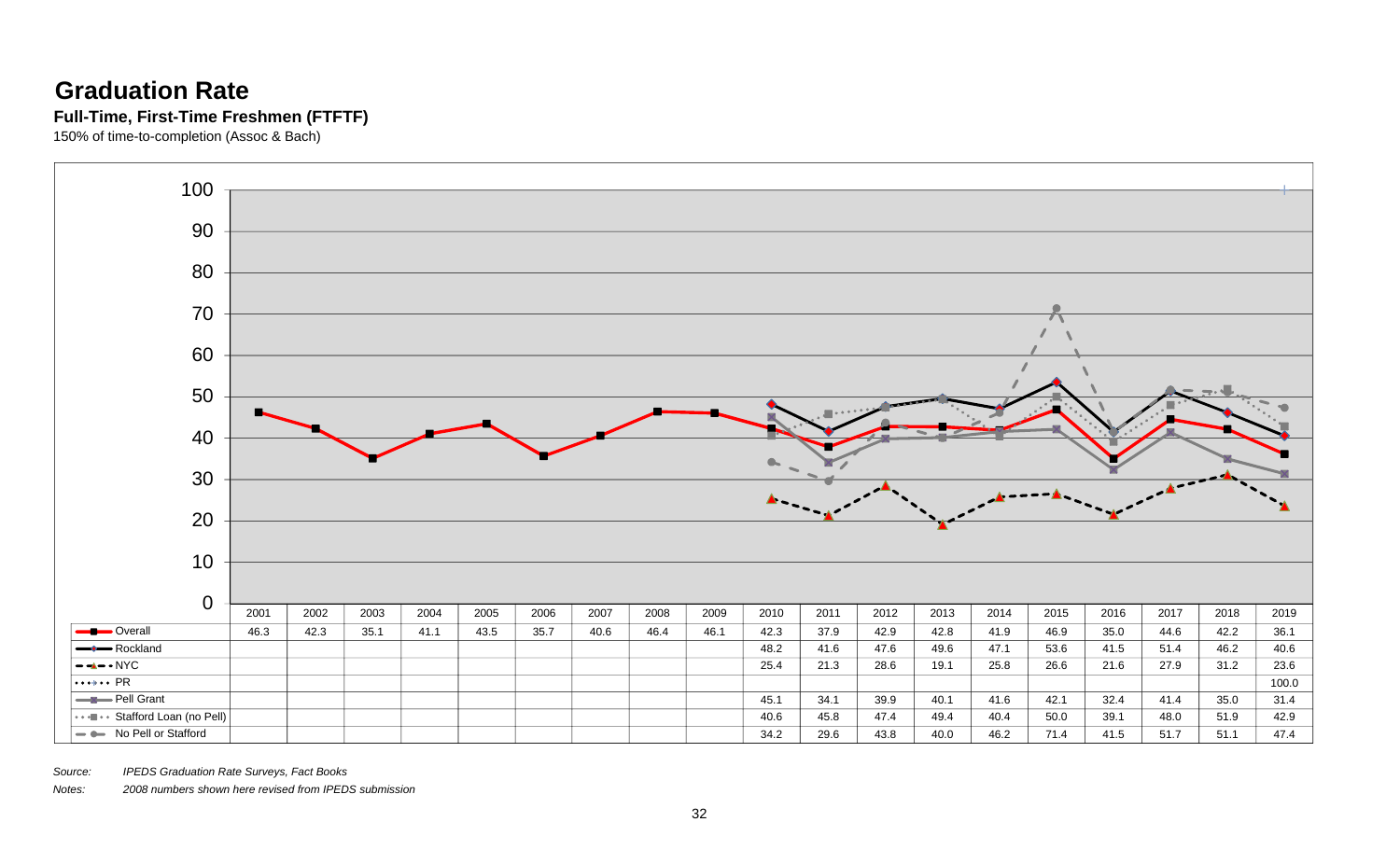# Graduation Rate

**Full-Time, First-Time Freshmen (FTFTF)**

150% of time-to-completion (Assoc & Bach)

| | 2001 | 2002 | 2003 | 2004 | 2005 | 2006 | 2007 | 2008 | 2009 | 2010 | 2011 | 2012 | 2013 | 2014 | 2015 | 2016 | 2017 | 2018 | 2019 |
|---|---|---|---|---|---|---|---|---|---|---|---|---|---|---|---|---|---|---|---|
| Overall | 46.3 | 42.3 | 35.1 | 41.1 | 43.5 | 35.7 | 40.6 | 46.4 | 46.1 | 42.3 | 37.9 | 42.9 | 42.8 | 41.9 | 46.9 | 35.0 | 44.6 | 42.2 | 36.1 |
| Rockland | | | | | | | | | | 48.2 | 41.6 | 47.6 | 49.6 | 47.1 | 53.6 | 41.5 | 51.4 | 46.2 | 40.6 |
| NYC | | | | | | | | | | 25.4 | 21.3 | 28.6 | 19.1 | 25.8 | 26.6 | 21.6 | 27.9 | 31.2 | 23.6 |
| PR | | | | | | | | | | | | | | | | | | | 100.0 |
| Pell Grant | | | | | | | | | | 45.1 | 34.1 | 39.9 | 40.1 | 41.6 | 42.1 | 32.4 | 41.4 | 35.0 | 31.4 |
| Stafford Loan (no Pell) | | | | | | | | | | 40.6 | 45.8 | 47.4 | 49.4 | 40.4 | 50.0 | 39.1 | 48.0 | 51.9 | 42.9 |
| No Pell or Stafford | | | | | | | | | | 34.2 | 29.6 | 43.8 | 40.0 | 46.2 | 71.4 | 41.5 | 51.7 | 51.1 | 47.4 |

*Source:* *IPEDS Graduation Rate Surveys, Fact Books*

*Notes:* *2008 numbers shown here revised from IPEDS submission*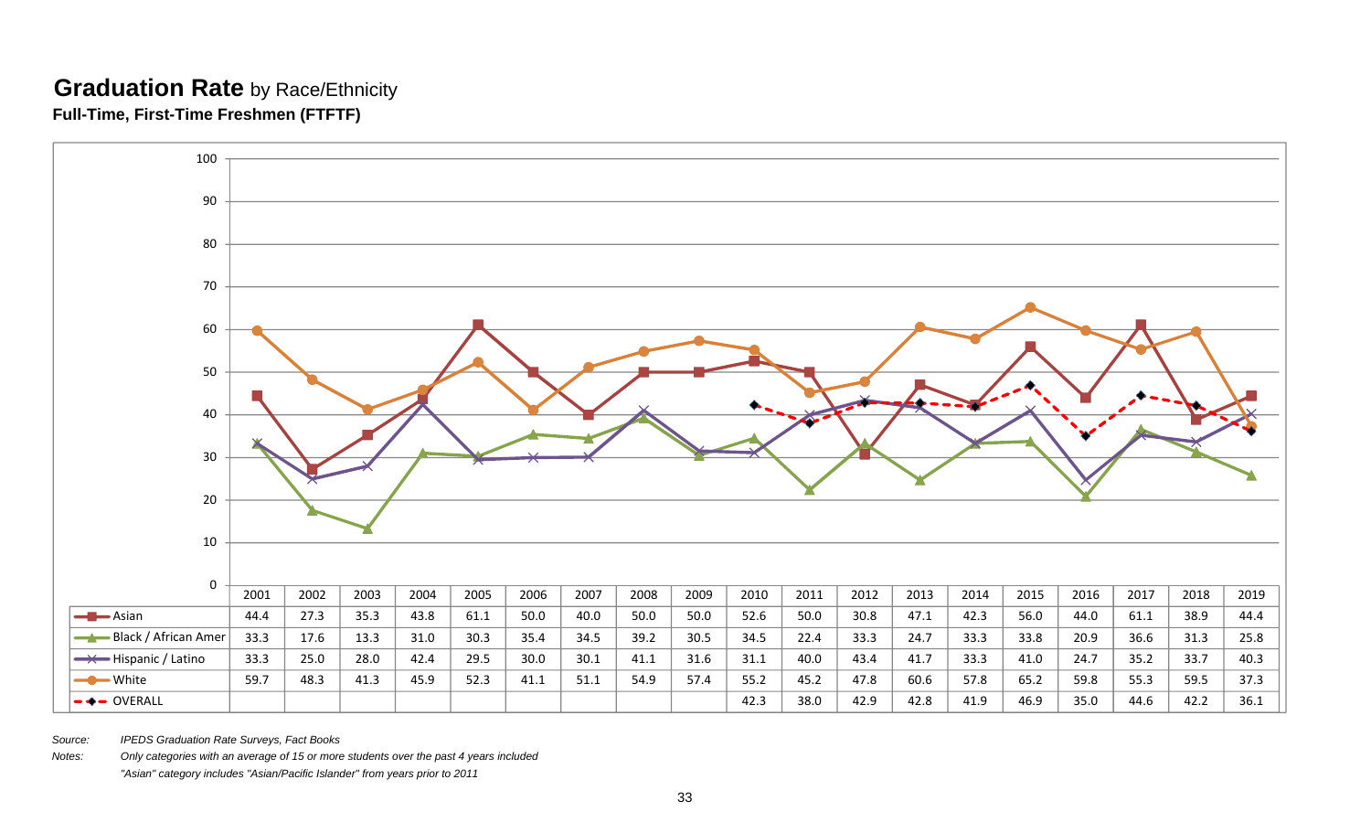# **Graduation Rate** by Race/Ethnicity

**Full-Time, First-Time Freshmen (FTFTF)**

| | 2001 | 2002 | 2003 | 2004 | 2005 | 2006 | 2007 | 2008 | 2009 | 2010 | 2011 | 2012 | 2013 | 2014 | 2015 | 2016 | 2017 | 2018 | 2019 |
|---|---|---|---|---|---|---|---|---|---|---|---|---|---|---|---|---|---|---|---|
| Asian | 44.4 | 27.3 | 35.3 | 43.8 | 61.1 | 50.0 | 40.0 | 50.0 | 50.0 | 52.6 | 50.0 | 30.8 | 47.1 | 42.3 | 56.0 | 44.0 | 61.1 | 38.9 | 44.4 |
| Black / African Amer | 33.3 | 17.6 | 13.3 | 31.0 | 30.3 | 35.4 | 34.5 | 39.2 | 30.5 | 34.5 | 22.4 | 33.3 | 24.7 | 33.3 | 33.8 | 20.9 | 36.6 | 31.3 | 25.8 |
| Hispanic / Latino | 33.3 | 25.0 | 28.0 | 42.4 | 29.5 | 30.0 | 30.1 | 41.1 | 31.6 | 31.1 | 40.0 | 43.4 | 41.7 | 33.3 | 41.0 | 24.7 | 35.2 | 33.7 | 40.3 |
| White | 59.7 | 48.3 | 41.3 | 45.9 | 52.3 | 41.1 | 51.1 | 54.9 | 57.4 | 55.2 | 45.2 | 47.8 | 60.6 | 57.8 | 65.2 | 59.8 | 55.3 | 59.5 | 37.3 |
| OVERALL | | | | | | | | | | 42.3 | 38.0 | 42.9 | 42.8 | 41.9 | 46.9 | 35.0 | 44.6 | 42.2 | 36.1 |

*Source:* *IPEDS Graduation Rate Surveys, Fact Books*

*Notes:* *Only categories with an average of 15 or more students over the past 4 years included*

*"Asian" category includes "Asian/Pacific Islander" from years prior to 2011*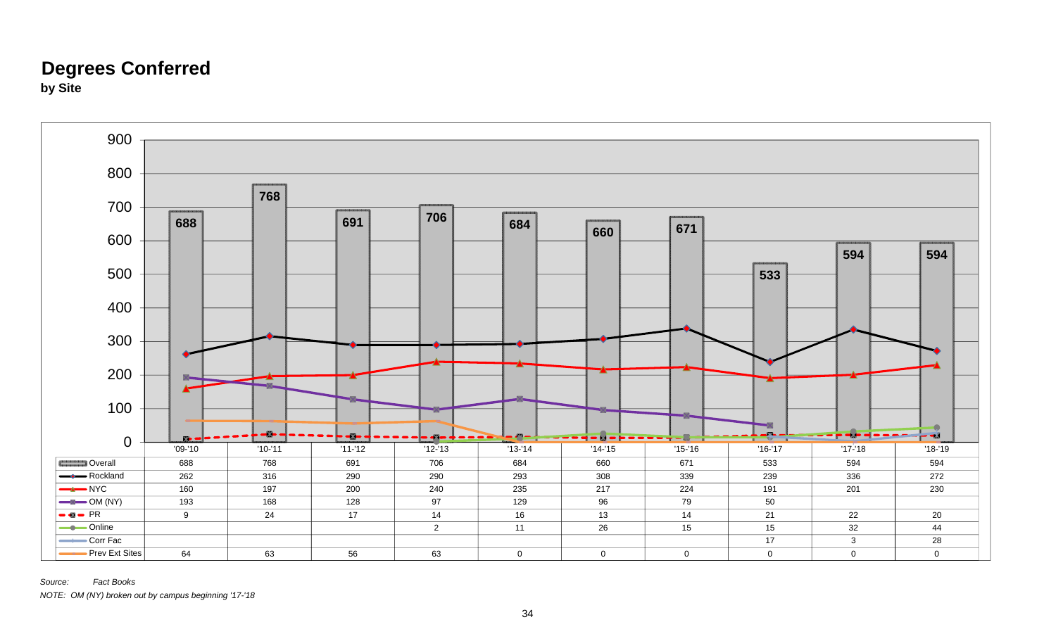# Degrees Conferred

**by Site**

| | '09-'10 | '10-'11 | '11-'12 | '12-'13 | '13-'14 | '14-'15 | '15-'16 | '16-'17 | '17-'18 | '18-'19 |
|---|---|---|---|---|---|---|---|---|---|---|
| Overall | 688 | 768 | 691 | 706 | 684 | 660 | 671 | 533 | 594 | 594 |
| Rockland | 262 | 316 | 290 | 290 | 293 | 308 | 339 | 239 | 336 | 272 |
| NYC | 160 | 197 | 200 | 240 | 235 | 217 | 224 | 191 | 201 | 230 |
| OM (NY) | 193 | 168 | 128 | 97 | 129 | 96 | 79 | 50 | | |
| PR | 9 | 24 | 17 | 14 | 16 | 13 | 14 | 21 | 22 | 20 |
| Online | | | | 2 | 11 | 26 | 15 | 15 | 32 | 44 |
| Corr Fac | | | | | | | | 17 | 3 | 28 |
| Prev Ext Sites | 64 | 63 | 56 | 63 | 0 | 0 | 0 | 0 | 0 | 0 |

*Source: Fact Books*

*NOTE: OM (NY) broken out by campus beginning '17-'18*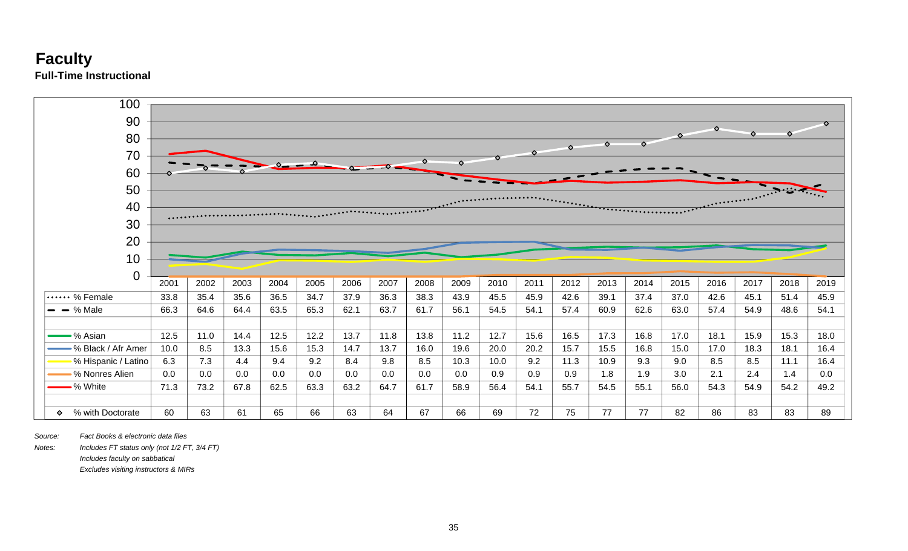# Faculty

**Full-Time Instructional**

| | 2001 | 2002 | 2003 | 2004 | 2005 | 2006 | 2007 | 2008 | 2009 | 2010 | 2011 | 2012 | 2013 | 2014 | 2015 | 2016 | 2017 | 2018 | 2019 |
|---|---|---|---|---|---|---|---|---|---|---|---|---|---|---|---|---|---|---|---|
| % Female | 33.8 | 35.4 | 35.6 | 36.5 | 34.7 | 37.9 | 36.3 | 38.3 | 43.9 | 45.5 | 45.9 | 42.6 | 39.1 | 37.4 | 37.0 | 42.6 | 45.1 | 51.4 | 45.9 |
| % Male | 66.3 | 64.6 | 64.4 | 63.5 | 65.3 | 62.1 | 63.7 | 61.7 | 56.1 | 54.5 | 54.1 | 57.4 | 60.9 | 62.6 | 63.0 | 57.4 | 54.9 | 48.6 | 54.1 |
| | | | | | | | | | | | | | | | | | | | |
| % Asian | 12.5 | 11.0 | 14.4 | 12.5 | 12.2 | 13.7 | 11.8 | 13.8 | 11.2 | 12.7 | 15.6 | 16.5 | 17.3 | 16.8 | 17.0 | 18.1 | 15.9 | 15.3 | 18.0 |
| % Black / Afr Amer | 10.0 | 8.5 | 13.3 | 15.6 | 15.3 | 14.7 | 13.7 | 16.0 | 19.6 | 20.0 | 20.2 | 15.7 | 15.5 | 16.8 | 15.0 | 17.0 | 18.3 | 18.1 | 16.4 |
| % Hispanic / Latino | 6.3 | 7.3 | 4.4 | 9.4 | 9.2 | 8.4 | 9.8 | 8.5 | 10.3 | 10.0 | 9.2 | 11.3 | 10.9 | 9.3 | 9.0 | 8.5 | 8.5 | 11.1 | 16.4 |
| % Nonres Alien | 0.0 | 0.0 | 0.0 | 0.0 | 0.0 | 0.0 | 0.0 | 0.0 | 0.0 | 0.9 | 0.9 | 0.9 | 1.8 | 1.9 | 3.0 | 2.1 | 2.4 | 1.4 | 0.0 |
| % White | 71.3 | 73.2 | 67.8 | 62.5 | 63.3 | 63.2 | 64.7 | 61.7 | 58.9 | 56.4 | 54.1 | 55.7 | 54.5 | 55.1 | 56.0 | 54.3 | 54.9 | 54.2 | 49.2 |
| | | | | | | | | | | | | | | | | | | | |
| % with Doctorate | 60 | 63 | 61 | 65 | 66 | 63 | 64 | 67 | 66 | 69 | 72 | 75 | 77 | 77 | 82 | 86 | 83 | 83 | 89 |

*Source:* *Fact Books & electronic data files*

*Notes:* *Includes FT status only (not 1/2 FT, 3/4 FT)*
*Includes faculty on sabbatical*
*Excludes visiting instructors & MIRs*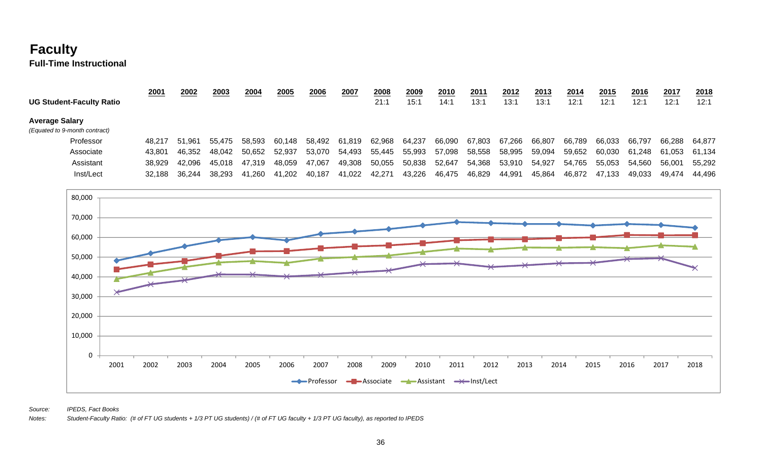# Faculty

## Full-Time Instructional

| | 2001 | 2002 | 2003 | 2004 | 2005 | 2006 | 2007 | 2008 | 2009 | 2010 | 2011 | 2012 | 2013 | 2014 | 2015 | 2016 | 2017 | 2018 |
|---|---|---|---|---|---|---|---|---|---|---|---|---|---|---|---|---|---|---|
| **UG Student-Faculty Ratio** | | | | | | | | 21:1 | 15:1 | 14:1 | 13:1 | 13:1 | 13:1 | 12:1 | 12:1 | 12:1 | 12:1 | 12:1 |
| **Average Salary** *(Equated to 9-month contract)* | | | | | | | | | | | | | | | | | | |
| Professor | 48,217 | 51,961 | 55,475 | 58,593 | 60,148 | 58,492 | 61,819 | 62,968 | 64,237 | 66,090 | 67,803 | 67,266 | 66,807 | 66,789 | 66,033 | 66,797 | 66,288 | 64,877 |
| Associate | 43,801 | 46,352 | 48,042 | 50,652 | 52,937 | 53,070 | 54,493 | 55,445 | 55,993 | 57,098 | 58,558 | 58,995 | 59,094 | 59,652 | 60,030 | 61,248 | 61,053 | 61,134 |
| Assistant | 38,929 | 42,096 | 45,018 | 47,319 | 48,059 | 47,067 | 49,308 | 50,055 | 50,838 | 52,647 | 54,368 | 53,910 | 54,927 | 54,765 | 55,053 | 54,560 | 56,001 | 55,292 |
| Inst/Lect | 32,188 | 36,244 | 38,293 | 41,260 | 41,202 | 40,187 | 41,022 | 42,271 | 43,226 | 46,475 | 46,829 | 44,991 | 45,864 | 46,872 | 47,133 | 49,033 | 49,474 | 44,496 |

*Source:* *IPEDS, Fact Books*

*Notes:* *Student-Faculty Ratio: (# of FT UG students + 1/3 PT UG students) / (# of FT UG faculty + 1/3 PT UG faculty), as reported to IPEDS*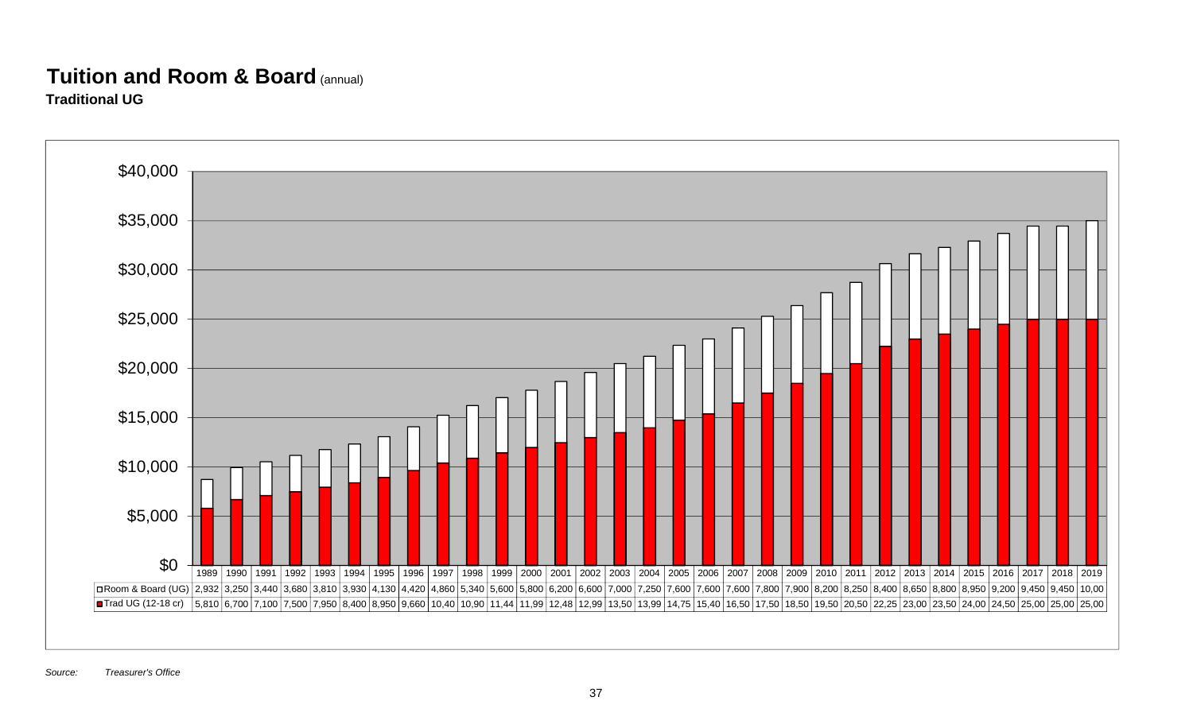# Tuition and Room & Board (annual)

**Traditional UG**

| | 1989 | 1990 | 1991 | 1992 | 1993 | 1994 | 1995 | 1996 | 1997 | 1998 | 1999 | 2000 | 2001 | 2002 | 2003 | 2004 | 2005 | 2006 | 2007 | 2008 | 2009 | 2010 | 2011 | 2012 | 2013 | 2014 | 2015 | 2016 | 2017 | 2018 | 2019 |
|---|---|---|---|---|---|---|---|---|---|---|---|---|---|---|---|---|---|---|---|---|---|---|---|---|---|---|---|---|---|---|---|
| Room & Board (UG) | 2,932 | 3,250 | 3,440 | 3,680 | 3,810 | 3,930 | 4,130 | 4,420 | 4,860 | 5,340 | 5,600 | 5,800 | 6,200 | 6,600 | 7,000 | 7,250 | 7,600 | 7,600 | 7,600 | 7,800 | 7,900 | 8,200 | 8,250 | 8,400 | 8,650 | 8,800 | 8,950 | 9,200 | 9,450 | 9,450 | 10,00 |
| Trad UG (12-18 cr) | 5,810 | 6,700 | 7,100 | 7,500 | 7,950 | 8,400 | 8,950 | 9,660 | 10,40 | 10,90 | 11,44 | 11,99 | 12,48 | 12,99 | 13,50 | 13,99 | 14,75 | 15,40 | 16,50 | 17,50 | 18,50 | 19,50 | 20,50 | 22,25 | 23,00 | 23,50 | 24,00 | 24,50 | 25,00 | 25,00 | 25,00 |

*Source: Treasurer's Office*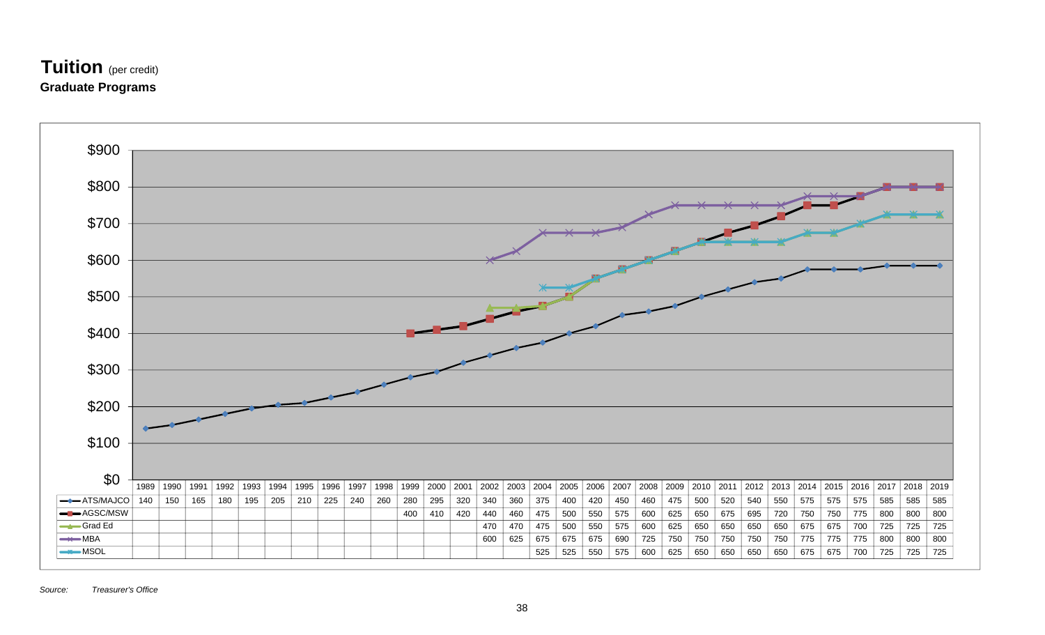## Tuition (per credit)

### Graduate Programs

| | 1989 | 1990 | 1991 | 1992 | 1993 | 1994 | 1995 | 1996 | 1997 | 1998 | 1999 | 2000 | 2001 | 2002 | 2003 | 2004 | 2005 | 2006 | 2007 | 2008 | 2009 | 2010 | 2011 | 2012 | 2013 | 2014 | 2015 | 2016 | 2017 | 2018 | 2019 |
|---|---|---|---|---|---|---|---|---|---|---|---|---|---|---|---|---|---|---|---|---|---|---|---|---|---|---|---|---|---|---|---|
| ATS/MAJCO | 140 | 150 | 165 | 180 | 195 | 205 | 210 | 225 | 240 | 260 | 280 | 295 | 320 | 340 | 360 | 375 | 400 | 420 | 450 | 460 | 475 | 500 | 520 | 540 | 550 | 575 | 575 | 575 | 585 | 585 | 585 |
| AGSC/MSW | | | | | | | | | | | 400 | 410 | 420 | 440 | 460 | 475 | 500 | 550 | 575 | 600 | 625 | 650 | 675 | 695 | 720 | 750 | 750 | 775 | 800 | 800 | 800 |
| Grad Ed | | | | | | | | | | | | | | 470 | 470 | 475 | 500 | 550 | 575 | 600 | 625 | 650 | 650 | 650 | 650 | 675 | 675 | 700 | 725 | 725 | 725 |
| MBA | | | | | | | | | | | | | | 600 | 625 | 675 | 675 | 675 | 690 | 725 | 750 | 750 | 750 | 750 | 750 | 775 | 775 | 775 | 800 | 800 | 800 |
| MSOL | | | | | | | | | | | | | | | | 525 | 525 | 550 | 575 | 600 | 625 | 650 | 650 | 650 | 650 | 675 | 675 | 700 | 725 | 725 | 725 |

*Source: Treasurer's Office*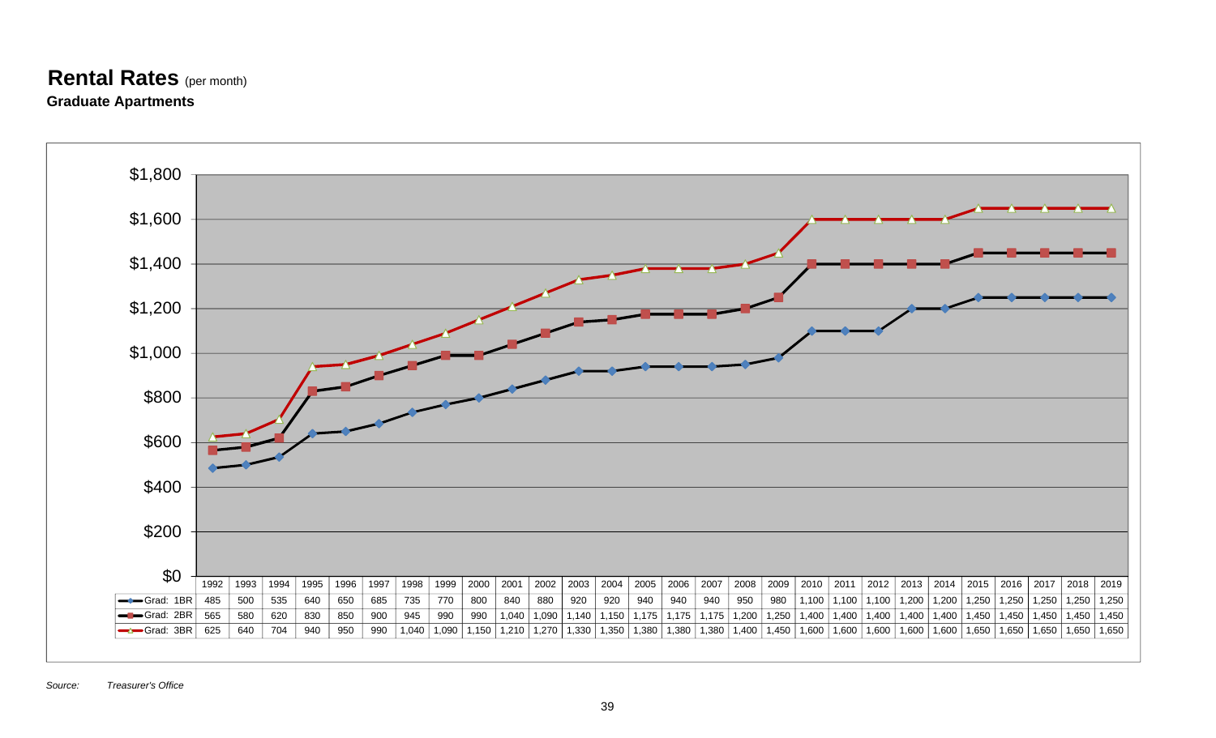# Rental Rates (per month)

**Graduate Apartments**

| | 1992 | 1993 | 1994 | 1995 | 1996 | 1997 | 1998 | 1999 | 2000 | 2001 | 2002 | 2003 | 2004 | 2005 | 2006 | 2007 | 2008 | 2009 | 2010 | 2011 | 2012 | 2013 | 2014 | 2015 | 2016 | 2017 | 2018 | 2019 |
|---|---|---|---|---|---|---|---|---|---|---|---|---|---|---|---|---|---|---|---|---|---|---|---|---|---|---|---|---|
| Grad: 1BR | 485 | 500 | 535 | 640 | 650 | 685 | 735 | 770 | 800 | 840 | 880 | 920 | 920 | 940 | 940 | 940 | 950 | 980 | 1,100 | 1,100 | 1,100 | 1,200 | 1,200 | 1,250 | 1,250 | 1,250 | 1,250 | 1,250 |
| Grad: 2BR | 565 | 580 | 620 | 830 | 850 | 900 | 945 | 990 | 990 | 1,040 | 1,090 | 1,140 | 1,150 | 1,175 | 1,175 | 1,175 | 1,200 | 1,250 | 1,400 | 1,400 | 1,400 | 1,400 | 1,400 | 1,450 | 1,450 | 1,450 | 1,450 | 1,450 |
| Grad: 3BR | 625 | 640 | 704 | 940 | 950 | 990 | 1,040 | 1,090 | 1,150 | 1,210 | 1,270 | 1,330 | 1,350 | 1,380 | 1,380 | 1,380 | 1,400 | 1,450 | 1,600 | 1,600 | 1,600 | 1,600 | 1,600 | 1,650 | 1,650 | 1,650 | 1,650 | 1,650 |

*Source:* *Treasurer's Office*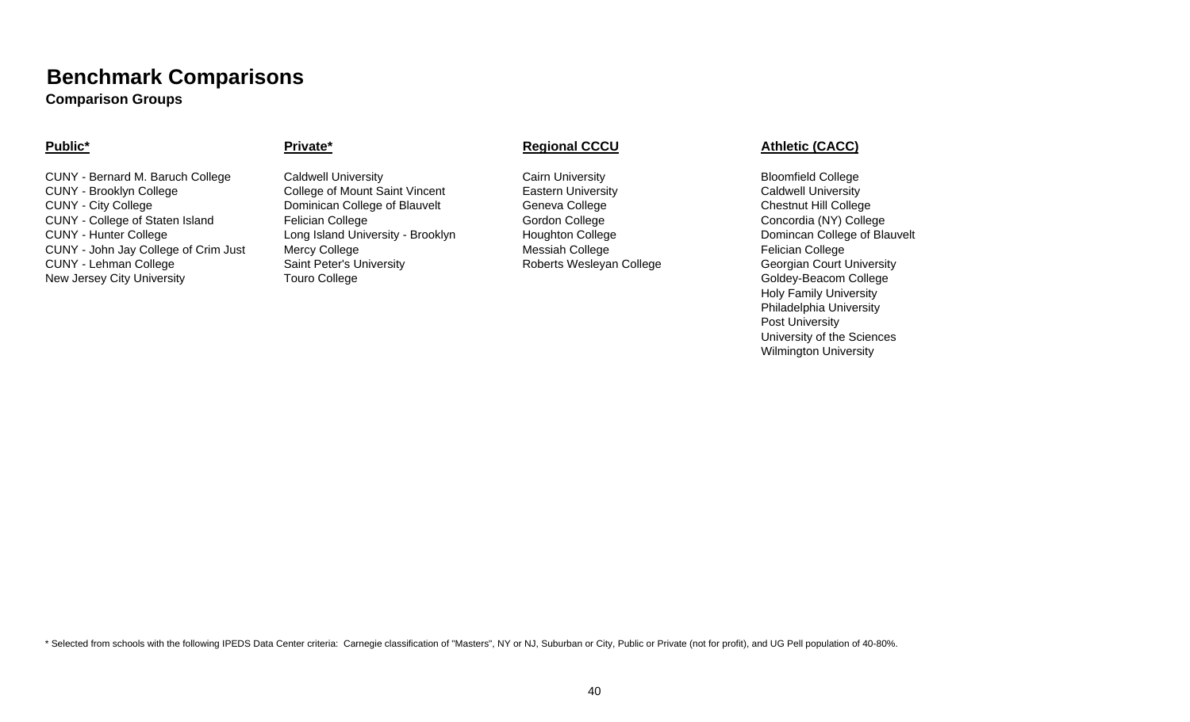# Benchmark Comparisons

## Comparison Groups

**Public***

- CUNY - Bernard M. Baruch College
- CUNY - Brooklyn College
- CUNY - City College
- CUNY - College of Staten Island
- CUNY - Hunter College
- CUNY - John Jay College of Crim Just
- CUNY - Lehman College
- New Jersey City University

**Private***

- Caldwell University
- College of Mount Saint Vincent
- Dominican College of Blauvelt
- Felician College
- Long Island University - Brooklyn
- Mercy College
- Saint Peter's University
- Touro College

**Regional CCCU**

- Cairn University
- Eastern University
- Geneva College
- Gordon College
- Houghton College
- Messiah College
- Roberts Wesleyan College

**Athletic (CACC)**

- Bloomfield College
- Caldwell University
- Chestnut Hill College
- Concordia (NY) College
- Domincan College of Blauvelt
- Felician College
- Georgian Court University
- Goldey-Beacom College
- Holy Family University
- Philadelphia University
- Post University
- University of the Sciences
- Wilmington University

* Selected from schools with the following IPEDS Data Center criteria: Carnegie classification of "Masters", NY or NJ, Suburban or City, Public or Private (not for profit), and UG Pell population of 40-80%.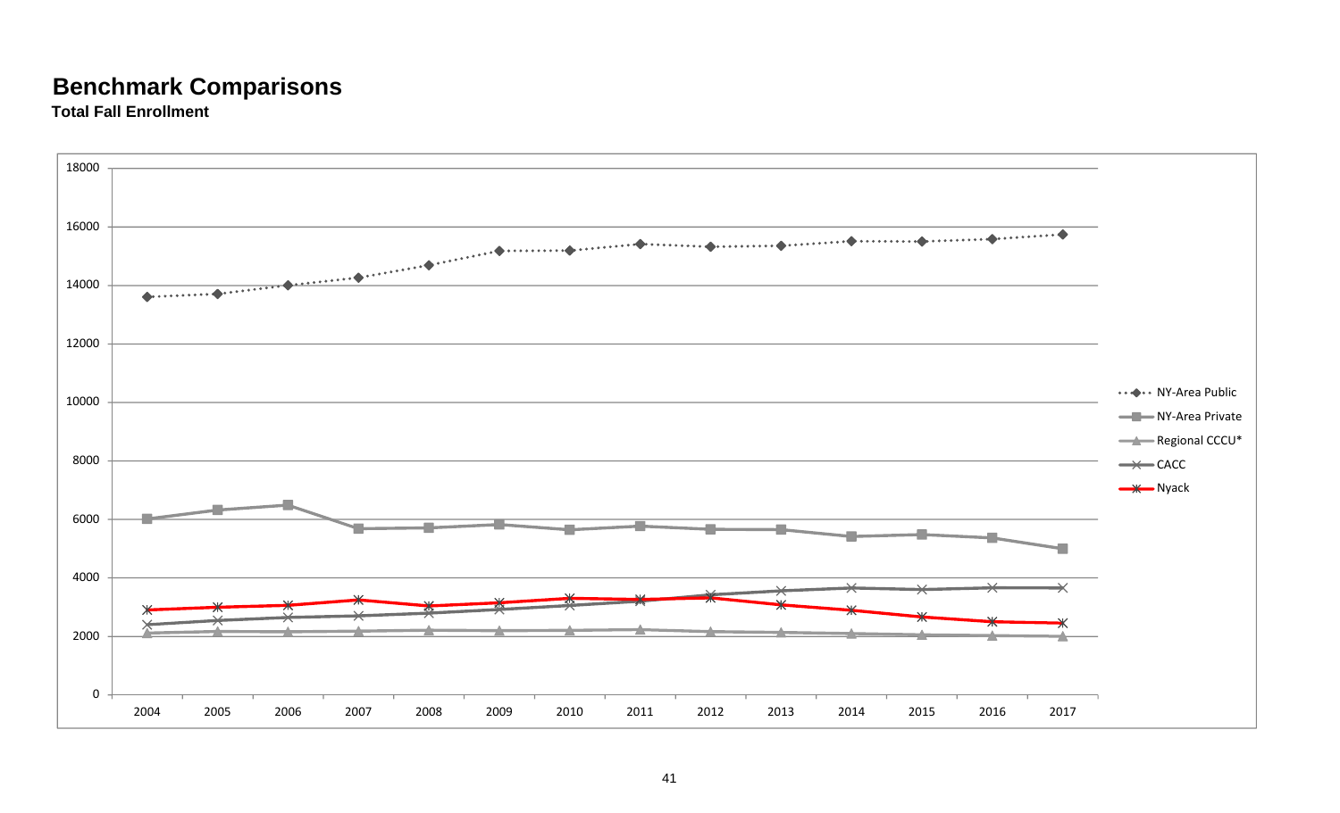# Benchmark Comparisons

**Total Fall Enrollment**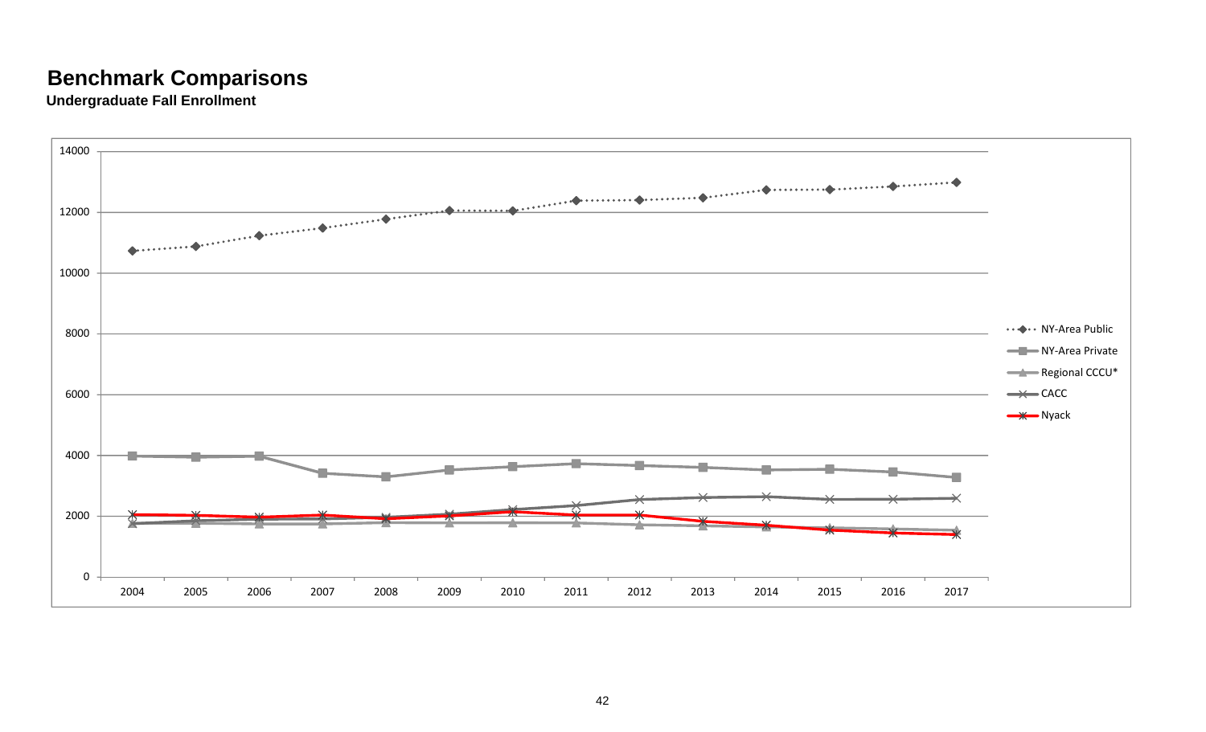# Benchmark Comparisons

**Undergraduate Fall Enrollment**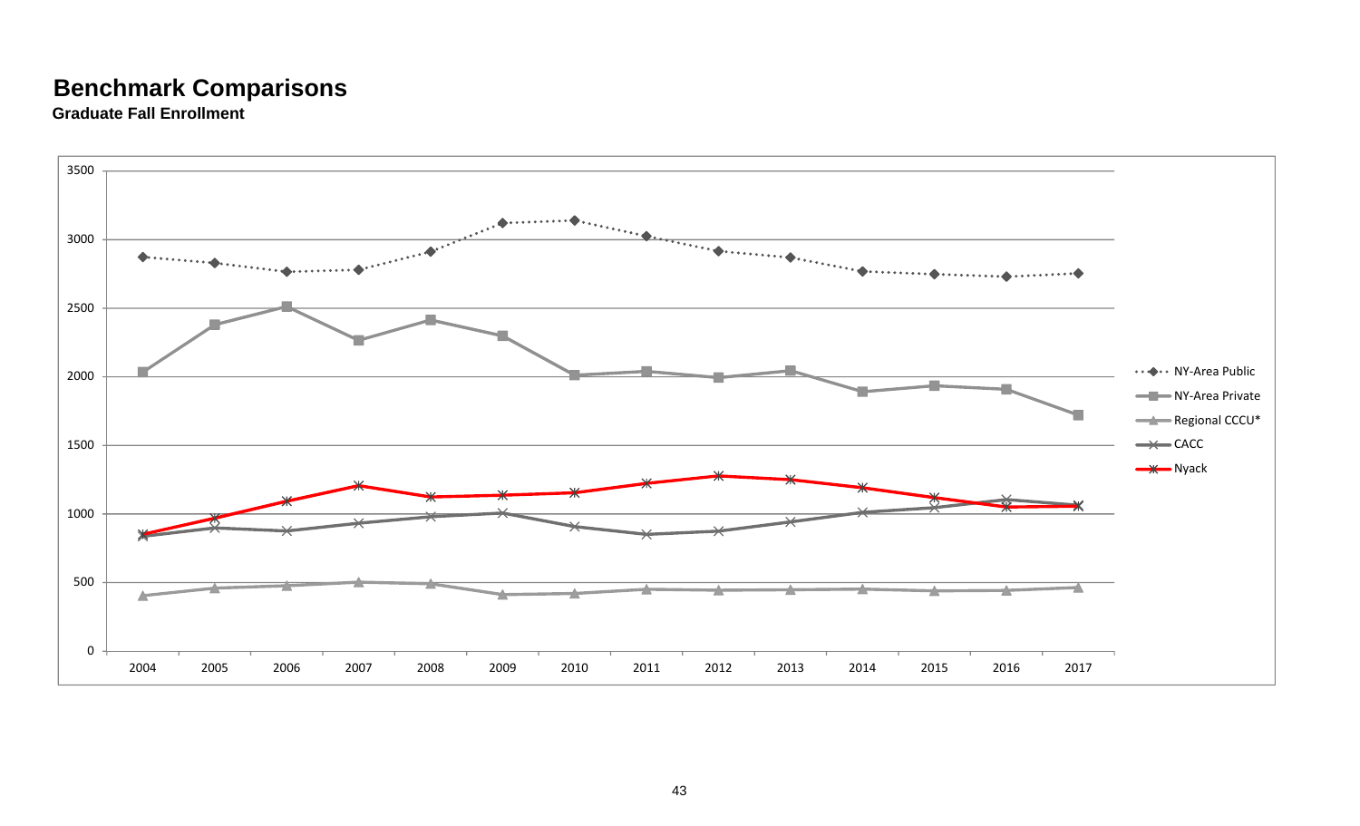# Benchmark Comparisons

**Graduate Fall Enrollment**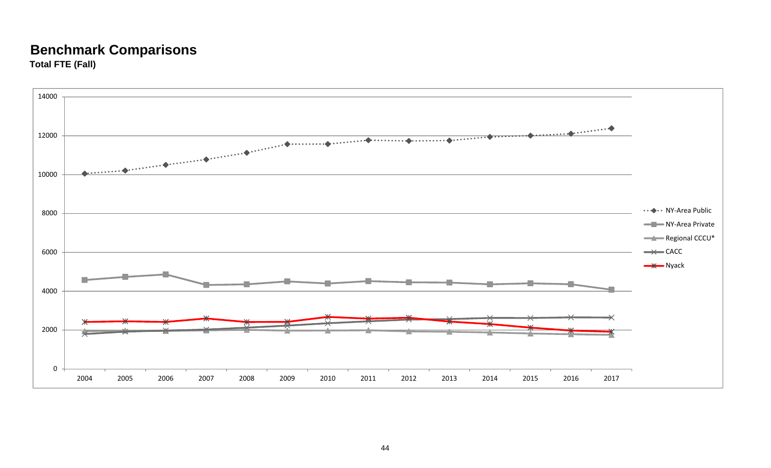# Benchmark Comparisons

**Total FTE (Fall)**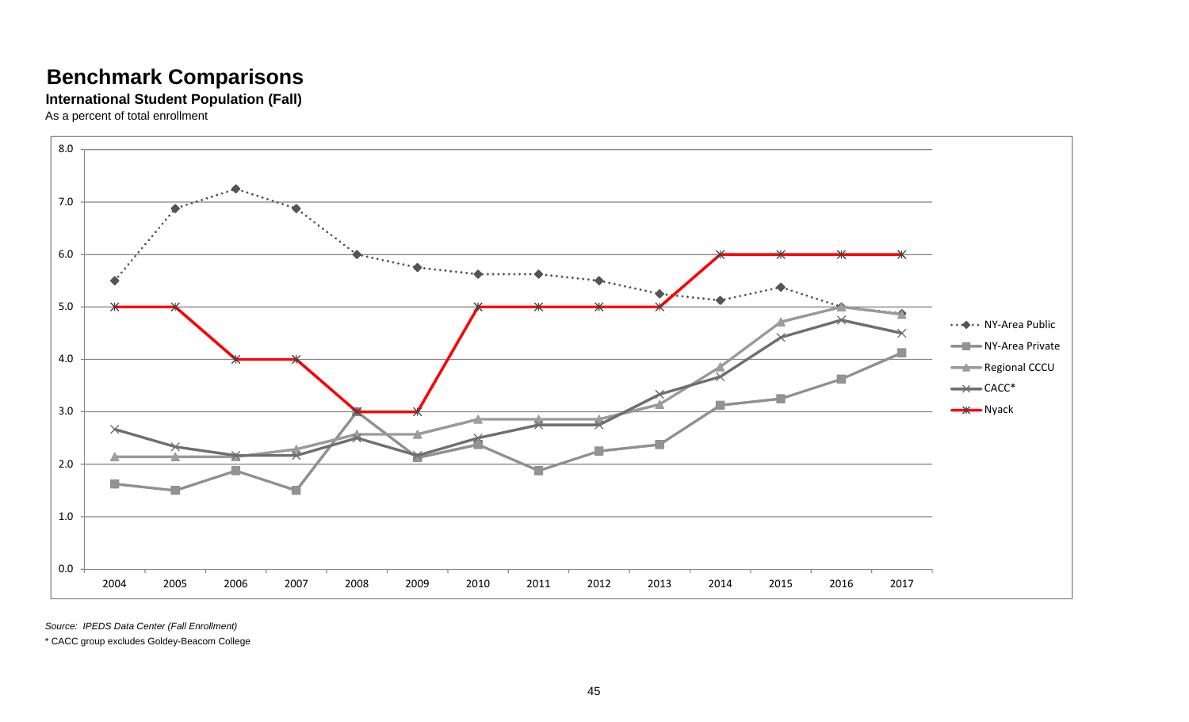# Benchmark Comparisons

**International Student Population (Fall)**

As a percent of total enrollment

*Source: IPEDS Data Center (Fall Enrollment)*

\* CACC group excludes Goldey-Beacom College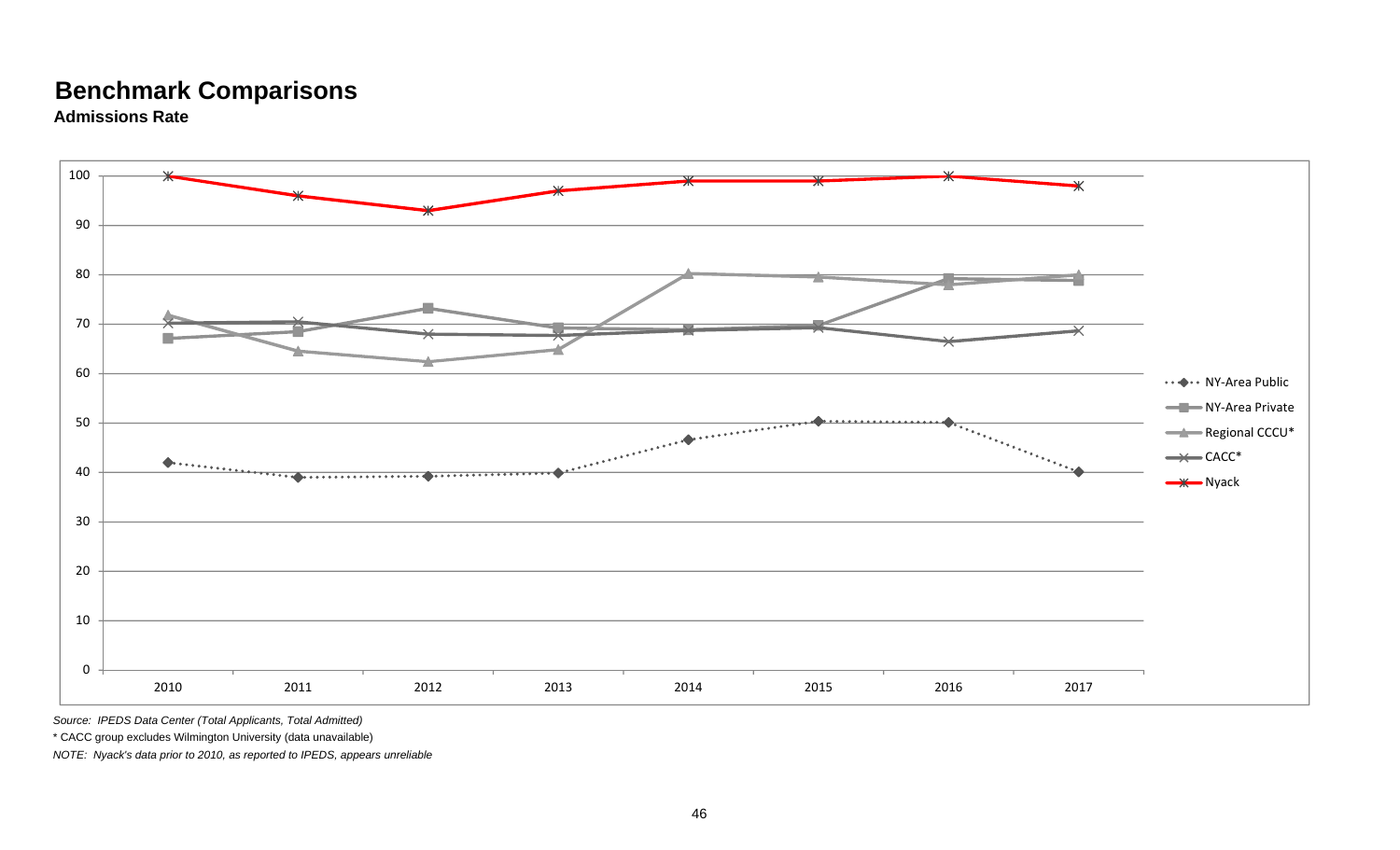## Benchmark Comparisons

**Admissions Rate**

*Source: IPEDS Data Center (Total Applicants, Total Admitted)*

\* CACC group excludes Wilmington University (data unavailable)

*NOTE: Nyack's data prior to 2010, as reported to IPEDS, appears unreliable*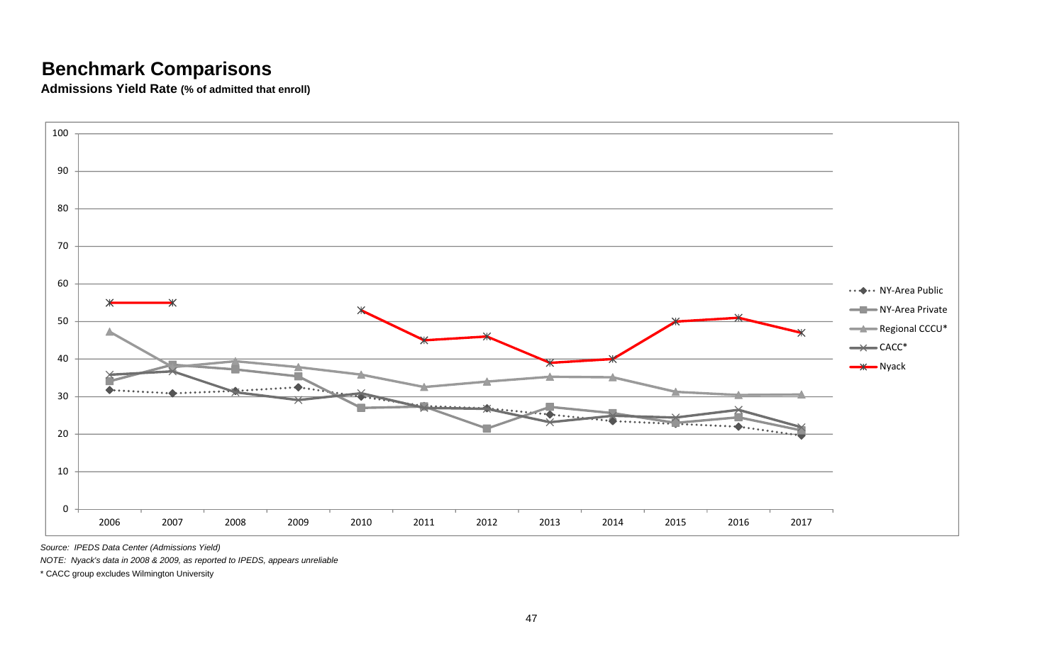# Benchmark Comparisons

**Admissions Yield Rate (% of admitted that enroll)**

*Source: IPEDS Data Center (Admissions Yield)*

*NOTE: Nyack's data in 2008 & 2009, as reported to IPEDS, appears unreliable*

* CACC group excludes Wilmington University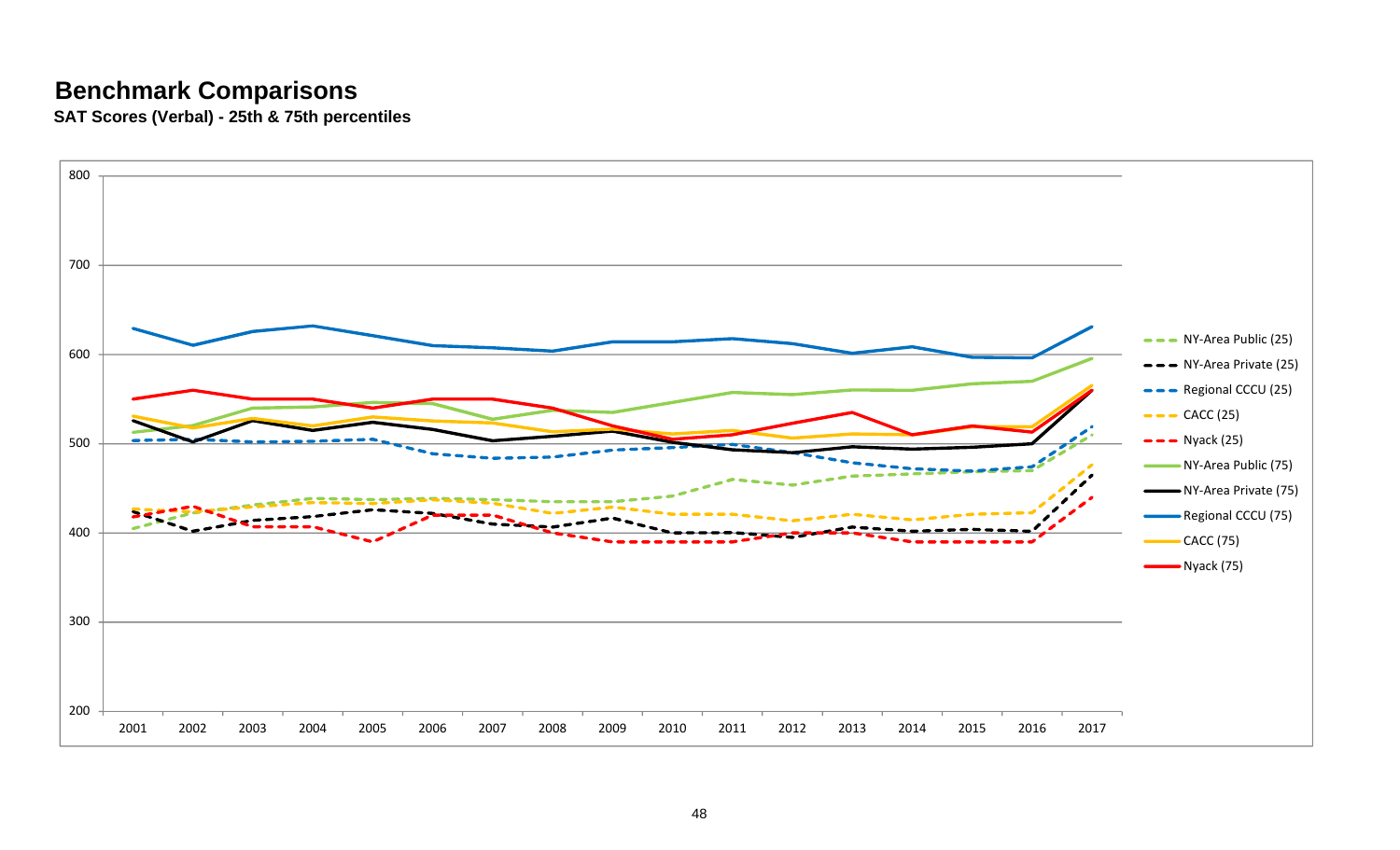# Benchmark Comparisons

**SAT Scores (Verbal) - 25th & 75th percentiles**

800
700
600
500
400
300
200

2001 2002 2003 2004 2005 2006 2007 2008 2009 2010 2011 2012 2013 2014 2015 2016 2017

- NY-Area Public (25)
- NY-Area Private (25)
- Regional CCCU (25)
- CACC (25)
- Nyack (25)
- NY-Area Public (75)
- NY-Area Private (75)
- Regional CCCU (75)
- CACC (75)
- Nyack (75)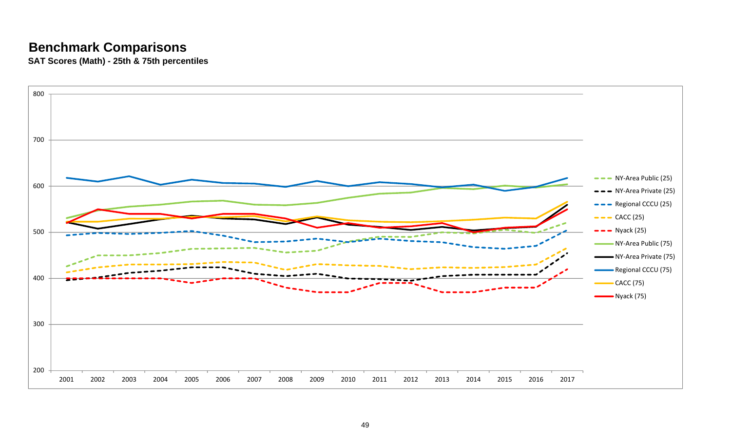## Benchmark Comparisons

**SAT Scores (Math) - 25th & 75th percentiles**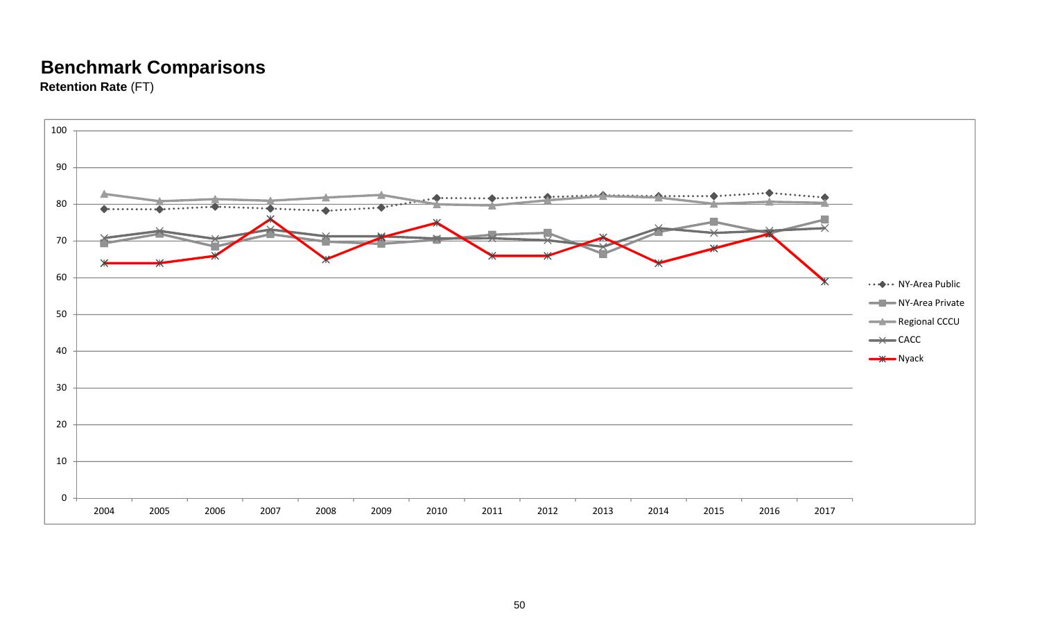## Benchmark Comparisons

**Retention Rate** (FT)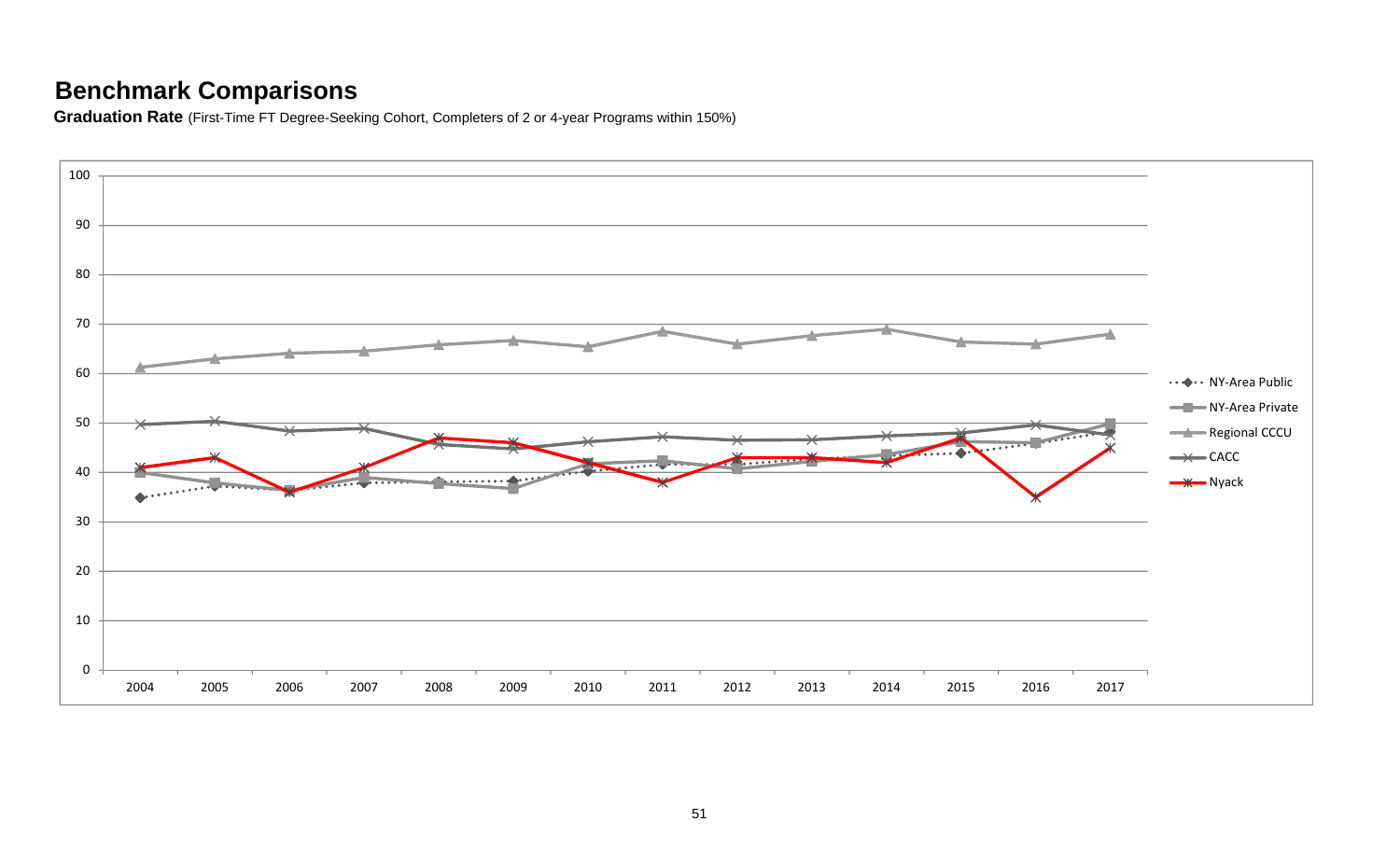## Benchmark Comparisons

**Graduation Rate** (First-Time FT Degree-Seeking Cohort, Completers of 2 or 4-year Programs within 150%)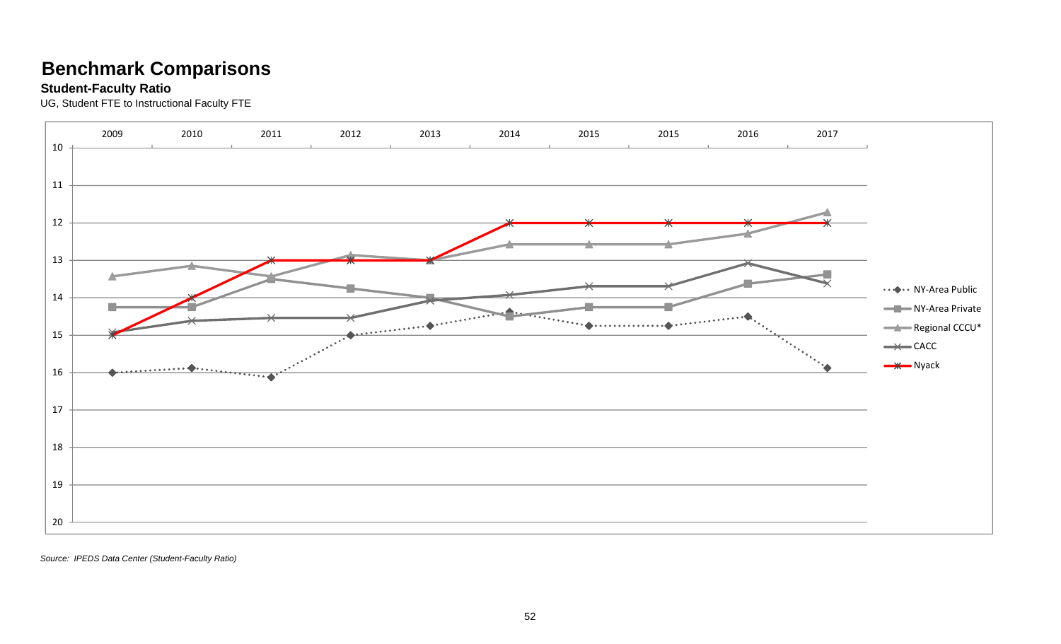# Benchmark Comparisons

**Student-Faculty Ratio**

UG, Student FTE to Instructional Faculty FTE

| | 2009 | 2010 | 2011 | 2012 | 2013 | 2014 | 2015 | 2015 | 2016 | 2017 |
|---|---|---|---|---|---|---|---|---|---|---|
| NY-Area Public | 16 | 15.9 | 16.1 | 15 | 14.8 | 14.4 | 14.8 | 14.8 | 14.5 | 15.9 |
| NY-Area Private | 14.25 | 14.25 | 13.5 | 13.75 | 14 | 14.5 | 14.25 | 14.25 | 13.6 | 13.4 |
| Regional CCCU* | 13.4 | 13.2 | 13.4 | 12.9 | 13 | 12.6 | 12.6 | 12.6 | 12.3 | 11.7 |
| CACC | 14.9 | 14.6 | 14.5 | 14.5 | 14.1 | 13.9 | 13.7 | 13.7 | 13.1 | 13.6 |
| Nyack | 15 | 14 | 13 | 13 | 13 | 12 | 12 | 12 | 12 | 12 |

*Source: IPEDS Data Center (Student-Faculty Ratio)*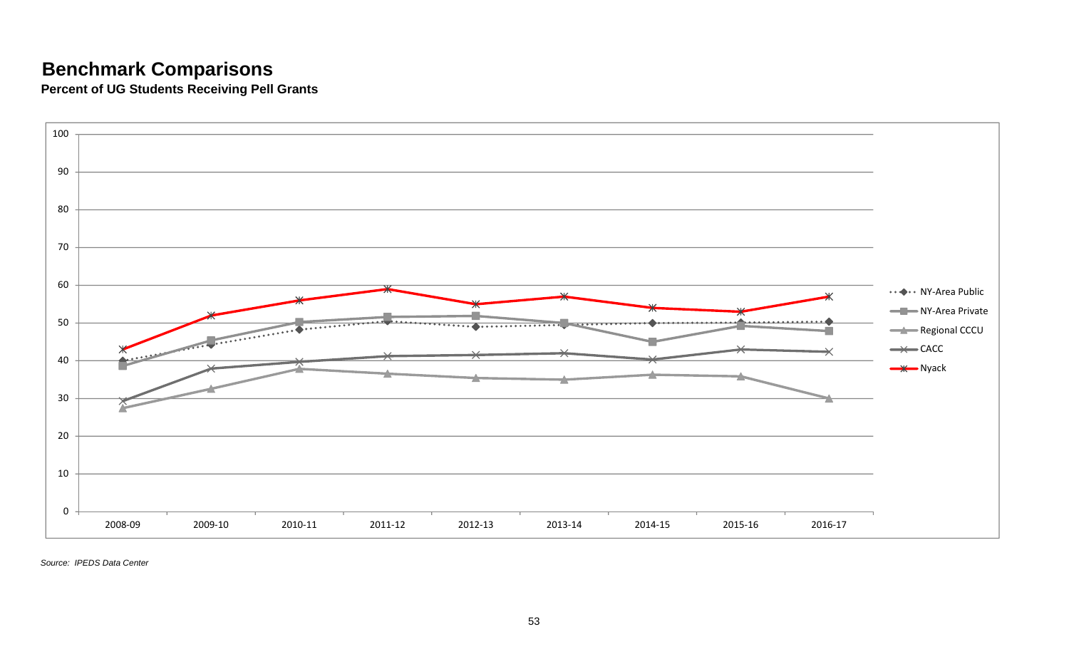# Benchmark Comparisons

**Percent of UG Students Receiving Pell Grants**

*Source: IPEDS Data Center*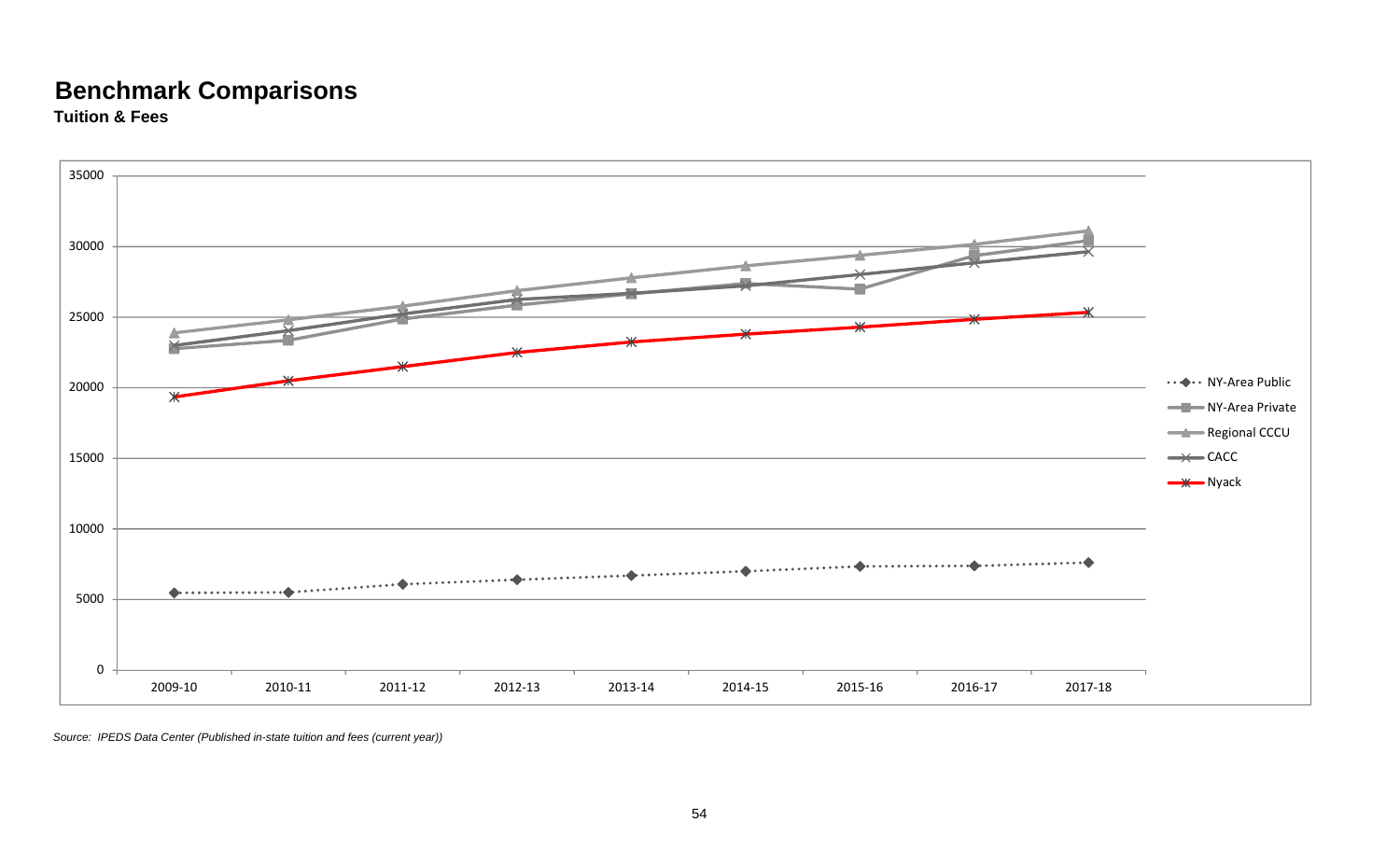# Benchmark Comparisons

**Tuition & Fees**

*Source: IPEDS Data Center (Published in-state tuition and fees (current year))*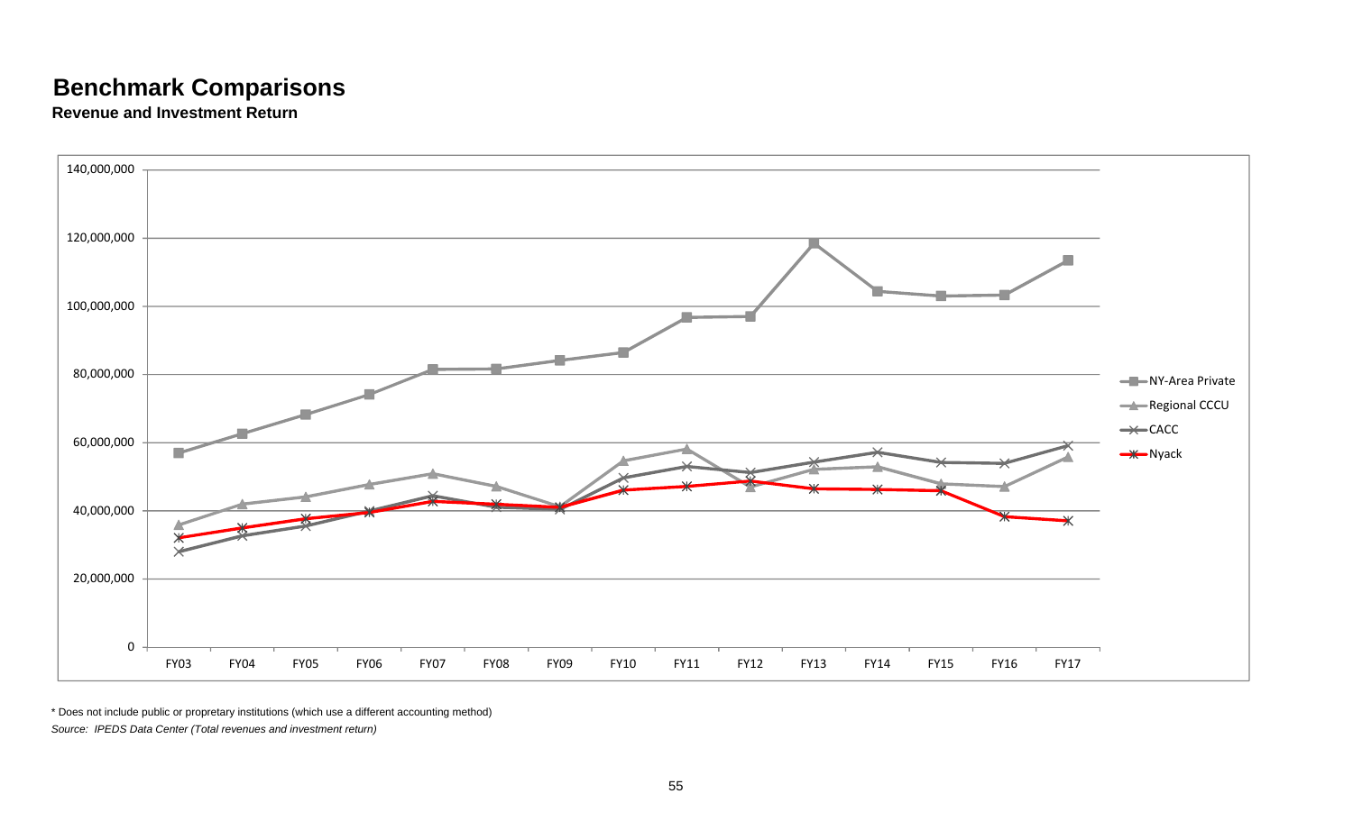# Benchmark Comparisons

**Revenue and Investment Return**

140,000,000
120,000,000
100,000,000
80,000,000
60,000,000
40,000,000
20,000,000
0

FY03 FY04 FY05 FY06 FY07 FY08 FY09 FY10 FY11 FY12 FY13 FY14 FY15 FY16 FY17

NY-Area Private
Regional CCCU
CACC
Nyack

\* Does not include public or propretary institutions (which use a different accounting method)

*Source: IPEDS Data Center (Total revenues and investment return)*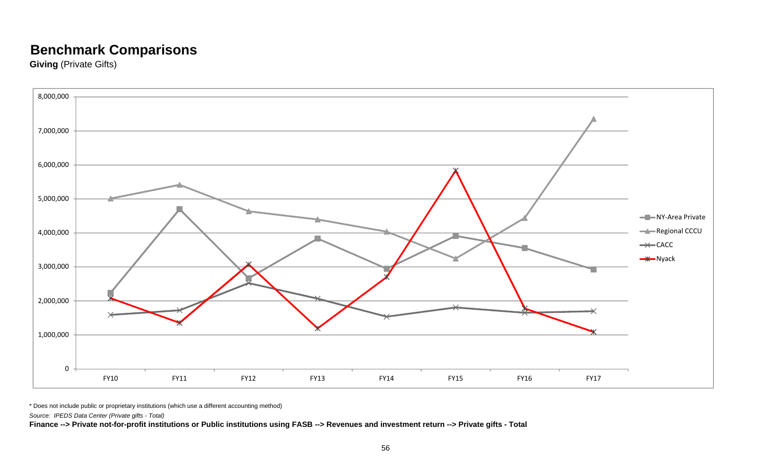# Benchmark Comparisons

**Giving** (Private Gifts)

8,000,000
7,000,000
6,000,000
5,000,000
4,000,000
3,000,000
2,000,000
1,000,000
0

FY10 FY11 FY12 FY13 FY14 FY15 FY16 FY17

NY-Area Private
Regional CCCU
CACC
Nyack

\* Does not include public or proprietary institutions (which use a different accounting method)

*Source: IPEDS Data Center (Private gifts - Total)*

**Finance --> Private not-for-profit institutions or Public institutions using FASB --> Revenues and investment return --> Private gifts - Total**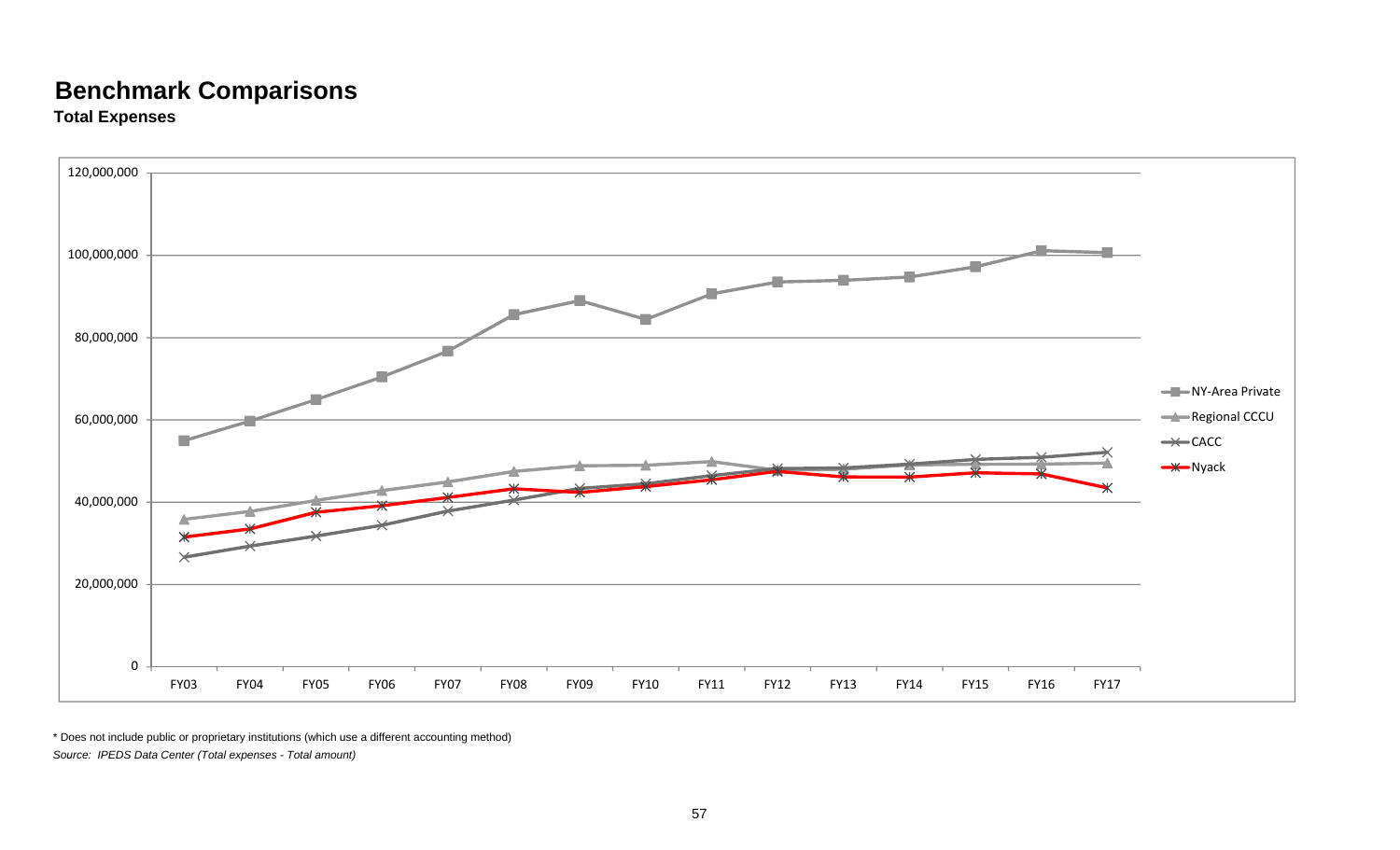## Benchmark Comparisons

**Total Expenses**

120,000,000
100,000,000
80,000,000
60,000,000
40,000,000
20,000,000
0

FY03 FY04 FY05 FY06 FY07 FY08 FY09 FY10 FY11 FY12 FY13 FY14 FY15 FY16 FY17

NY-Area Private
Regional CCCU
CACC
Nyack

\* Does not include public or proprietary institutions (which use a different accounting method)

*Source: IPEDS Data Center (Total expenses - Total amount)*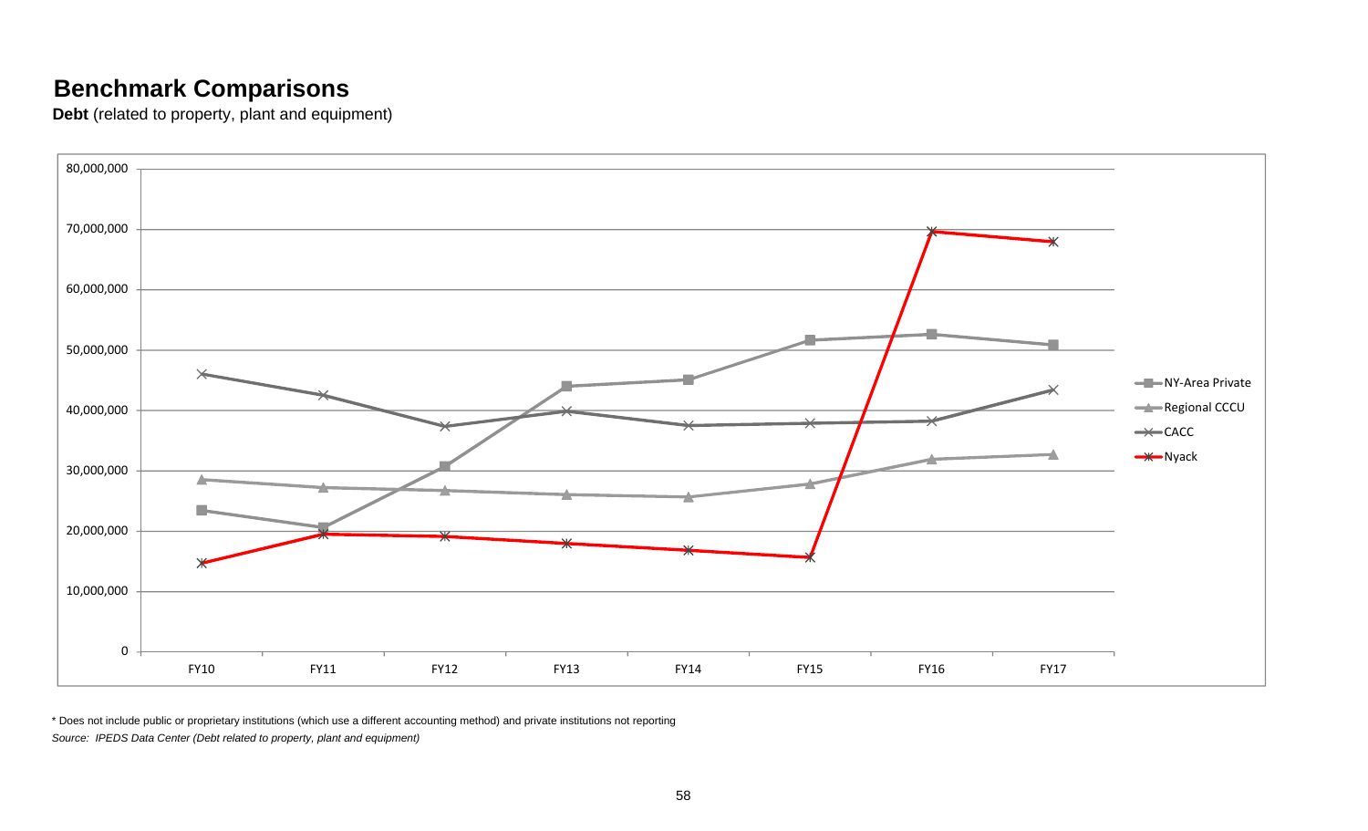# Benchmark Comparisons

**Debt** (related to property, plant and equipment)

\* Does not include public or proprietary institutions (which use a different accounting method) and private institutions not reporting

*Source: IPEDS Data Center (Debt related to property, plant and equipment)*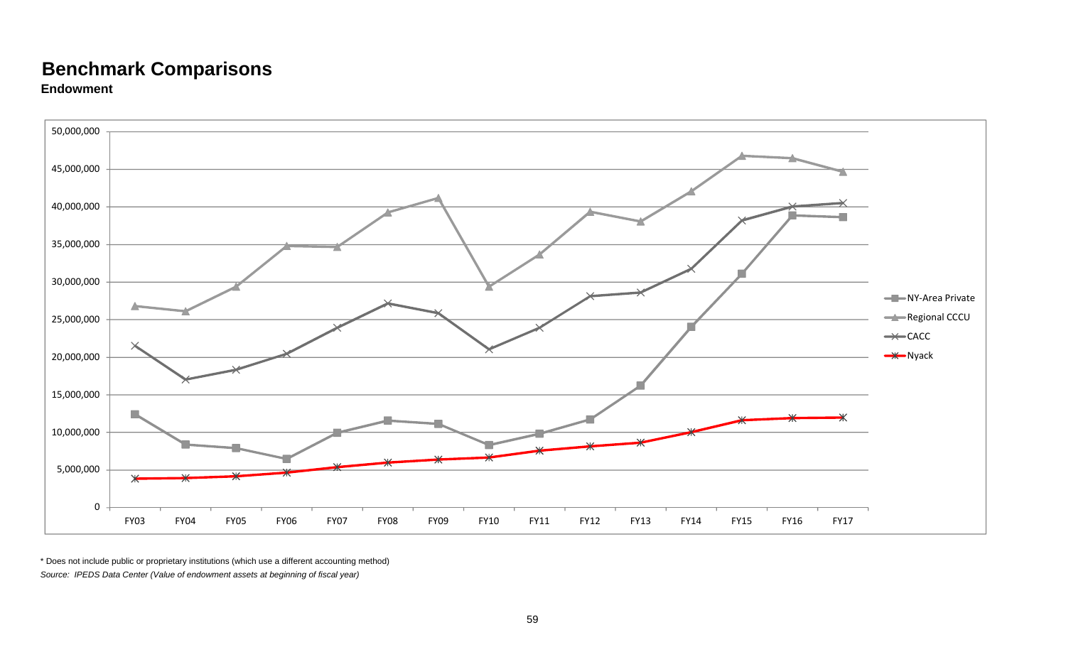## Benchmark Comparisons

**Endowment**

50,000,000
45,000,000
40,000,000
35,000,000
30,000,000
25,000,000
20,000,000
15,000,000
10,000,000
5,000,000
0

FY03 FY04 FY05 FY06 FY07 FY08 FY09 FY10 FY11 FY12 FY13 FY14 FY15 FY16 FY17

NY-Area Private
Regional CCCU
CACC
Nyack

\* Does not include public or proprietary institutions (which use a different accounting method)

*Source: IPEDS Data Center (Value of endowment assets at beginning of fiscal year)*